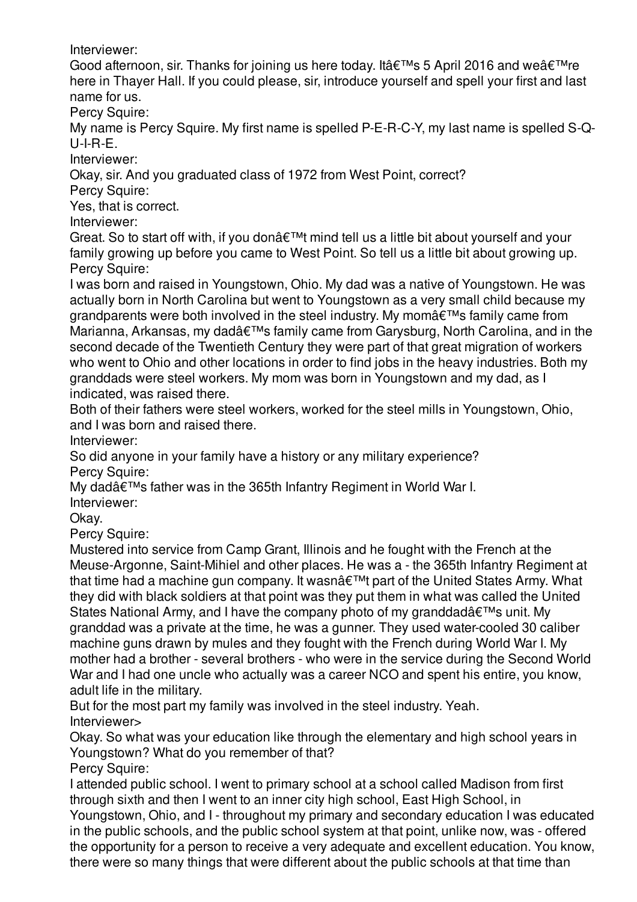Interviewer:

Good afternoon, sir. Thanks for joining us here today. Itâ€™s 5 April 2016 and weâ€™re here in Thayer Hall. If you could please, sir, introduce yourself and spell your first and last name for us.

Percy Squire:

My name is Percy Squire. My first name is spelled P-E-R-C-Y, my last name is spelled S-Q-U-I-R-E.

Interviewer:

Okay, sir. And you graduated class of 1972 from West Point, correct?

Percy Squire:

Yes, that is correct.

Interviewer:

Great. So to start off with, if you donâ€™t mind tell us a little bit about yourself and your family growing up before you came to West Point. So tell us a little bit about growing up.

Percy Squire:

I was born and raised in Youngstown, Ohio. My dad was a native of Youngstown. He was actually born in North Carolina but went to Youngstown as a very small child because my grandparents were both involved in the steel industry. My momâ€™s family came from Marianna, Arkansas, my dadâ€™s family came from Garysburg, North Carolina, and in the second decade of the Twentieth Century they were part of that great migration of workers who went to Ohio and other locations in order to find jobs in the heavy industries. Both my granddads were steel workers. My mom was born in Youngstown and my dad, as I indicated, was raised there.

Both of their fathers were steel workers, worked for the steel mills in Youngstown, Ohio, and I was born and raised there.

Interviewer:

So did anyone in your family have a history or any military experience?

Percy Squire:

My dadâ€™s father was in the 365th Infantry Regiment in World War I.

Interviewer:

Okay.

Percy Squire:

Mustered into service from Camp Grant, Illinois and he fought with the French at the Meuse-Argonne, Saint-Mihiel and other places. He was a - the 365th Infantry Regiment at that time had a machine gun company. It wasnâ€™t part of the United States Army. What they did with black soldiers at that point was they put them in what was called the United States National Army, and I have the company photo of my granddadâ€™s unit. My granddad was a private at the time, he was a gunner. They used water-cooled 30 caliber machine guns drawn by mules and they fought with the French during World War I. My mother had a brother - several brothers - who were in the service during the Second World War and I had one uncle who actually was a career NCO and spent his entire, you know, adult life in the military.

But for the most part my family was involved in the steel industry. Yeah.

Interviewer>

Okay. So what was your education like through the elementary and high school years in Youngstown? What do you remember of that?

Percy Squire:

I attended public school. I went to primary school at a school called Madison from first through sixth and then I went to an inner city high school, East High School, in Youngstown, Ohio, and I - throughout my primary and secondary education I was educated in the public schools, and the public school system at that point, unlike now, was - offered the opportunity for a person to receive a very adequate and excellent education. You know, there were so many things that were different about the public schools at that time than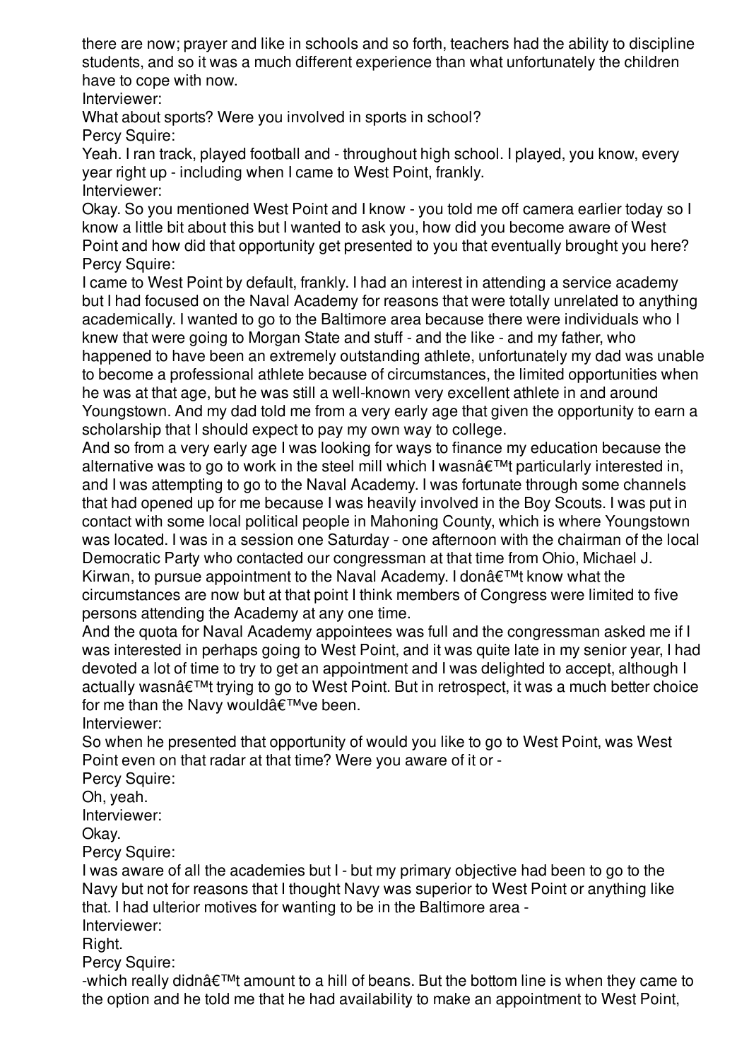there are now; prayer and like in schools and so forth, teachers had the ability to discipline students, and so it was a much different experience than what unfortunately the children have to cope with now.

Interviewer:

What about sports? Were you involved in sports in school?

Percy Squire:

Yeah. I ran track, played football and - throughout high school. I played, you know, every year right up - including when I came to West Point, frankly.

Interviewer:

Okay. So you mentioned West Point and I know - you told me off camera earlier today so I know a little bit about this but I wanted to ask you, how did you become aware of West Point and how did that opportunity get presented to you that eventually brought you here?

Percy Squire:

I came to West Point by default, frankly. I had an interest in attending a service academy but I had focused on the Naval Academy for reasons that were totally unrelated to anything academically. I wanted to go to the Baltimore area because there were individuals who I knew that were going to Morgan State and stuff - and the like - and my father, who happened to have been an extremely outstanding athlete, unfortunately my dad was unable to become a professional athlete because of circumstances, the limited opportunities when he was at that age, but he was still a well-known very excellent athlete in and around Youngstown. And my dad told me from a very early age that given the opportunity to earn a scholarship that I should expect to pay my own way to college.

And so from a very early age I was looking for ways to finance my education because the alternative was to go to work in the steel mill which I wasnâ€™t particularly interested in, and I was attempting to go to the Naval Academy. I was fortunate through some channels that had opened up for me because I was heavily involved in the Boy Scouts. I was put in contact with some local political people in Mahoning County, which is where Youngstown was located. I was in a session one Saturday - one afternoon with the chairman of the local Democratic Party who contacted our congressman at that time from Ohio, Michael J. Kirwan, to pursue appointment to the Naval Academy. I donâ€™t know what the circumstances are now but at that point I think members of Congress were limited to five persons attending the Academy at any one time.

And the quota for Naval Academy appointees was full and the congressman asked me if I was interested in perhaps going to West Point, and it was quite late in my senior year, I had devoted a lot of time to try to get an appointment and I was delighted to accept, although I actually wasnâ€™t trying to go to West Point. But in retrospect, it was a much better choice for me than the Navy wouldâ€™ve been.

Interviewer:

So when he presented that opportunity of would you like to go to West Point, was West Point even on that radar at that time? Were you aware of it or -

Percy Squire:

Oh, yeah.

Interviewer:

Okay.

Percy Squire:

I was aware of all the academies but I - but my primary objective had been to go to the Navy but not for reasons that I thought Navy was superior to West Point or anything like that. I had ulterior motives for wanting to be in the Baltimore area -

Interviewer:

Right.

Percy Squire:

-which really didnâ€™t amount to a hill of beans. But the bottom line is when they came to the option and he told me that he had availability to make an appointment to West Point,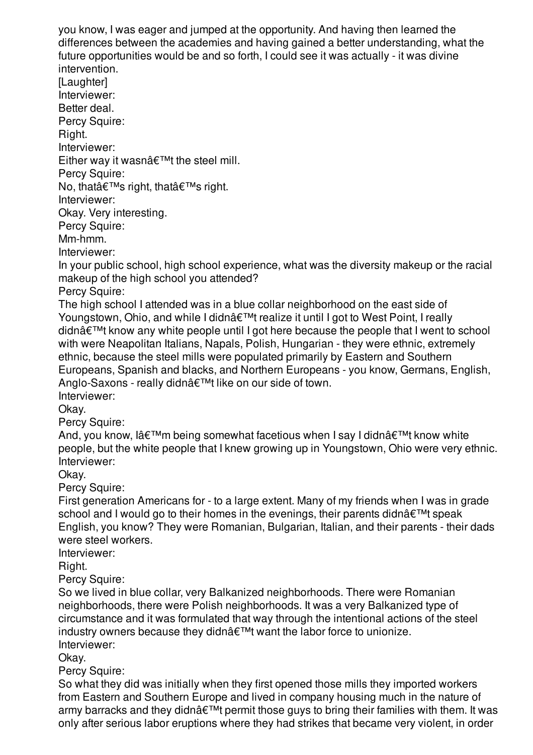you know, I was eager and jumped at the opportunity. And having then learned the differences between the academies and having gained a better understanding, what the future opportunities would be and so forth, I could see it was actually - it was divine intervention.

[Laughter]

Interviewer:

Better deal.

Percy Squire:

Right.

Interviewer:

Either way it wasnâ€™t the steel mill.

Percy Squire:

No, thatâ€™s right, thatâ€™s right.

Interviewer:

Okay. Very interesting.

Percy Squire:

Mm-hmm.

Interviewer:

In your public school, high school experience, what was the diversity makeup or the racial makeup of the high school you attended?

Percy Squire:

The high school I attended was in a blue collar neighborhood on the east side of Youngstown, Ohio, and while I didnâ€™t realize it until I got to West Point, I really didnâ€™t know any white people until I got here because the people that I went to school with were Neapolitan Italians, Napals, Polish, Hungarian - they were ethnic, extremely ethnic, because the steel mills were populated primarily by Eastern and Southern Europeans, Spanish and blacks, and Northern Europeans - you know, Germans, English, Anglo-Saxons - really didnâ€™t like on our side of town.

Interviewer:

Okay.

Percy Squire:

And, you know, Iâ€™m being somewhat facetious when I say I didnâ€™t know white people, but the white people that I knew growing up in Youngstown, Ohio were very ethnic.

Interviewer:

Okay.

Percy Squire:

First generation Americans for - to a large extent. Many of my friends when I was in grade school and I would go to their homes in the evenings, their parents didnâ€™t speak English, you know? They were Romanian, Bulgarian, Italian, and their parents - their dads were steel workers.

Interviewer:

Right.

Percy Squire:

So we lived in blue collar, very Balkanized neighborhoods. There were Romanian neighborhoods, there were Polish neighborhoods. It was a very Balkanized type of circumstance and it was formulated that way through the intentional actions of the steel industry owners because they didnâ€™t want the labor force to unionize.

Interviewer:

Okay.

Percy Squire:

So what they did was initially when they first opened those mills they imported workers from Eastern and Southern Europe and lived in company housing much in the nature of army barracks and they didnâ€™t permit those guys to bring their families with them. It was only after serious labor eruptions where they had strikes that became very violent, in order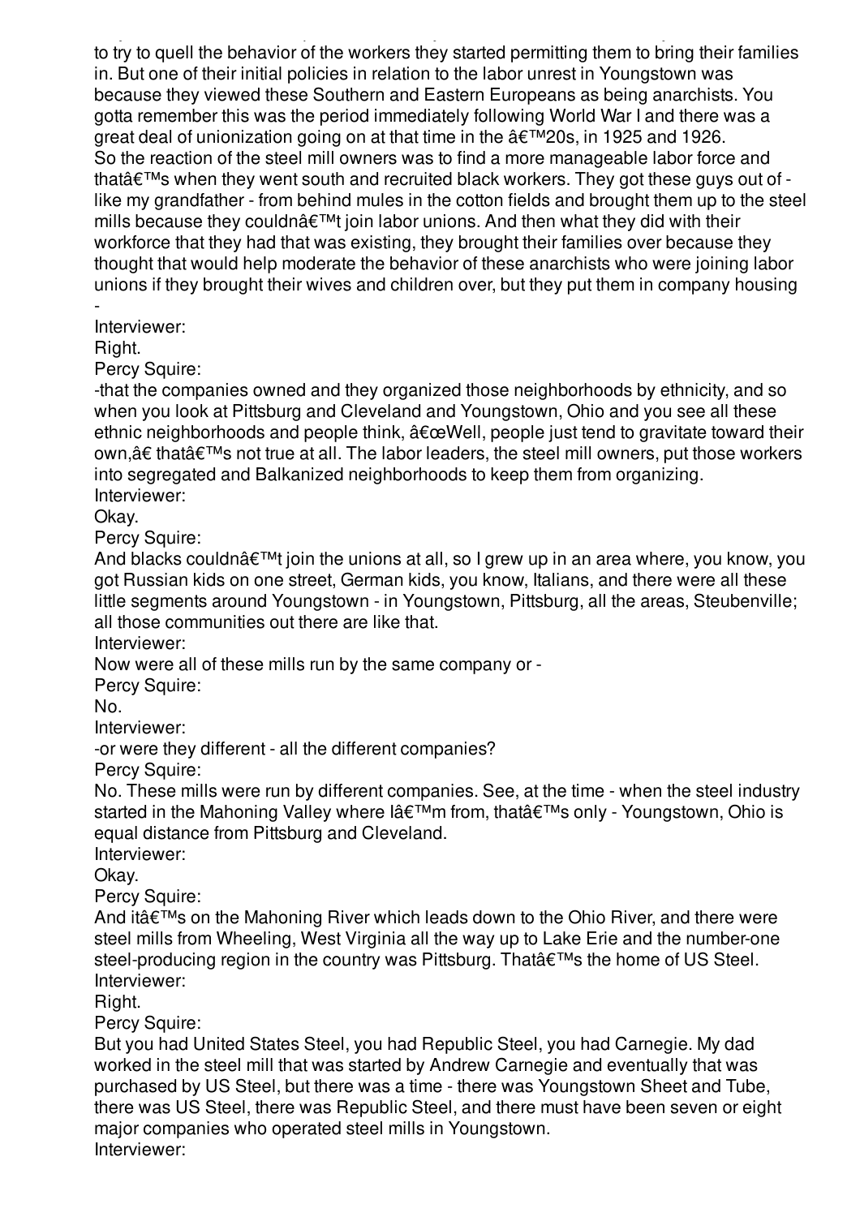to try to quell the behavior of the workers they started permitting them to bring their families in. But one of their initial policies in relation to the labor unrest in Youngstown was because they viewed these Southern and Eastern Europeans as being anarchists. You gotta remember this was the period immediately following World War I and there was a great deal of unionization going on at that time in the â€™20s, in 1925 and 1926.

So the reaction of the steel mill owners was to find a more manageable labor force and thatâ€™s when they went south and recruited black workers. They got these guys out of - like my grandfather - from behind mules in the cotton fields and brought them up to the steel mills because they couldnâ€™t join labor unions. And then what they did with their workforce that they had that was existing, they brought their families over because they thought that would help moderate the behavior of these anarchists who were joining labor unions if they brought their wives and children over, but they put them in company housing -

Interviewer:

Right.

Percy Squire:

-that the companies owned and they organized those neighborhoods by ethnicity, and so when you look at Pittsburg and Cleveland and Youngstown, Ohio and you see all these ethnic neighborhoods and people think, â€œWell, people just tend to gravitate toward their own,â€ thatâ€™s not true at all. The labor leaders, the steel mill owners, put those workers into segregated and Balkanized neighborhoods to keep them from organizing.

Interviewer:

Okay.

Percy Squire:

And blacks couldnâ€™t join the unions at all, so I grew up in an area where, you know, you got Russian kids on one street, German kids, you know, Italians, and there were all these little segments around Youngstown - in Youngstown, Pittsburg, all the areas, Steubenville; all those communities out there are like that.

Interviewer:

Now were all of these mills run by the same company or -

Percy Squire:

No.

Interviewer:

-or were they different - all the different companies?

Percy Squire:

No. These mills were run by different companies. See, at the time - when the steel industry started in the Mahoning Valley where Iâ€™m from, thatâ€™s only - Youngstown, Ohio is equal distance from Pittsburg and Cleveland.

Interviewer:

Okay.

Percy Squire:

And itâ€™s on the Mahoning River which leads down to the Ohio River, and there were steel mills from Wheeling, West Virginia all the way up to Lake Erie and the number-one steel-producing region in the country was Pittsburg. Thatâ€™s the home of US Steel.

Interviewer:

Right.

Percy Squire:

But you had United States Steel, you had Republic Steel, you had Carnegie. My dad worked in the steel mill that was started by Andrew Carnegie and eventually that was purchased by US Steel, but there was a time - there was Youngstown Sheet and Tube, there was US Steel, there was Republic Steel, and there must have been seven or eight major companies who operated steel mills in Youngstown.

Interviewer: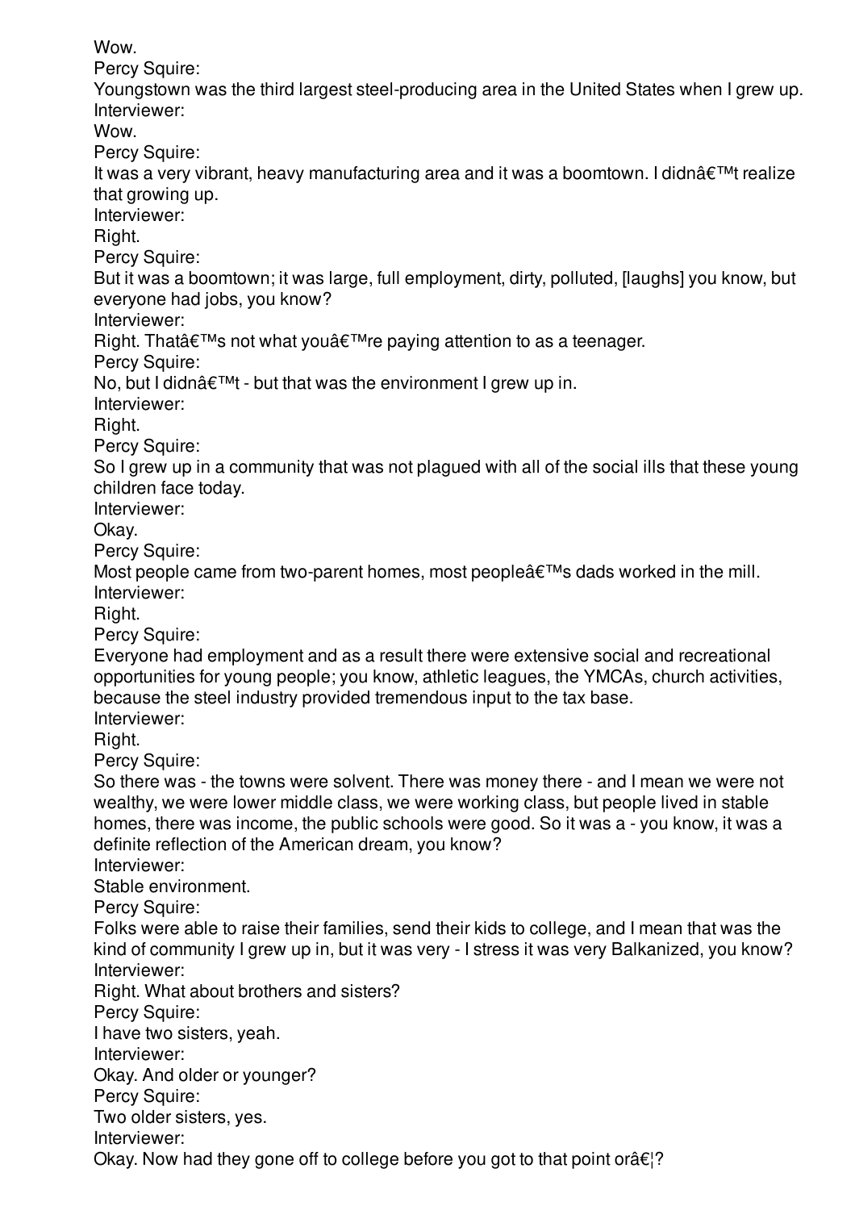Wow.

Percy Squire:

Youngstown was the third largest steel-producing area in the United States when I grew up.

Interviewer:

Wow.

Percy Squire:

It was a very vibrant, heavy manufacturing area and it was a boomtown. I didnâ€™t realize that growing up.

Interviewer:

Right.

Percy Squire:

But it was a boomtown; it was large, full employment, dirty, polluted, [laughs] you know, but everyone had jobs, you know?

Interviewer:

Right. Thatâ€™s not what youâ€™re paying attention to as a teenager.

Percy Squire:

No, but I didnâ€™t - but that was the environment I grew up in.

Interviewer:

Right.

Percy Squire:

So I grew up in a community that was not plagued with all of the social ills that these young children face today.

Interviewer:

Okay.

Percy Squire:

Most people came from two-parent homes, most peopleâ€™s dads worked in the mill.

Interviewer:

Right.

Percy Squire:

Everyone had employment and as a result there were extensive social and recreational opportunities for young people; you know, athletic leagues, the YMCAs, church activities, because the steel industry provided tremendous input to the tax base.

Interviewer:

Right.

Percy Squire:

So there was - the towns were solvent. There was money there - and I mean we were not wealthy, we were lower middle class, we were working class, but people lived in stable homes, there was income, the public schools were good. So it was a - you know, it was a definite reflection of the American dream, you know?

Interviewer:

Stable environment.

Percy Squire:

Folks were able to raise their families, send their kids to college, and I mean that was the kind of community I grew up in, but it was very - I stress it was very Balkanized, you know?

Interviewer:

Right. What about brothers and sisters?

Percy Squire:

I have two sisters, yeah.

Interviewer:

Okay. And older or younger?

Percy Squire:

Two older sisters, yes.

Interviewer:

Okay. Now had they gone off to college before you got to that point orâ€¦?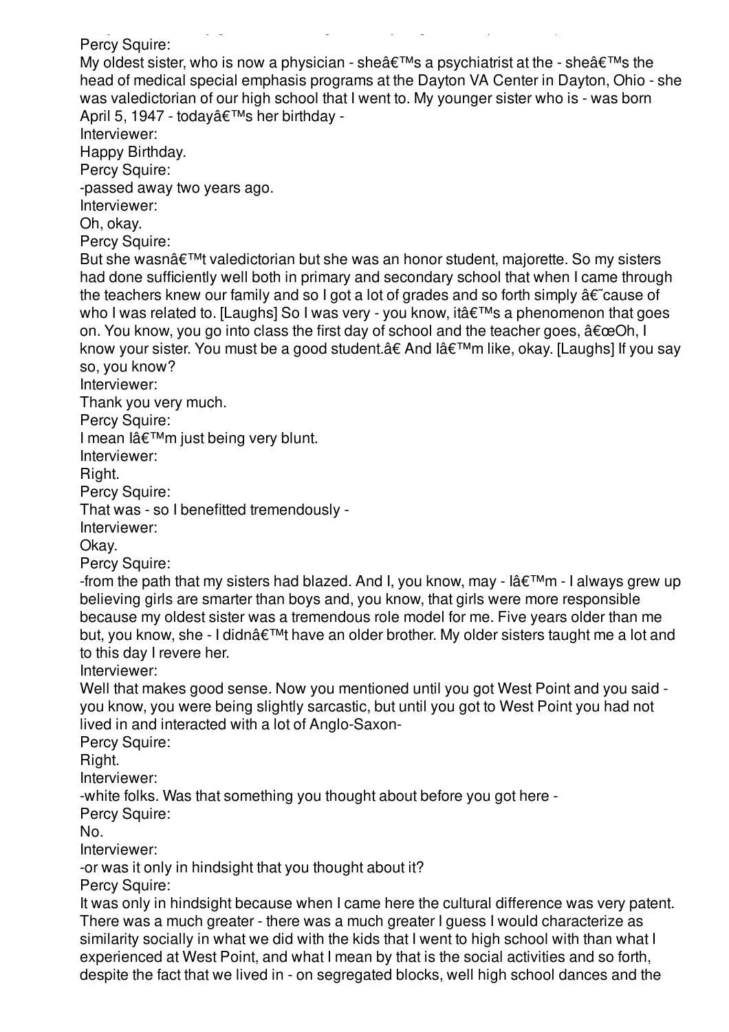Percy Squire:

My oldest sister, who is now a physician - she's a psychiatrist at the - she's the head of medical special emphasis programs at the Dayton VA Center in Dayton, Ohio - she was valedictorian of our high school that I went to. My younger sister who is - was born April 5, 1947 - today's her birthday -

Interviewer:

Happy Birthday.

Percy Squire:

-passed away two years ago.

Interviewer:

Oh, okay.

Percy Squire:

But she wasn't valedictorian but she was an honor student, majorette. So my sisters had done sufficiently well both in primary and secondary school that when I came through the teachers knew our family and so I got a lot of grades and so forth simply 'cause of who I was related to. [Laughs] So I was very - you know, it's a phenomenon that goes on. You know, you go into class the first day of school and the teacher goes, "Oh, I know your sister. You must be a good student." And I'm like, okay. [Laughs] If you say so, you know?

Interviewer:

Thank you very much.

Percy Squire:

I mean I'm just being very blunt.

Interviewer:

Right.

Percy Squire:

That was - so I benefitted tremendously -

Interviewer:

Okay.

Percy Squire:

-from the path that my sisters had blazed. And I, you know, may - I'm - I always grew up believing girls are smarter than boys and, you know, that girls were more responsible because my oldest sister was a tremendous role model for me. Five years older than me but, you know, she - I didn't have an older brother. My older sisters taught me a lot and to this day I revere her.

Interviewer:

Well that makes good sense. Now you mentioned until you got West Point and you said - you know, you were being slightly sarcastic, but until you got to West Point you had not lived in and interacted with a lot of Anglo-Saxon-

Percy Squire:

Right.

Interviewer:

-white folks. Was that something you thought about before you got here -

Percy Squire:

No.

Interviewer:

-or was it only in hindsight that you thought about it?

Percy Squire:

It was only in hindsight because when I came here the cultural difference was very patent. There was a much greater - there was a much greater I guess I would characterize as similarity socially in what we did with the kids that I went to high school with than what I experienced at West Point, and what I mean by that is the social activities and so forth, despite the fact that we lived in - on segregated blocks, well high school dances and the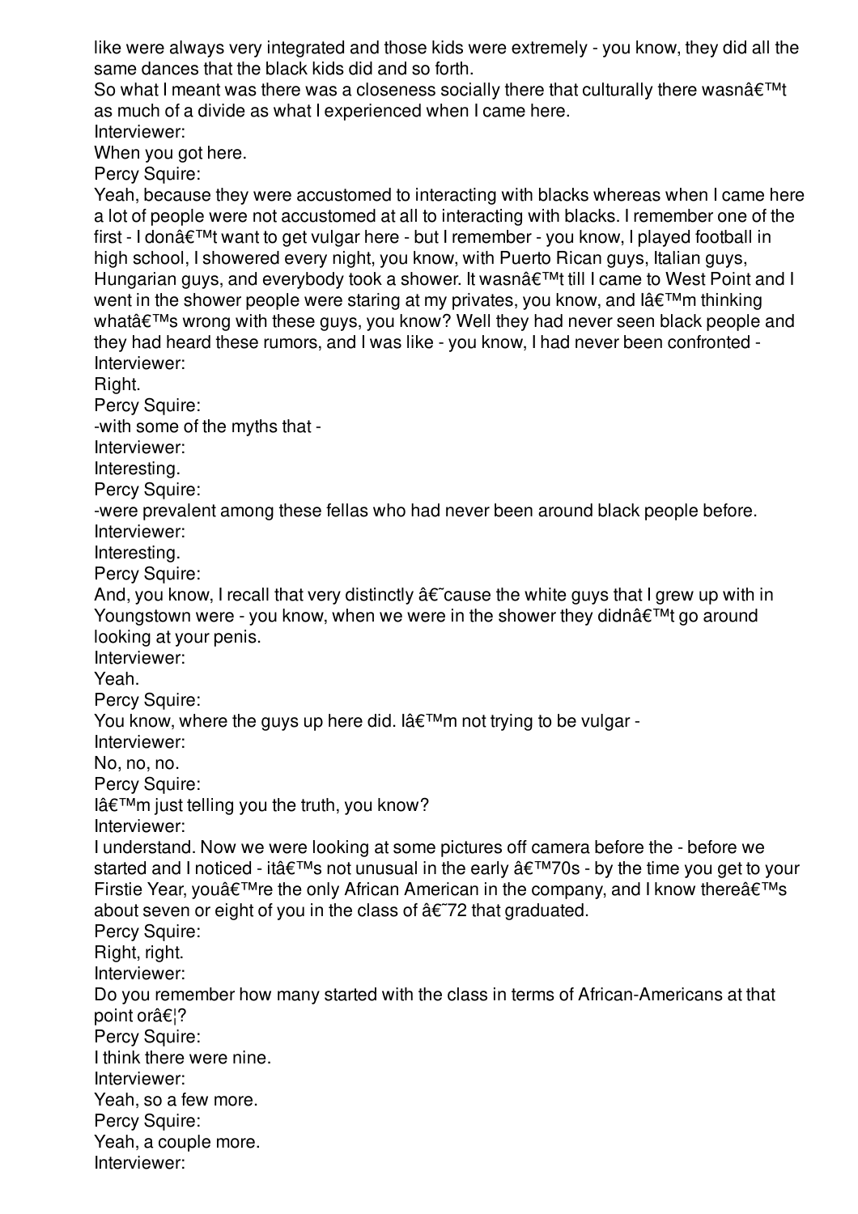like were always very integrated and those kids were extremely - you know, they did all the same dances that the black kids did and so forth.

So what I meant was there was a closeness socially there that culturally there wasnâ€™t as much of a divide as what I experienced when I came here.

Interviewer:

When you got here.

Percy Squire:

Yeah, because they were accustomed to interacting with blacks whereas when I came here a lot of people were not accustomed at all to interacting with blacks. I remember one of the first - I donâ€™t want to get vulgar here - but I remember - you know, I played football in high school, I showered every night, you know, with Puerto Rican guys, Italian guys, Hungarian guys, and everybody took a shower. It wasnâ€™t till I came to West Point and I went in the shower people were staring at my privates, you know, and Iâ€™m thinking whatâ€™s wrong with these guys, you know? Well they had never seen black people and they had heard these rumors, and I was like - you know, I had never been confronted -

Interviewer:

Right.

Percy Squire:

-with some of the myths that -

Interviewer:

Interesting.

Percy Squire:

-were prevalent among these fellas who had never been around black people before.

Interviewer:

Interesting.

Percy Squire:

And, you know, I recall that very distinctly â€˜cause the white guys that I grew up with in Youngstown were - you know, when we were in the shower they didnâ€™t go around looking at your penis.

Interviewer:

Yeah.

Percy Squire:

You know, where the guys up here did. Iâ€™m not trying to be vulgar -

Interviewer:

No, no, no.

Percy Squire:

Iâ€™m just telling you the truth, you know?

Interviewer:

I understand. Now we were looking at some pictures off camera before the - before we started and I noticed - itâ€™s not unusual in the early â€™70s - by the time you get to your Firstie Year, youâ€™re the only African American in the company, and I know thereâ€™s about seven or eight of you in the class of â€˜72 that graduated.

Percy Squire:

Right, right.

Interviewer:

Do you remember how many started with the class in terms of African-Americans at that point orâ€¦?

Percy Squire:

I think there were nine.

Interviewer:

Yeah, so a few more.

Percy Squire:

Yeah, a couple more.

Interviewer: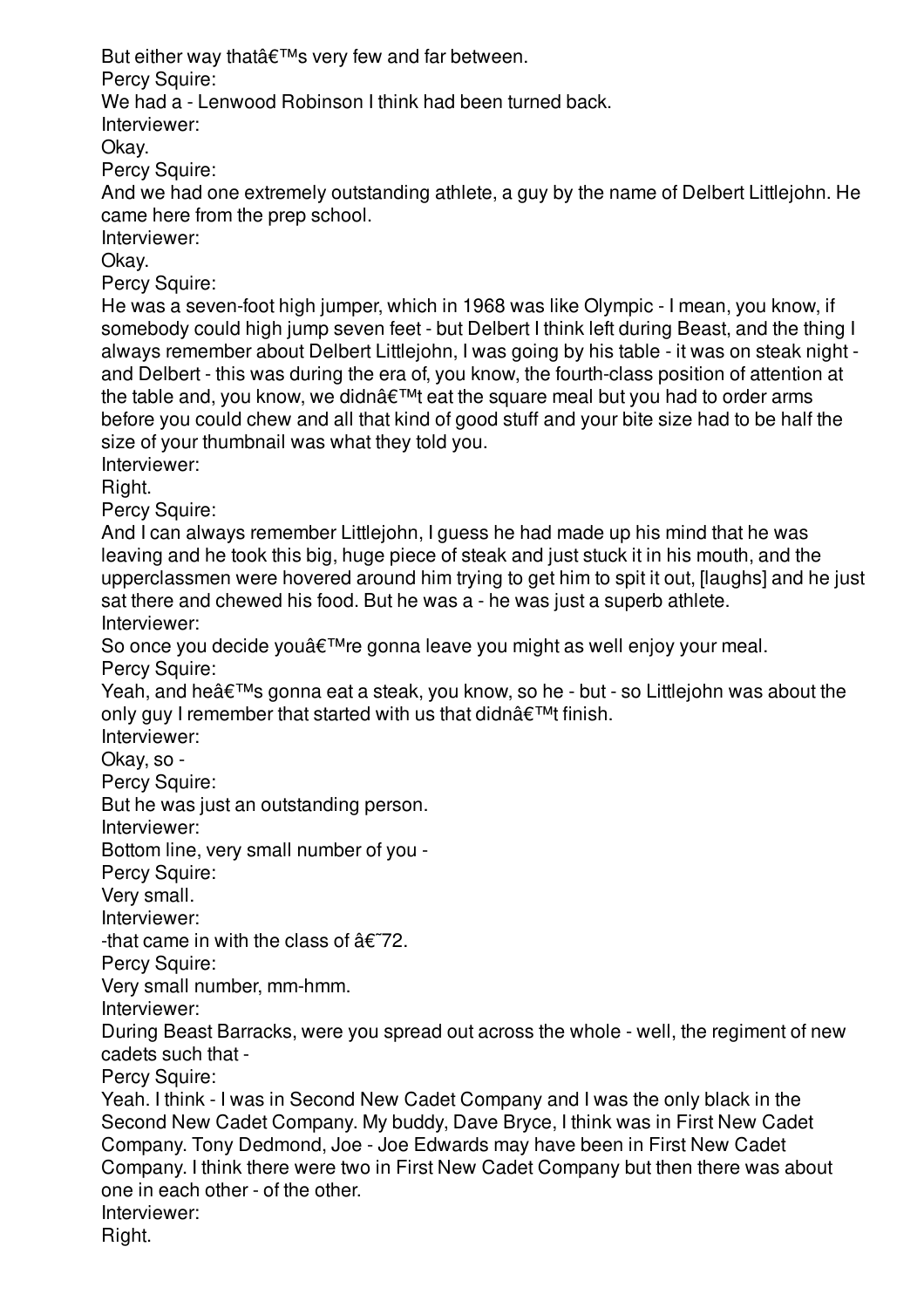But either way thatâ€™s very few and far between.

Percy Squire:

We had a - Lenwood Robinson I think had been turned back.

Interviewer:

Okay.

Percy Squire:

And we had one extremely outstanding athlete, a guy by the name of Delbert Littlejohn. He came here from the prep school.

Interviewer:

Okay.

Percy Squire:

He was a seven-foot high jumper, which in 1968 was like Olympic - I mean, you know, if somebody could high jump seven feet - but Delbert I think left during Beast, and the thing I always remember about Delbert Littlejohn, I was going by his table - it was on steak night - and Delbert - this was during the era of, you know, the fourth-class position of attention at the table and, you know, we didnâ€™t eat the square meal but you had to order arms before you could chew and all that kind of good stuff and your bite size had to be half the size of your thumbnail was what they told you.

Interviewer:

Right.

Percy Squire:

And I can always remember Littlejohn, I guess he had made up his mind that he was leaving and he took this big, huge piece of steak and just stuck it in his mouth, and the upperclassmen were hovered around him trying to get him to spit it out, [laughs] and he just sat there and chewed his food. But he was a - he was just a superb athlete.

Interviewer:

So once you decide youâ€™re gonna leave you might as well enjoy your meal.

Percy Squire:

Yeah, and heâ€™s gonna eat a steak, you know, so he - but - so Littlejohn was about the only guy I remember that started with us that didnâ€™t finish.

Interviewer:

Okay, so -

Percy Squire:

But he was just an outstanding person.

Interviewer:

Bottom line, very small number of you -

Percy Squire:

Very small.

Interviewer:

-that came in with the class of â€˜72.

Percy Squire:

Very small number, mm-hmm.

Interviewer:

During Beast Barracks, were you spread out across the whole - well, the regiment of new cadets such that -

Percy Squire:

Yeah. I think - I was in Second New Cadet Company and I was the only black in the Second New Cadet Company. My buddy, Dave Bryce, I think was in First New Cadet Company. Tony Dedmond, Joe - Joe Edwards may have been in First New Cadet Company. I think there were two in First New Cadet Company but then there was about one in each other - of the other.

Interviewer:

Right.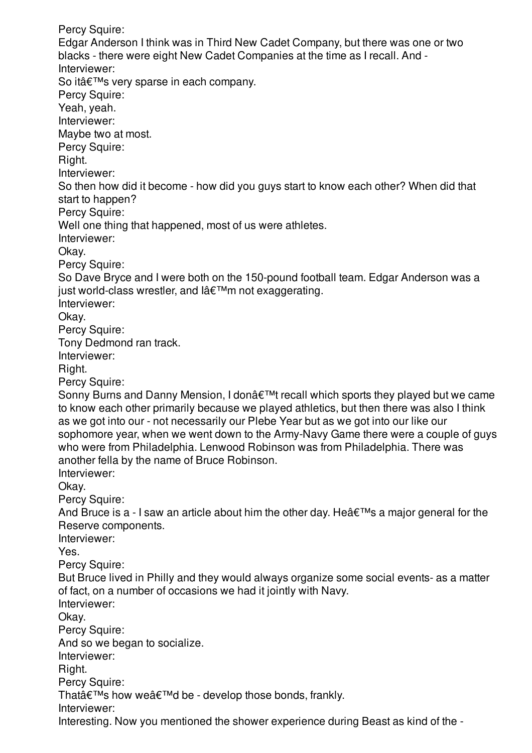Percy Squire:
Edgar Anderson I think was in Third New Cadet Company, but there was one or two blacks - there were eight New Cadet Companies at the time as I recall. And -
Interviewer:
So itâ€™s very sparse in each company.
Percy Squire:
Yeah, yeah.
Interviewer:
Maybe two at most.
Percy Squire:
Right.
Interviewer:
So then how did it become - how did you guys start to know each other? When did that start to happen?
Percy Squire:
Well one thing that happened, most of us were athletes.
Interviewer:
Okay.
Percy Squire:
So Dave Bryce and I were both on the 150-pound football team. Edgar Anderson was a just world-class wrestler, and Iâ€™m not exaggerating.
Interviewer:
Okay.
Percy Squire:
Tony Dedmond ran track.
Interviewer:
Right.
Percy Squire:
Sonny Burns and Danny Mension, I donâ€™t recall which sports they played but we came to know each other primarily because we played athletics, but then there was also I think as we got into our - not necessarily our Plebe Year but as we got into our like our sophomore year, when we went down to the Army-Navy Game there were a couple of guys who were from Philadelphia. Lenwood Robinson was from Philadelphia. There was another fella by the name of Bruce Robinson.
Interviewer:
Okay.
Percy Squire:
And Bruce is a - I saw an article about him the other day. Heâ€™s a major general for the Reserve components.
Interviewer:
Yes.
Percy Squire:
But Bruce lived in Philly and they would always organize some social events- as a matter of fact, on a number of occasions we had it jointly with Navy.
Interviewer:
Okay.
Percy Squire:
And so we began to socialize.
Interviewer:
Right.
Percy Squire:
Thatâ€™s how weâ€™d be - develop those bonds, frankly.
Interviewer:
Interesting. Now you mentioned the shower experience during Beast as kind of the -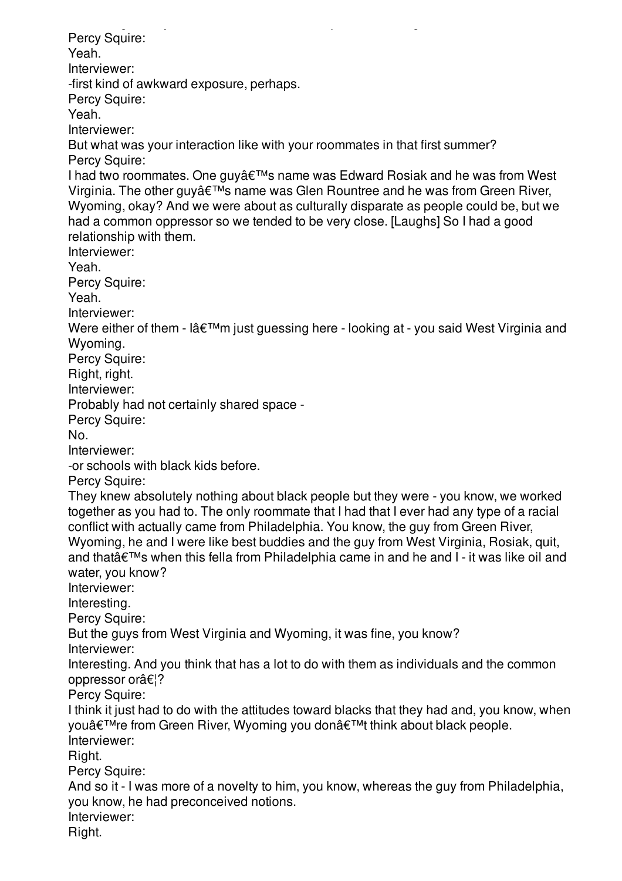Percy Squire:

Yeah.

Interviewer:

-first kind of awkward exposure, perhaps.

Percy Squire:

Yeah.

Interviewer:

But what was your interaction like with your roommates in that first summer?

Percy Squire:

I had two roommates. One guyâ€™s name was Edward Rosiak and he was from West Virginia. The other guyâ€™s name was Glen Rountree and he was from Green River, Wyoming, okay? And we were about as culturally disparate as people could be, but we had a common oppressor so we tended to be very close. [Laughs] So I had a good relationship with them.

Interviewer:

Yeah.

Percy Squire:

Yeah.

Interviewer:

Were either of them - Iâ€™m just guessing here - looking at - you said West Virginia and Wyoming.

Percy Squire:

Right, right.

Interviewer:

Probably had not certainly shared space -

Percy Squire:

No.

Interviewer:

-or schools with black kids before.

Percy Squire:

They knew absolutely nothing about black people but they were - you know, we worked together as you had to. The only roommate that I had that I ever had any type of a racial conflict with actually came from Philadelphia. You know, the guy from Green River, Wyoming, he and I were like best buddies and the guy from West Virginia, Rosiak, quit, and thatâ€™s when this fella from Philadelphia came in and he and I - it was like oil and water, you know?

Interviewer:

Interesting.

Percy Squire:

But the guys from West Virginia and Wyoming, it was fine, you know?

Interviewer:

Interesting. And you think that has a lot to do with them as individuals and the common oppressor orâ€¦?

Percy Squire:

I think it just had to do with the attitudes toward blacks that they had and, you know, when youâ€™re from Green River, Wyoming you donâ€™t think about black people.

Interviewer:

Right.

Percy Squire:

And so it - I was more of a novelty to him, you know, whereas the guy from Philadelphia, you know, he had preconceived notions.

Interviewer:

Right.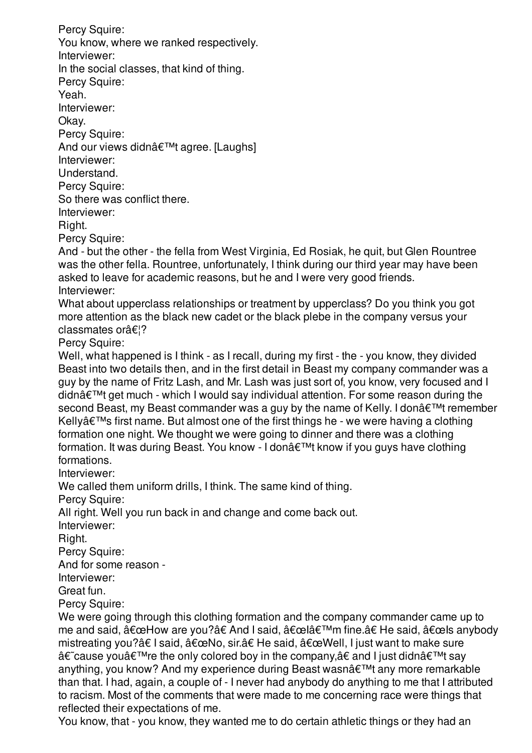Percy Squire:
You know, where we ranked respectively.
Interviewer:
In the social classes, that kind of thing.
Percy Squire:
Yeah.
Interviewer:
Okay.
Percy Squire:
And our views didnâ€™t agree. [Laughs]
Interviewer:
Understand.
Percy Squire:
So there was conflict there.
Interviewer:
Right.
Percy Squire:
And - but the other - the fella from West Virginia, Ed Rosiak, he quit, but Glen Rountree was the other fella. Rountree, unfortunately, I think during our third year may have been asked to leave for academic reasons, but he and I were very good friends.
Interviewer:
What about upperclass relationships or treatment by upperclass? Do you think you got more attention as the black new cadet or the black plebe in the company versus your classmates orâ€¦?
Percy Squire:
Well, what happened is I think - as I recall, during my first - the - you know, they divided Beast into two details then, and in the first detail in Beast my company commander was a guy by the name of Fritz Lash, and Mr. Lash was just sort of, you know, very focused and I didnâ€™t get much - which I would say individual attention. For some reason during the second Beast, my Beast commander was a guy by the name of Kelly. I donâ€™t remember Kellyâ€™s first name. But almost one of the first things he - we were having a clothing formation one night. We thought we were going to dinner and there was a clothing formation. It was during Beast. You know - I donâ€™t know if you guys have clothing formations.
Interviewer:
We called them uniform drills, I think. The same kind of thing.
Percy Squire:
All right. Well you run back in and change and come back out.
Interviewer:
Right.
Percy Squire:
And for some reason -
Interviewer:
Great fun.
Percy Squire:
We were going through this clothing formation and the company commander came up to me and said, â€œHow are you?â€ And I said, â€œIâ€™m fine.â€ He said, â€œIs anybody mistreating you?â€ I said, â€œNo, sir.â€ He said, â€œWell, I just want to make sure â€˜cause youâ€™re the only colored boy in the company,â€ and I just didnâ€™t say anything, you know? And my experience during Beast wasnâ€™t any more remarkable than that. I had, again, a couple of - I never had anybody do anything to me that I attributed to racism. Most of the comments that were made to me concerning race were things that reflected their expectations of me.
You know, that - you know, they wanted me to do certain athletic things or they had an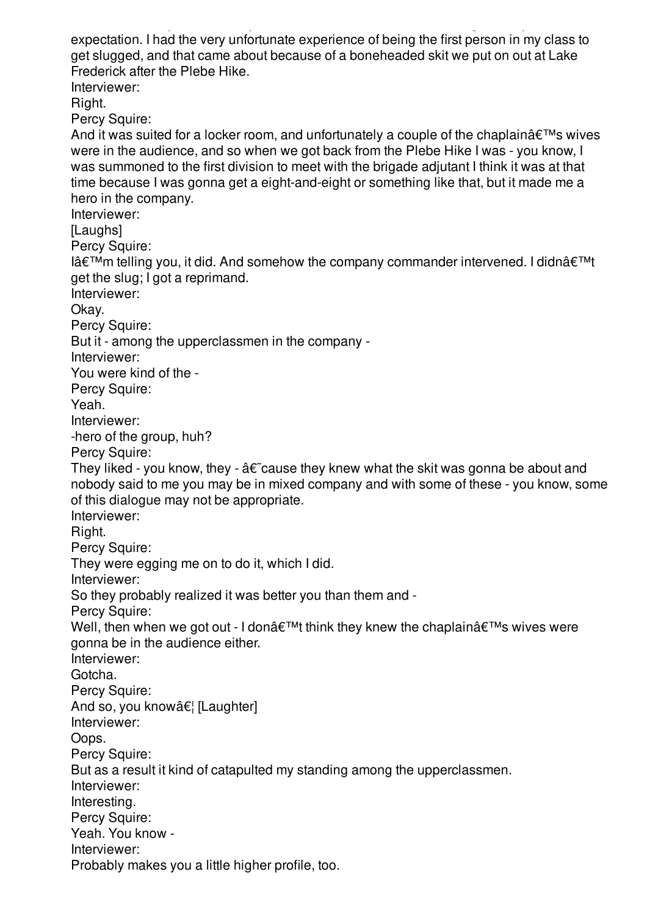expectation. I had the very unfortunate experience of being the first person in my class to get slugged, and that came about because of a boneheaded skit we put on out at Lake Frederick after the Plebe Hike.

Interviewer:

Right.

Percy Squire:

And it was suited for a locker room, and unfortunately a couple of the chaplainâ€™s wives were in the audience, and so when we got back from the Plebe Hike I was - you know, I was summoned to the first division to meet with the brigade adjutant I think it was at that time because I was gonna get a eight-and-eight or something like that, but it made me a hero in the company.

Interviewer:

[Laughs]

Percy Squire:

Iâ€™m telling you, it did. And somehow the company commander intervened. I didnâ€™t get the slug; I got a reprimand.

Interviewer:

Okay.

Percy Squire:

But it - among the upperclassmen in the company -

Interviewer:

You were kind of the -

Percy Squire:

Yeah.

Interviewer:

-hero of the group, huh?

Percy Squire:

They liked - you know, they - â€˜cause they knew what the skit was gonna be about and nobody said to me you may be in mixed company and with some of these - you know, some of this dialogue may not be appropriate.

Interviewer:

Right.

Percy Squire:

They were egging me on to do it, which I did.

Interviewer:

So they probably realized it was better you than them and -

Percy Squire:

Well, then when we got out - I donâ€™t think they knew the chaplainâ€™s wives were gonna be in the audience either.

Interviewer:

Gotcha.

Percy Squire:

And so, you knowâ€¦ [Laughter]

Interviewer:

Oops.

Percy Squire:

But as a result it kind of catapulted my standing among the upperclassmen.

Interviewer:

Interesting.

Percy Squire:

Yeah. You know -

Interviewer:

Probably makes you a little higher profile, too.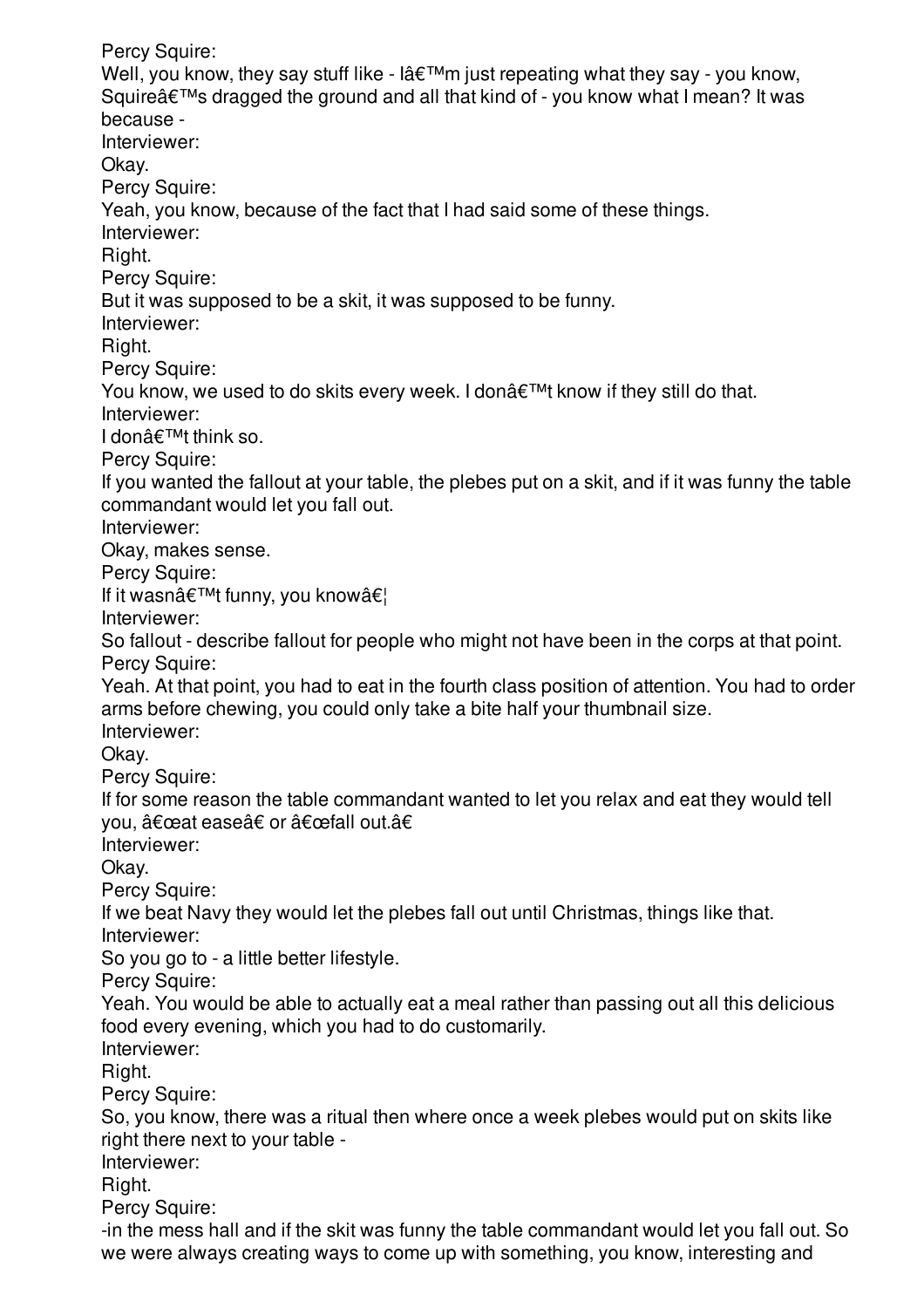Percy Squire:

Well, you know, they say stuff like - Iâ€™m just repeating what they say - you know, Squireâ€™s dragged the ground and all that kind of - you know what I mean? It was because -

Interviewer:

Okay.

Percy Squire:

Yeah, you know, because of the fact that I had said some of these things.

Interviewer:

Right.

Percy Squire:

But it was supposed to be a skit, it was supposed to be funny.

Interviewer:

Right.

Percy Squire:

You know, we used to do skits every week. I donâ€™t know if they still do that.

Interviewer:

I donâ€™t think so.

Percy Squire:

If you wanted the fallout at your table, the plebes put on a skit, and if it was funny the table commandant would let you fall out.

Interviewer:

Okay, makes sense.

Percy Squire:

If it wasnâ€™t funny, you knowâ€¦

Interviewer:

So fallout - describe fallout for people who might not have been in the corps at that point.

Percy Squire:

Yeah. At that point, you had to eat in the fourth class position of attention. You had to order arms before chewing, you could only take a bite half your thumbnail size.

Interviewer:

Okay.

Percy Squire:

If for some reason the table commandant wanted to let you relax and eat they would tell you, â€œeat easeâ€ or â€œfall out.â€

Interviewer:

Okay.

Percy Squire:

If we beat Navy they would let the plebes fall out until Christmas, things like that.

Interviewer:

So you go to - a little better lifestyle.

Percy Squire:

Yeah. You would be able to actually eat a meal rather than passing out all this delicious food every evening, which you had to do customarily.

Interviewer:

Right.

Percy Squire:

So, you know, there was a ritual then where once a week plebes would put on skits like right there next to your table -

Interviewer:

Right.

Percy Squire:

-in the mess hall and if the skit was funny the table commandant would let you fall out. So we were always creating ways to come up with something, you know, interesting and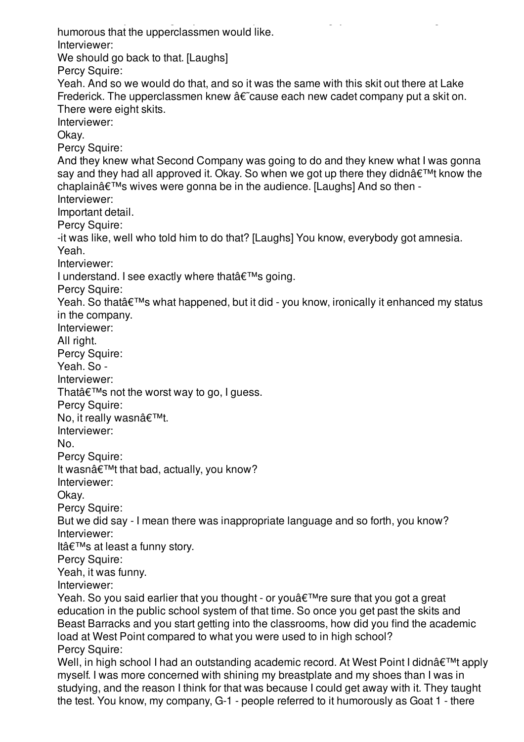humorous that the upperclassmen would like.

Interviewer:

We should go back to that. [Laughs]

Percy Squire:

Yeah. And so we would do that, and so it was the same with this skit out there at Lake Frederick. The upperclassmen knew â€˜cause each new cadet company put a skit on. There were eight skits.

Interviewer:

Okay.

Percy Squire:

And they knew what Second Company was going to do and they knew what I was gonna say and they had all approved it. Okay. So when we got up there they didnâ€™t know the chaplainâ€™s wives were gonna be in the audience. [Laughs] And so then -

Interviewer:

Important detail.

Percy Squire:

-it was like, well who told him to do that? [Laughs] You know, everybody got amnesia. Yeah.

Interviewer:

I understand. I see exactly where thatâ€™s going.

Percy Squire:

Yeah. So thatâ€™s what happened, but it did - you know, ironically it enhanced my status in the company.

Interviewer:

All right.

Percy Squire:

Yeah. So -

Interviewer:

Thatâ€™s not the worst way to go, I guess.

Percy Squire:

No, it really wasnâ€™t.

Interviewer:

No.

Percy Squire:

It wasnâ€™t that bad, actually, you know?

Interviewer:

Okay.

Percy Squire:

But we did say - I mean there was inappropriate language and so forth, you know?

Interviewer:

Itâ€™s at least a funny story.

Percy Squire:

Yeah, it was funny.

Interviewer:

Yeah. So you said earlier that you thought - or youâ€™re sure that you got a great education in the public school system of that time. So once you get past the skits and Beast Barracks and you start getting into the classrooms, how did you find the academic load at West Point compared to what you were used to in high school?

Percy Squire:

Well, in high school I had an outstanding academic record. At West Point I didnâ€™t apply myself. I was more concerned with shining my breastplate and my shoes than I was in studying, and the reason I think for that was because I could get away with it. They taught the test. You know, my company, G-1 - people referred to it humorously as Goat 1 - there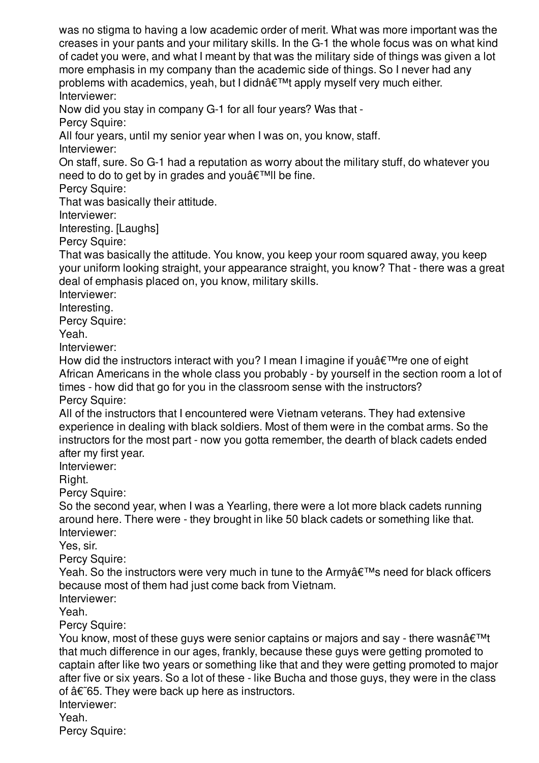was no stigma to having a low academic order of merit. What was more important was the creases in your pants and your military skills. In the G-1 the whole focus was on what kind of cadet you were, and what I meant by that was the military side of things was given a lot more emphasis in my company than the academic side of things. So I never had any problems with academics, yeah, but I didnâ€™t apply myself very much either.

Interviewer:

Now did you stay in company G-1 for all four years? Was that -

Percy Squire:

All four years, until my senior year when I was on, you know, staff.

Interviewer:

On staff, sure. So G-1 had a reputation as worry about the military stuff, do whatever you need to do to get by in grades and youâ€™ll be fine.

Percy Squire:

That was basically their attitude.

Interviewer:

Interesting. [Laughs]

Percy Squire:

That was basically the attitude. You know, you keep your room squared away, you keep your uniform looking straight, your appearance straight, you know? That - there was a great deal of emphasis placed on, you know, military skills.

Interviewer:

Interesting.

Percy Squire:

Yeah.

Interviewer:

How did the instructors interact with you? I mean I imagine if youâ€™re one of eight African Americans in the whole class you probably - by yourself in the section room a lot of times - how did that go for you in the classroom sense with the instructors?

Percy Squire:

All of the instructors that I encountered were Vietnam veterans. They had extensive experience in dealing with black soldiers. Most of them were in the combat arms. So the instructors for the most part - now you gotta remember, the dearth of black cadets ended after my first year.

Interviewer:

Right.

Percy Squire:

So the second year, when I was a Yearling, there were a lot more black cadets running around here. There were - they brought in like 50 black cadets or something like that.

Interviewer:

Yes, sir.

Percy Squire:

Yeah. So the instructors were very much in tune to the Armyâ€™s need for black officers because most of them had just come back from Vietnam.

Interviewer:

Yeah.

Percy Squire:

You know, most of these guys were senior captains or majors and say - there wasnâ€™t that much difference in our ages, frankly, because these guys were getting promoted to captain after like two years or something like that and they were getting promoted to major after five or six years. So a lot of these - like Bucha and those guys, they were in the class of â€˜65. They were back up here as instructors.

Interviewer:

Yeah.

Percy Squire: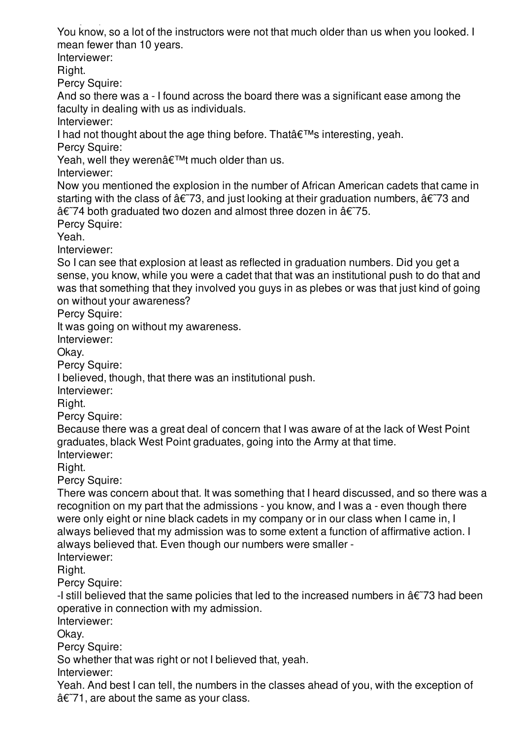You know, so a lot of the instructors were not that much older than us when you looked. I mean fewer than 10 years.

Interviewer:

Right.

Percy Squire:

And so there was a - I found across the board there was a significant ease among the faculty in dealing with us as individuals.

Interviewer:

I had not thought about the age thing before. Thatâ€™s interesting, yeah.

Percy Squire:

Yeah, well they werenâ€™t much older than us.

Interviewer:

Now you mentioned the explosion in the number of African American cadets that came in starting with the class of â€˜73, and just looking at their graduation numbers, â€˜73 and â€˜74 both graduated two dozen and almost three dozen in â€˜75.

Percy Squire:

Yeah.

Interviewer:

So I can see that explosion at least as reflected in graduation numbers. Did you get a sense, you know, while you were a cadet that that was an institutional push to do that and was that something that they involved you guys in as plebes or was that just kind of going on without your awareness?

Percy Squire:

It was going on without my awareness.

Interviewer:

Okay.

Percy Squire:

I believed, though, that there was an institutional push.

Interviewer:

Right.

Percy Squire:

Because there was a great deal of concern that I was aware of at the lack of West Point graduates, black West Point graduates, going into the Army at that time.

Interviewer:

Right.

Percy Squire:

There was concern about that. It was something that I heard discussed, and so there was a recognition on my part that the admissions - you know, and I was a - even though there were only eight or nine black cadets in my company or in our class when I came in, I always believed that my admission was to some extent a function of affirmative action. I always believed that. Even though our numbers were smaller -

Interviewer:

Right.

Percy Squire:

-I still believed that the same policies that led to the increased numbers in â€˜73 had been operative in connection with my admission.

Interviewer:

Okay.

Percy Squire:

So whether that was right or not I believed that, yeah.

Interviewer:

Yeah. And best I can tell, the numbers in the classes ahead of you, with the exception of â€˜71, are about the same as your class.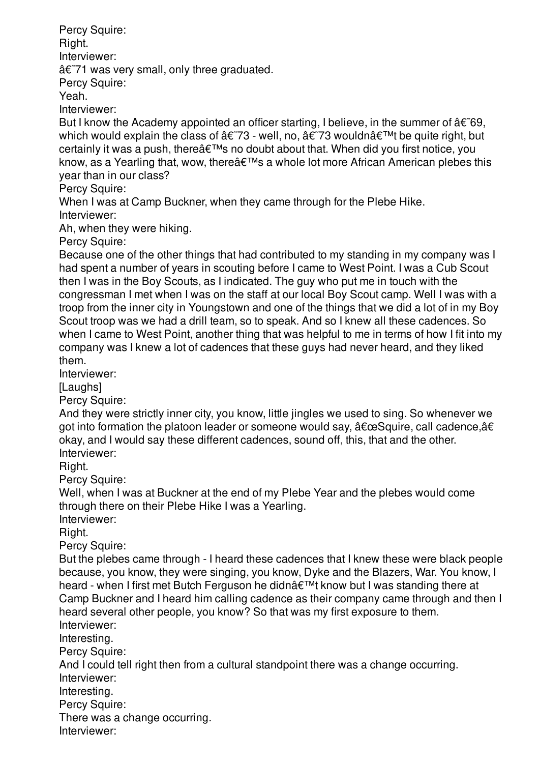Percy Squire:
Right.
Interviewer:
â€˜71 was very small, only three graduated.
Percy Squire:
Yeah.
Interviewer:
But I know the Academy appointed an officer starting, I believe, in the summer of â€˜69, which would explain the class of â€˜73 - well, no, â€˜73 wouldnâ€™t be quite right, but certainly it was a push, thereâ€™s no doubt about that. When did you first notice, you know, as a Yearling that, wow, thereâ€™s a whole lot more African American plebes this year than in our class?
Percy Squire:
When I was at Camp Buckner, when they came through for the Plebe Hike.
Interviewer:
Ah, when they were hiking.
Percy Squire:
Because one of the other things that had contributed to my standing in my company was I had spent a number of years in scouting before I came to West Point. I was a Cub Scout then I was in the Boy Scouts, as I indicated. The guy who put me in touch with the congressman I met when I was on the staff at our local Boy Scout camp. Well I was with a troop from the inner city in Youngstown and one of the things that we did a lot of in my Boy Scout troop was we had a drill team, so to speak. And so I knew all these cadences. So when I came to West Point, another thing that was helpful to me in terms of how I fit into my company was I knew a lot of cadences that these guys had never heard, and they liked them.
Interviewer:
[Laughs]
Percy Squire:
And they were strictly inner city, you know, little jingles we used to sing. So whenever we got into formation the platoon leader or someone would say, â€œSquire, call cadence,â€ okay, and I would say these different cadences, sound off, this, that and the other.
Interviewer:
Right.
Percy Squire:
Well, when I was at Buckner at the end of my Plebe Year and the plebes would come through there on their Plebe Hike I was a Yearling.
Interviewer:
Right.
Percy Squire:
But the plebes came through - I heard these cadences that I knew these were black people because, you know, they were singing, you know, Dyke and the Blazers, War. You know, I heard - when I first met Butch Ferguson he didnâ€™t know but I was standing there at Camp Buckner and I heard him calling cadence as their company came through and then I heard several other people, you know? So that was my first exposure to them.
Interviewer:
Interesting.
Percy Squire:
And I could tell right then from a cultural standpoint there was a change occurring.
Interviewer:
Interesting.
Percy Squire:
There was a change occurring.
Interviewer: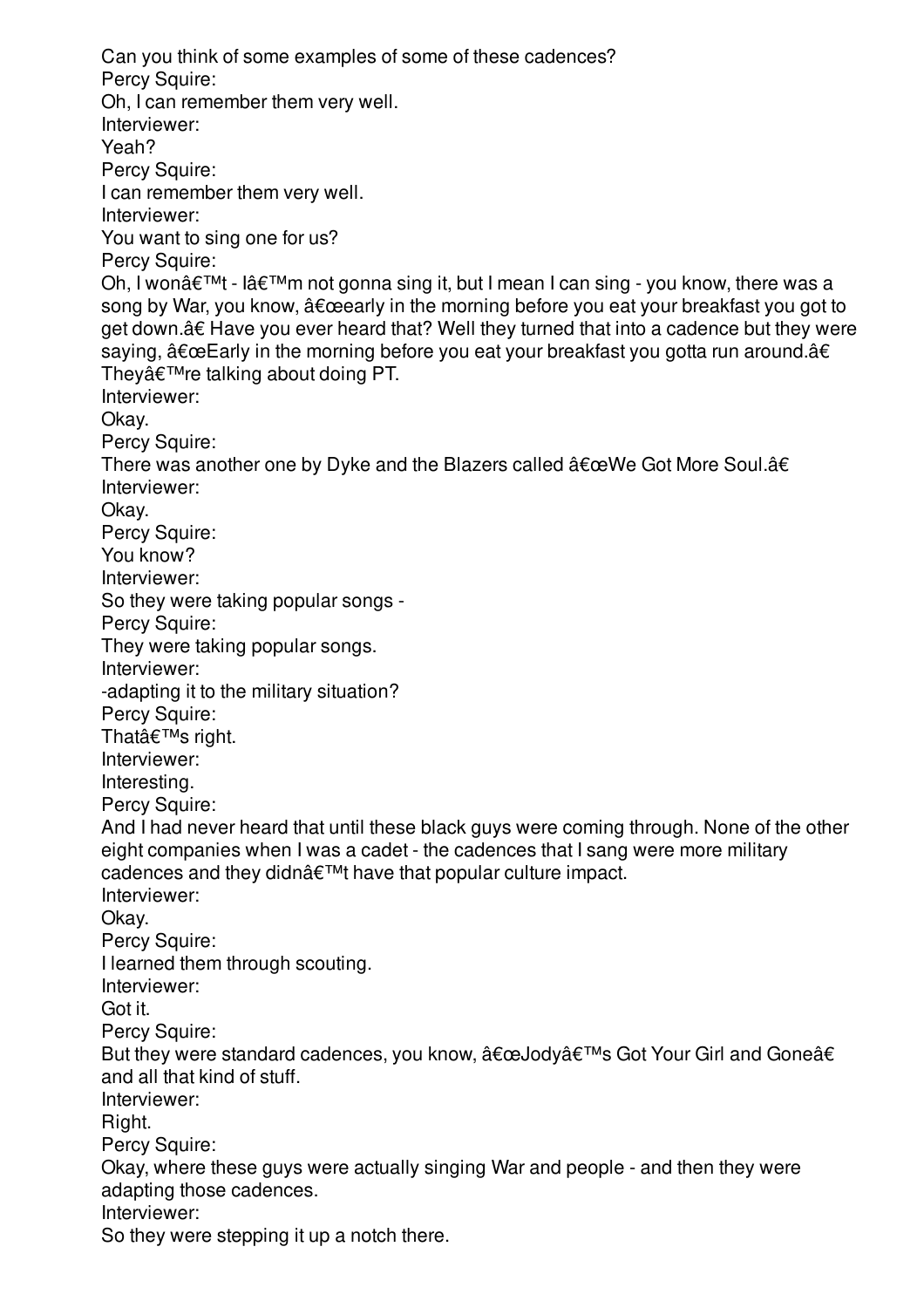Can you think of some examples of some of these cadences?

Percy Squire:

Oh, I can remember them very well.

Interviewer:

Yeah?

Percy Squire:

I can remember them very well.

Interviewer:

You want to sing one for us?

Percy Squire:

Oh, I wonâ€™t - Iâ€™m not gonna sing it, but I mean I can sing - you know, there was a song by War, you know, â€œearly in the morning before you eat your breakfast you got to get down.â€ Have you ever heard that? Well they turned that into a cadence but they were saying, â€œEarly in the morning before you eat your breakfast you gotta run around.â€ Theyâ€™re talking about doing PT.

Interviewer:

Okay.

Percy Squire:

There was another one by Dyke and the Blazers called â€œWe Got More Soul.â€

Interviewer:

Okay.

Percy Squire:

You know?

Interviewer:

So they were taking popular songs -

Percy Squire:

They were taking popular songs.

Interviewer:

-adapting it to the military situation?

Percy Squire:

Thatâ€™s right.

Interviewer:

Interesting.

Percy Squire:

And I had never heard that until these black guys were coming through. None of the other eight companies when I was a cadet - the cadences that I sang were more military cadences and they didnâ€™t have that popular culture impact.

Interviewer:

Okay.

Percy Squire:

I learned them through scouting.

Interviewer:

Got it.

Percy Squire:

But they were standard cadences, you know, â€œJodyâ€™s Got Your Girl and Goneâ€ and all that kind of stuff.

Interviewer:

Right.

Percy Squire:

Okay, where these guys were actually singing War and people - and then they were adapting those cadences.

Interviewer:

So they were stepping it up a notch there.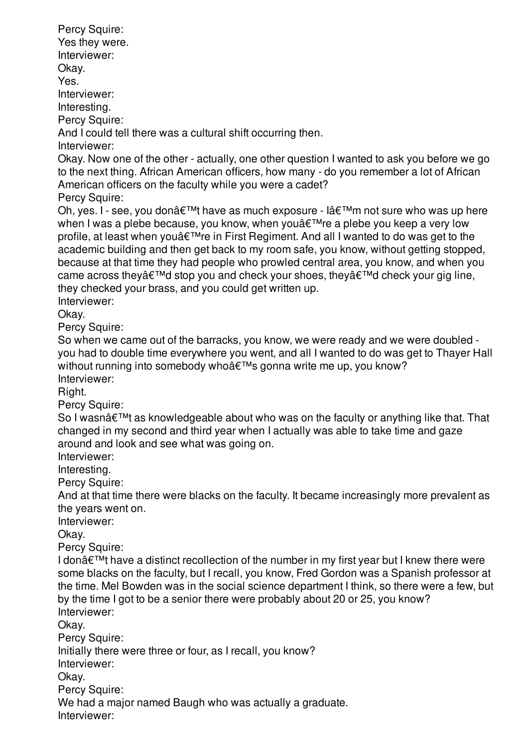Percy Squire:
Yes they were.
Interviewer:
Okay.
Yes.
Interviewer:
Interesting.
Percy Squire:
And I could tell there was a cultural shift occurring then.
Interviewer:
Okay. Now one of the other - actually, one other question I wanted to ask you before we go to the next thing. African American officers, how many - do you remember a lot of African American officers on the faculty while you were a cadet?
Percy Squire:
Oh, yes. I - see, you donâ€™t have as much exposure - Iâ€™m not sure who was up here when I was a plebe because, you know, when youâ€™re a plebe you keep a very low profile, at least when youâ€™re in First Regiment. And all I wanted to do was get to the academic building and then get back to my room safe, you know, without getting stopped, because at that time they had people who prowled central area, you know, and when you came across theyâ€™d stop you and check your shoes, theyâ€™d check your gig line, they checked your brass, and you could get written up.
Interviewer:
Okay.
Percy Squire:
So when we came out of the barracks, you know, we were ready and we were doubled - you had to double time everywhere you went, and all I wanted to do was get to Thayer Hall without running into somebody whoâ€™s gonna write me up, you know?
Interviewer:
Right.
Percy Squire:
So I wasnâ€™t as knowledgeable about who was on the faculty or anything like that. That changed in my second and third year when I actually was able to take time and gaze around and look and see what was going on.
Interviewer:
Interesting.
Percy Squire:
And at that time there were blacks on the faculty. It became increasingly more prevalent as the years went on.
Interviewer:
Okay.
Percy Squire:
I donâ€™t have a distinct recollection of the number in my first year but I knew there were some blacks on the faculty, but I recall, you know, Fred Gordon was a Spanish professor at the time. Mel Bowden was in the social science department I think, so there were a few, but by the time I got to be a senior there were probably about 20 or 25, you know?
Interviewer:
Okay.
Percy Squire:
Initially there were three or four, as I recall, you know?
Interviewer:
Okay.
Percy Squire:
We had a major named Baugh who was actually a graduate.
Interviewer: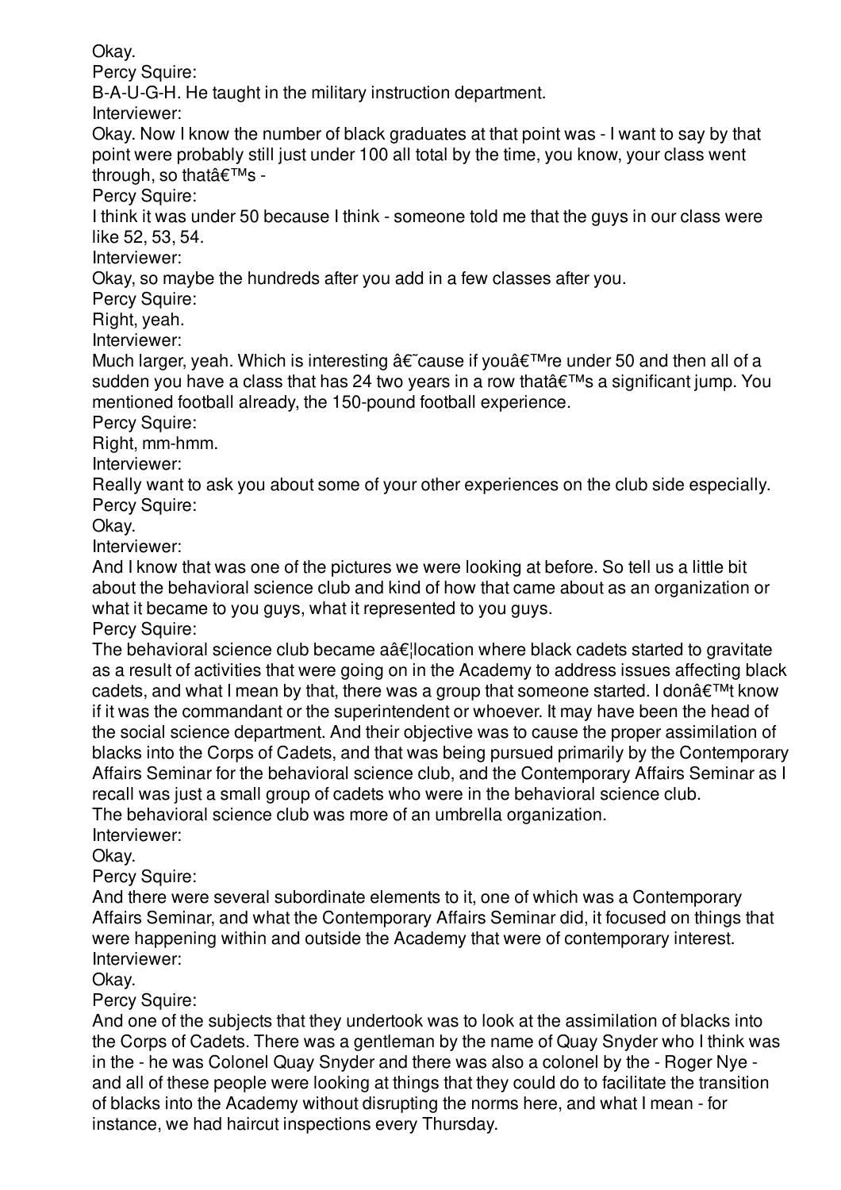Okay.

Percy Squire:

B-A-U-G-H. He taught in the military instruction department.

Interviewer:

Okay. Now I know the number of black graduates at that point was - I want to say by that point were probably still just under 100 all total by the time, you know, your class went through, so thatâ€™s -

Percy Squire:

I think it was under 50 because I think - someone told me that the guys in our class were like 52, 53, 54.

Interviewer:

Okay, so maybe the hundreds after you add in a few classes after you.

Percy Squire:

Right, yeah.

Interviewer:

Much larger, yeah. Which is interesting â€˜cause if youâ€™re under 50 and then all of a sudden you have a class that has 24 two years in a row thatâ€™s a significant jump. You mentioned football already, the 150-pound football experience.

Percy Squire:

Right, mm-hmm.

Interviewer:

Really want to ask you about some of your other experiences on the club side especially.

Percy Squire:

Okay.

Interviewer:

And I know that was one of the pictures we were looking at before. So tell us a little bit about the behavioral science club and kind of how that came about as an organization or what it became to you guys, what it represented to you guys.

Percy Squire:

The behavioral science club became aâ€¦location where black cadets started to gravitate as a result of activities that were going on in the Academy to address issues affecting black cadets, and what I mean by that, there was a group that someone started. I donâ€™t know if it was the commandant or the superintendent or whoever. It may have been the head of the social science department. And their objective was to cause the proper assimilation of blacks into the Corps of Cadets, and that was being pursued primarily by the Contemporary Affairs Seminar for the behavioral science club, and the Contemporary Affairs Seminar as I recall was just a small group of cadets who were in the behavioral science club.

The behavioral science club was more of an umbrella organization.

Interviewer:

Okay.

Percy Squire:

And there were several subordinate elements to it, one of which was a Contemporary Affairs Seminar, and what the Contemporary Affairs Seminar did, it focused on things that were happening within and outside the Academy that were of contemporary interest.

Interviewer:

Okay.

Percy Squire:

And one of the subjects that they undertook was to look at the assimilation of blacks into the Corps of Cadets. There was a gentleman by the name of Quay Snyder who I think was in the - he was Colonel Quay Snyder and there was also a colonel by the - Roger Nye - and all of these people were looking at things that they could do to facilitate the transition of blacks into the Academy without disrupting the norms here, and what I mean - for instance, we had haircut inspections every Thursday.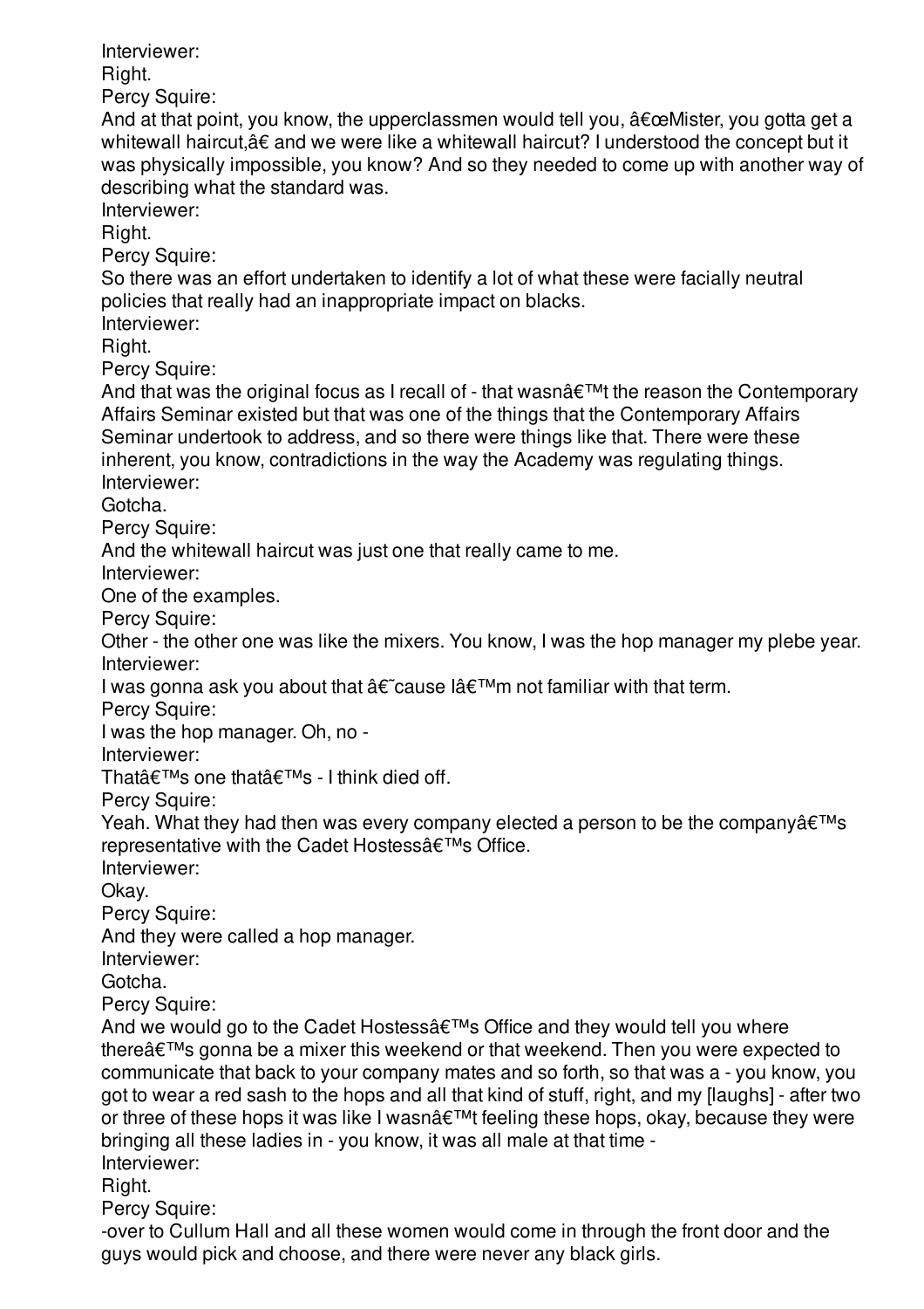Interviewer:
Right.
Percy Squire:
And at that point, you know, the upperclassmen would tell you, â€œMister, you gotta get a whitewall haircut,â€ and we were like a whitewall haircut? I understood the concept but it was physically impossible, you know? And so they needed to come up with another way of describing what the standard was.
Interviewer:
Right.
Percy Squire:
So there was an effort undertaken to identify a lot of what these were facially neutral policies that really had an inappropriate impact on blacks.
Interviewer:
Right.
Percy Squire:
And that was the original focus as I recall of - that wasnâ€™t the reason the Contemporary Affairs Seminar existed but that was one of the things that the Contemporary Affairs Seminar undertook to address, and so there were things like that. There were these inherent, you know, contradictions in the way the Academy was regulating things.
Interviewer:
Gotcha.
Percy Squire:
And the whitewall haircut was just one that really came to me.
Interviewer:
One of the examples.
Percy Squire:
Other - the other one was like the mixers. You know, I was the hop manager my plebe year.
Interviewer:
I was gonna ask you about that â€˜cause Iâ€™m not familiar with that term.
Percy Squire:
I was the hop manager. Oh, no -
Interviewer:
Thatâ€™s one thatâ€™s - I think died off.
Percy Squire:
Yeah. What they had then was every company elected a person to be the companyâ€™s representative with the Cadet Hostessâ€™s Office.
Interviewer:
Okay.
Percy Squire:
And they were called a hop manager.
Interviewer:
Gotcha.
Percy Squire:
And we would go to the Cadet Hostessâ€™s Office and they would tell you where thereâ€™s gonna be a mixer this weekend or that weekend. Then you were expected to communicate that back to your company mates and so forth, so that was a - you know, you got to wear a red sash to the hops and all that kind of stuff, right, and my [laughs] - after two or three of these hops it was like I wasnâ€™t feeling these hops, okay, because they were bringing all these ladies in - you know, it was all male at that time -
Interviewer:
Right.
Percy Squire:
-over to Cullum Hall and all these women would come in through the front door and the guys would pick and choose, and there were never any black girls.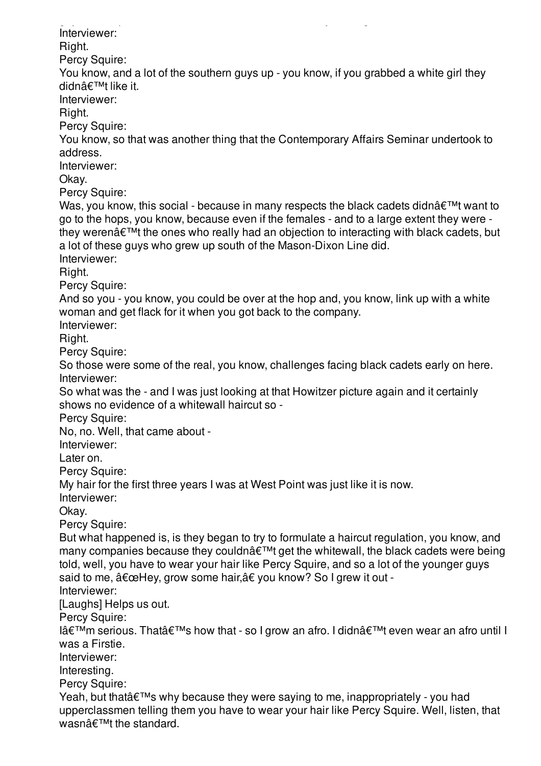Interviewer:

Right.

Percy Squire:

You know, and a lot of the southern guys up - you know, if you grabbed a white girl they didnâ€™t like it.

Interviewer:

Right.

Percy Squire:

You know, so that was another thing that the Contemporary Affairs Seminar undertook to address.

Interviewer:

Okay.

Percy Squire:

Was, you know, this social - because in many respects the black cadets didnâ€™t want to go to the hops, you know, because even if the females - and to a large extent they were - they werenâ€™t the ones who really had an objection to interacting with black cadets, but a lot of these guys who grew up south of the Mason-Dixon Line did.

Interviewer:

Right.

Percy Squire:

And so you - you know, you could be over at the hop and, you know, link up with a white woman and get flack for it when you got back to the company.

Interviewer:

Right.

Percy Squire:

So those were some of the real, you know, challenges facing black cadets early on here.

Interviewer:

So what was the - and I was just looking at that Howitzer picture again and it certainly shows no evidence of a whitewall haircut so -

Percy Squire:

No, no. Well, that came about -

Interviewer:

Later on.

Percy Squire:

My hair for the first three years I was at West Point was just like it is now.

Interviewer:

Okay.

Percy Squire:

But what happened is, is they began to try to formulate a haircut regulation, you know, and many companies because they couldnâ€™t get the whitewall, the black cadets were being told, well, you have to wear your hair like Percy Squire, and so a lot of the younger guys said to me, â€œHey, grow some hair,â€ you know? So I grew it out -

Interviewer:

[Laughs] Helps us out.

Percy Squire:

Iâ€™m serious. Thatâ€™s how that - so I grow an afro. I didnâ€™t even wear an afro until I was a Firstie.

Interviewer:

Interesting.

Percy Squire:

Yeah, but thatâ€™s why because they were saying to me, inappropriately - you had upperclassmen telling them you have to wear your hair like Percy Squire. Well, listen, that wasnâ€™t the standard.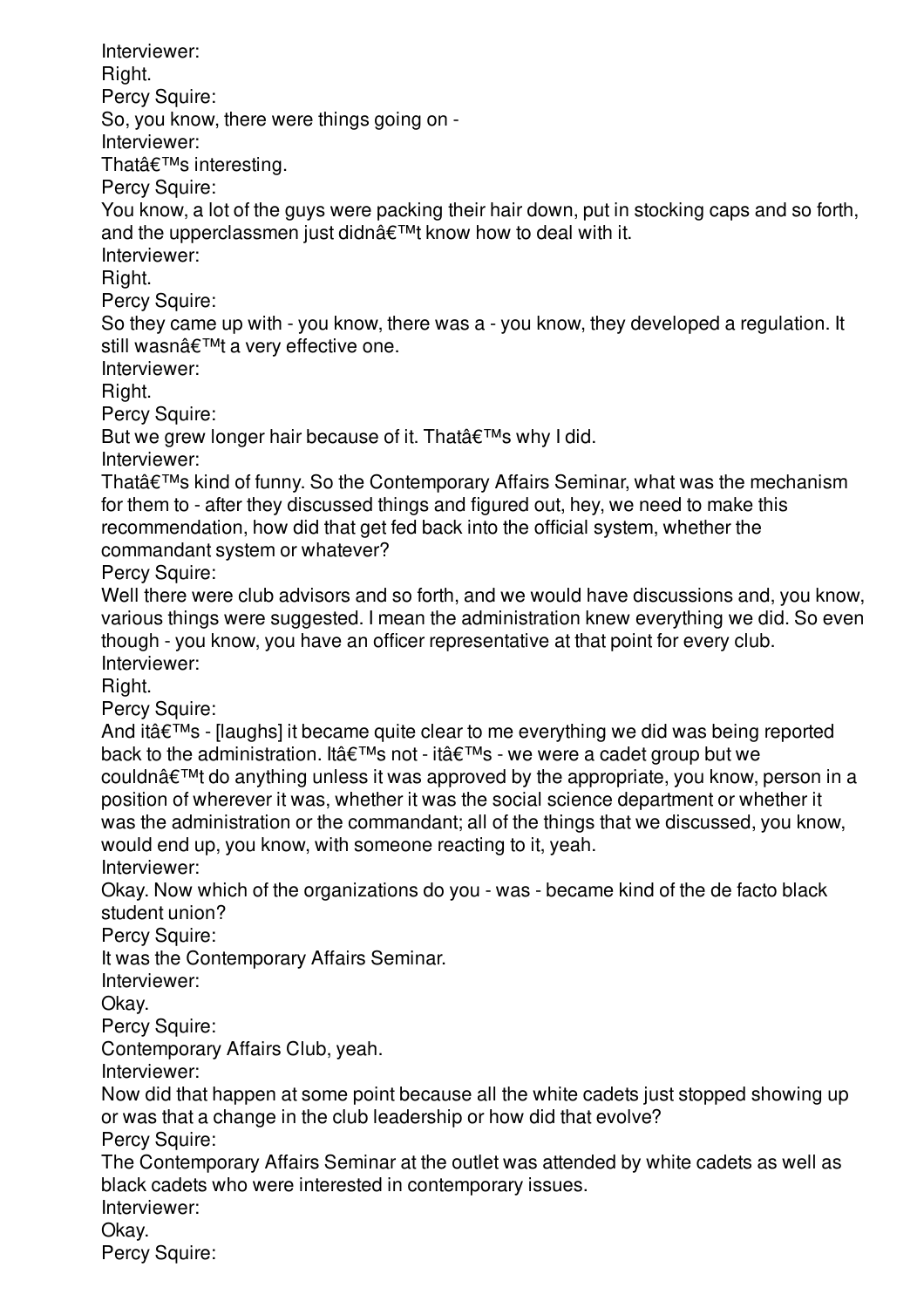Interviewer:

Right.

Percy Squire:

So, you know, there were things going on -

Interviewer:

Thatâ€™s interesting.

Percy Squire:

You know, a lot of the guys were packing their hair down, put in stocking caps and so forth, and the upperclassmen just didnâ€™t know how to deal with it.

Interviewer:

Right.

Percy Squire:

So they came up with - you know, there was a - you know, they developed a regulation. It still wasnâ€™t a very effective one.

Interviewer:

Right.

Percy Squire:

But we grew longer hair because of it. Thatâ€™s why I did.

Interviewer:

Thatâ€™s kind of funny. So the Contemporary Affairs Seminar, what was the mechanism for them to - after they discussed things and figured out, hey, we need to make this recommendation, how did that get fed back into the official system, whether the commandant system or whatever?

Percy Squire:

Well there were club advisors and so forth, and we would have discussions and, you know, various things were suggested. I mean the administration knew everything we did. So even though - you know, you have an officer representative at that point for every club.

Interviewer:

Right.

Percy Squire:

And itâ€™s - [laughs] it became quite clear to me everything we did was being reported back to the administration. Itâ€™s not - itâ€™s - we were a cadet group but we couldnâ€™t do anything unless it was approved by the appropriate, you know, person in a position of wherever it was, whether it was the social science department or whether it was the administration or the commandant; all of the things that we discussed, you know, would end up, you know, with someone reacting to it, yeah.

Interviewer:

Okay. Now which of the organizations do you - was - became kind of the de facto black student union?

Percy Squire:

It was the Contemporary Affairs Seminar.

Interviewer:

Okay.

Percy Squire:

Contemporary Affairs Club, yeah.

Interviewer:

Now did that happen at some point because all the white cadets just stopped showing up or was that a change in the club leadership or how did that evolve?

Percy Squire:

The Contemporary Affairs Seminar at the outlet was attended by white cadets as well as black cadets who were interested in contemporary issues.

Interviewer:

Okay.

Percy Squire: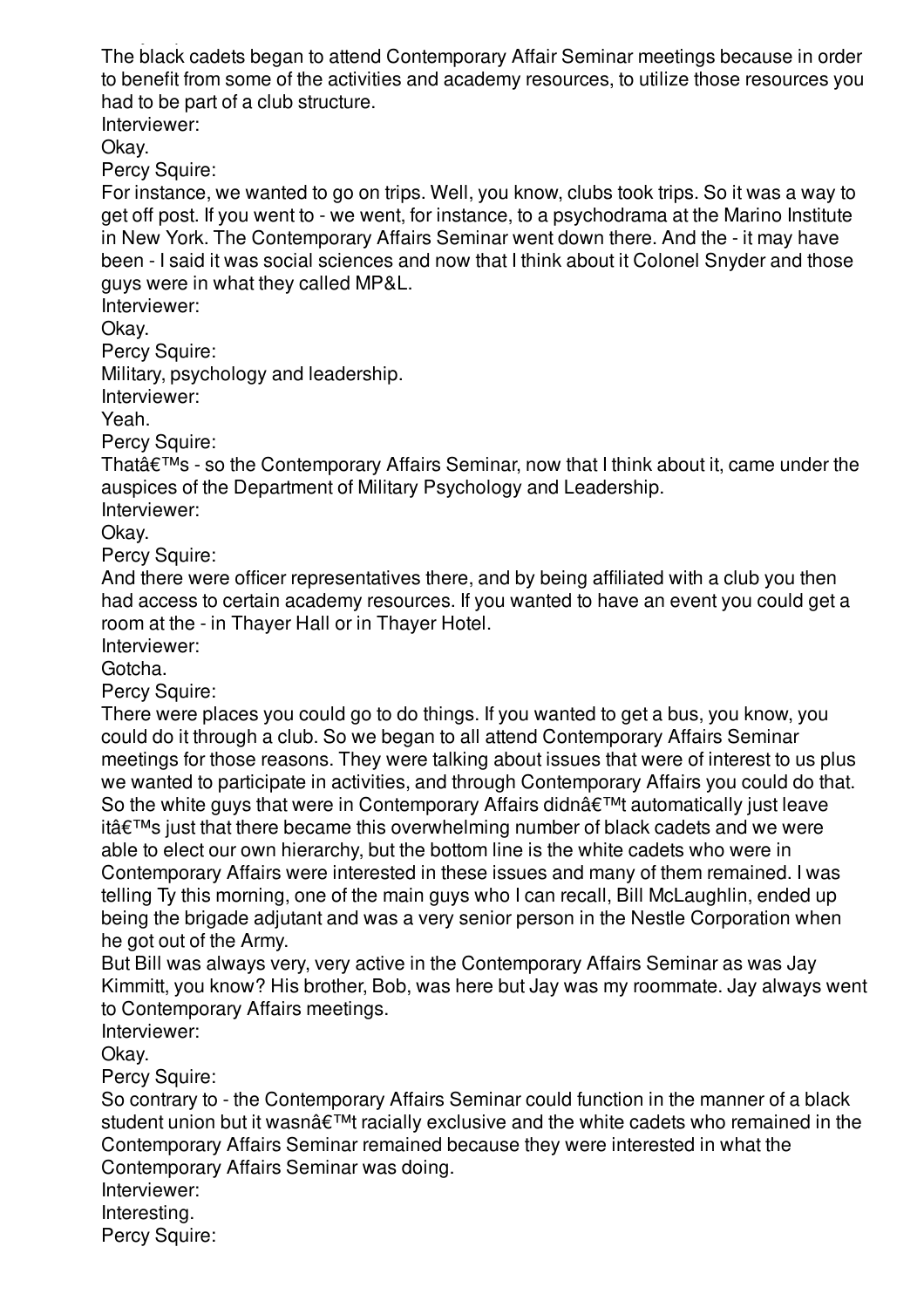The black cadets began to attend Contemporary Affair Seminar meetings because in order to benefit from some of the activities and academy resources, to utilize those resources you had to be part of a club structure.

Interviewer:

Okay.

Percy Squire:

For instance, we wanted to go on trips. Well, you know, clubs took trips. So it was a way to get off post. If you went to - we went, for instance, to a psychodrama at the Marino Institute in New York. The Contemporary Affairs Seminar went down there. And the - it may have been - I said it was social sciences and now that I think about it Colonel Snyder and those guys were in what they called MP&L.

Interviewer:

Okay.

Percy Squire:

Military, psychology and leadership.

Interviewer:

Yeah.

Percy Squire:

Thatâ€™s - so the Contemporary Affairs Seminar, now that I think about it, came under the auspices of the Department of Military Psychology and Leadership.

Interviewer:

Okay.

Percy Squire:

And there were officer representatives there, and by being affiliated with a club you then had access to certain academy resources. If you wanted to have an event you could get a room at the - in Thayer Hall or in Thayer Hotel.

Interviewer:

Gotcha.

Percy Squire:

There were places you could go to do things. If you wanted to get a bus, you know, you could do it through a club. So we began to all attend Contemporary Affairs Seminar meetings for those reasons. They were talking about issues that were of interest to us plus we wanted to participate in activities, and through Contemporary Affairs you could do that. So the white guys that were in Contemporary Affairs didnâ€™t automatically just leave itâ€™s just that there became this overwhelming number of black cadets and we were able to elect our own hierarchy, but the bottom line is the white cadets who were in Contemporary Affairs were interested in these issues and many of them remained. I was telling Ty this morning, one of the main guys who I can recall, Bill McLaughlin, ended up being the brigade adjutant and was a very senior person in the Nestle Corporation when he got out of the Army.

But Bill was always very, very active in the Contemporary Affairs Seminar as was Jay Kimmitt, you know? His brother, Bob, was here but Jay was my roommate. Jay always went to Contemporary Affairs meetings.

Interviewer:

Okay.

Percy Squire:

So contrary to - the Contemporary Affairs Seminar could function in the manner of a black student union but it wasnâ€™t racially exclusive and the white cadets who remained in the Contemporary Affairs Seminar remained because they were interested in what the Contemporary Affairs Seminar was doing.

Interviewer:

Interesting.

Percy Squire: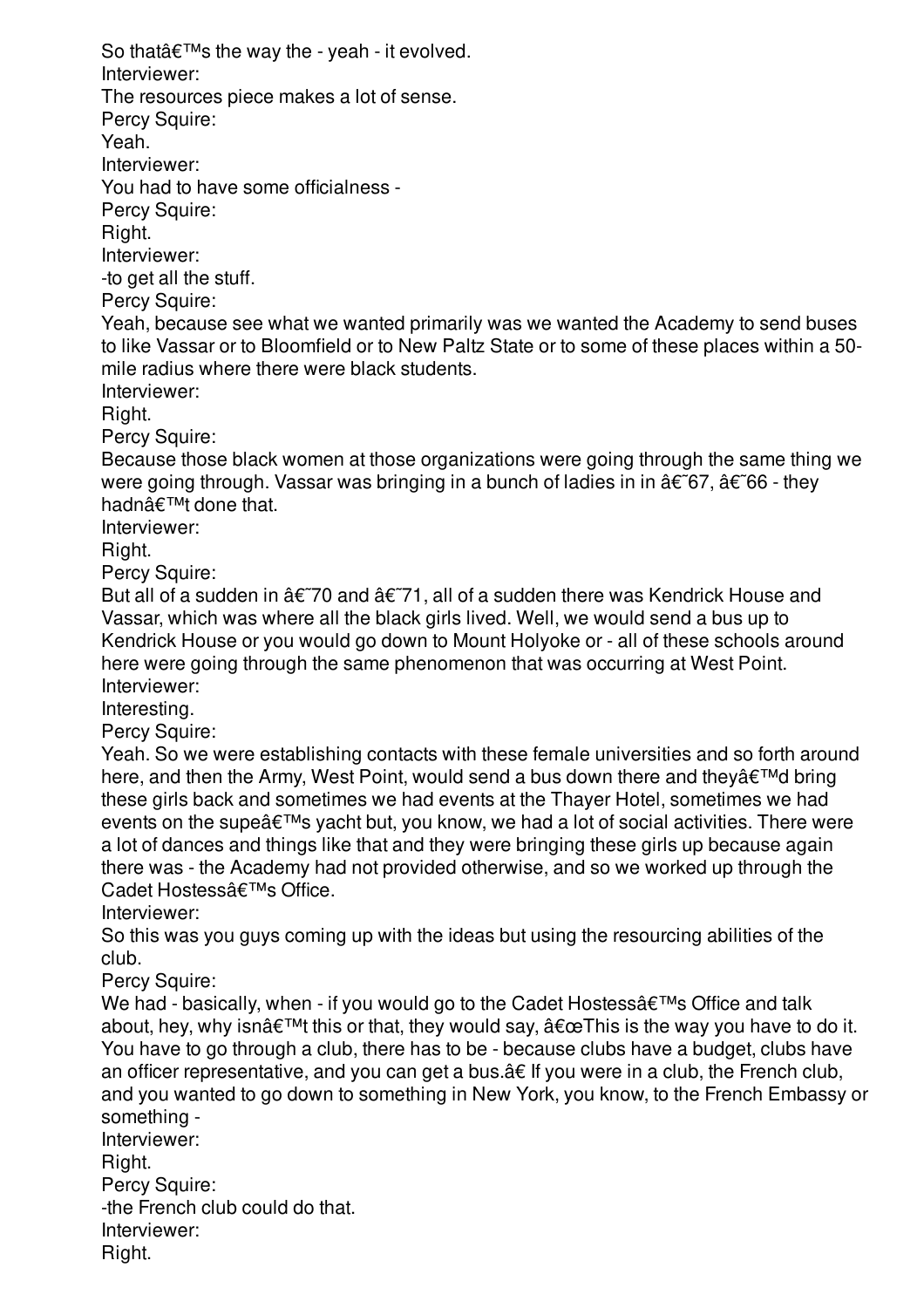So thatâ€™s the way the - yeah - it evolved.

Interviewer:

The resources piece makes a lot of sense.

Percy Squire:

Yeah.

Interviewer:

You had to have some officialness -

Percy Squire:

Right.

Interviewer:

-to get all the stuff.

Percy Squire:

Yeah, because see what we wanted primarily was we wanted the Academy to send buses to like Vassar or to Bloomfield or to New Paltz State or to some of these places within a 50-mile radius where there were black students.

Interviewer:

Right.

Percy Squire:

Because those black women at those organizations were going through the same thing we were going through. Vassar was bringing in a bunch of ladies in in â€˜67, â€˜66 - they hadnâ€™t done that.

Interviewer:

Right.

Percy Squire:

But all of a sudden in â€˜70 and â€˜71, all of a sudden there was Kendrick House and Vassar, which was where all the black girls lived. Well, we would send a bus up to Kendrick House or you would go down to Mount Holyoke or - all of these schools around here were going through the same phenomenon that was occurring at West Point.

Interviewer:

Interesting.

Percy Squire:

Yeah. So we were establishing contacts with these female universities and so forth around here, and then the Army, West Point, would send a bus down there and theyâ€™d bring these girls back and sometimes we had events at the Thayer Hotel, sometimes we had events on the supeâ€™s yacht but, you know, we had a lot of social activities. There were a lot of dances and things like that and they were bringing these girls up because again there was - the Academy had not provided otherwise, and so we worked up through the Cadet Hostessâ€™s Office.

Interviewer:

So this was you guys coming up with the ideas but using the resourcing abilities of the club.

Percy Squire:

We had - basically, when - if you would go to the Cadet Hostessâ€™s Office and talk about, hey, why isnâ€™t this or that, they would say, â€œThis is the way you have to do it. You have to go through a club, there has to be - because clubs have a budget, clubs have an officer representative, and you can get a bus.â€ If you were in a club, the French club, and you wanted to go down to something in New York, you know, to the French Embassy or something -

Interviewer:

Right.

Percy Squire:

-the French club could do that.

Interviewer:

Right.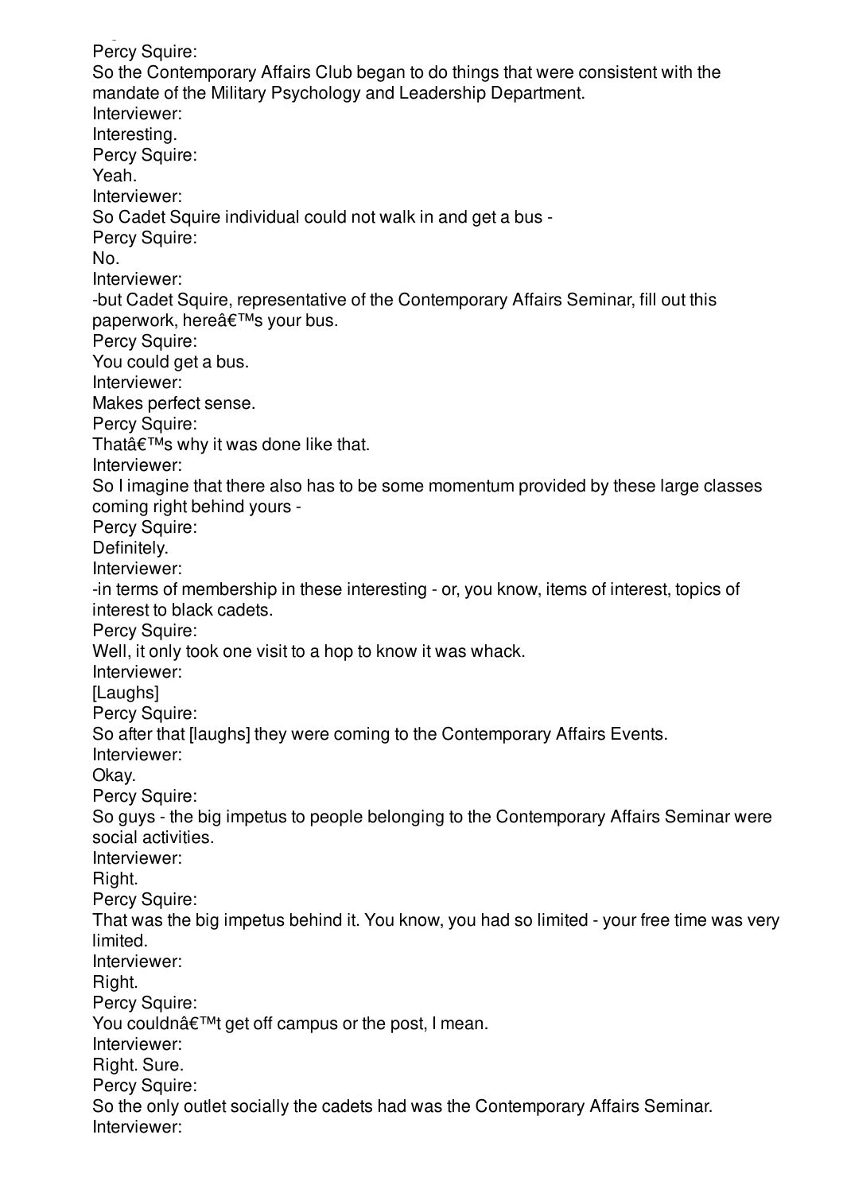Percy Squire:
So the Contemporary Affairs Club began to do things that were consistent with the mandate of the Military Psychology and Leadership Department.
Interviewer:
Interesting.
Percy Squire:
Yeah.
Interviewer:
So Cadet Squire individual could not walk in and get a bus -
Percy Squire:
No.
Interviewer:
-but Cadet Squire, representative of the Contemporary Affairs Seminar, fill out this paperwork, hereâ€™s your bus.
Percy Squire:
You could get a bus.
Interviewer:
Makes perfect sense.
Percy Squire:
Thatâ€™s why it was done like that.
Interviewer:
So I imagine that there also has to be some momentum provided by these large classes coming right behind yours -
Percy Squire:
Definitely.
Interviewer:
-in terms of membership in these interesting - or, you know, items of interest, topics of interest to black cadets.
Percy Squire:
Well, it only took one visit to a hop to know it was whack.
Interviewer:
[Laughs]
Percy Squire:
So after that [laughs] they were coming to the Contemporary Affairs Events.
Interviewer:
Okay.
Percy Squire:
So guys - the big impetus to people belonging to the Contemporary Affairs Seminar were social activities.
Interviewer:
Right.
Percy Squire:
That was the big impetus behind it. You know, you had so limited - your free time was very limited.
Interviewer:
Right.
Percy Squire:
You couldnâ€™t get off campus or the post, I mean.
Interviewer:
Right. Sure.
Percy Squire:
So the only outlet socially the cadets had was the Contemporary Affairs Seminar.
Interviewer: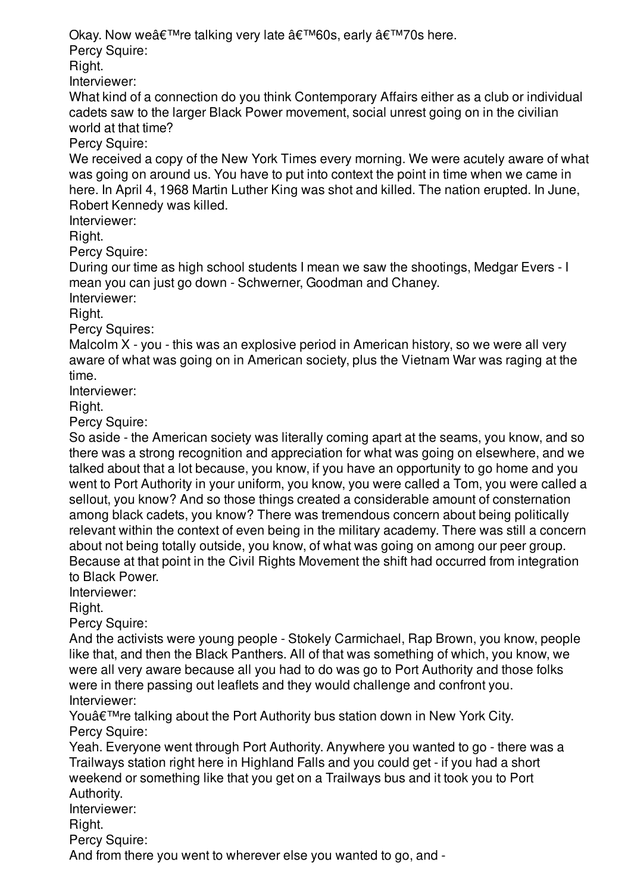Okay. Now weâ€™re talking very late â€™60s, early â€™70s here.

Percy Squire:

Right.

Interviewer:

What kind of a connection do you think Contemporary Affairs either as a club or individual cadets saw to the larger Black Power movement, social unrest going on in the civilian world at that time?

Percy Squire:

We received a copy of the New York Times every morning. We were acutely aware of what was going on around us. You have to put into context the point in time when we came in here. In April 4, 1968 Martin Luther King was shot and killed. The nation erupted. In June, Robert Kennedy was killed.

Interviewer:

Right.

Percy Squire:

During our time as high school students I mean we saw the shootings, Medgar Evers - I mean you can just go down - Schwerner, Goodman and Chaney.

Interviewer:

Right.

Percy Squires:

Malcolm X - you - this was an explosive period in American history, so we were all very aware of what was going on in American society, plus the Vietnam War was raging at the time.

Interviewer:

Right.

Percy Squire:

So aside - the American society was literally coming apart at the seams, you know, and so there was a strong recognition and appreciation for what was going on elsewhere, and we talked about that a lot because, you know, if you have an opportunity to go home and you went to Port Authority in your uniform, you know, you were called a Tom, you were called a sellout, you know? And so those things created a considerable amount of consternation among black cadets, you know? There was tremendous concern about being politically relevant within the context of even being in the military academy. There was still a concern about not being totally outside, you know, of what was going on among our peer group. Because at that point in the Civil Rights Movement the shift had occurred from integration to Black Power.

Interviewer:

Right.

Percy Squire:

And the activists were young people - Stokely Carmichael, Rap Brown, you know, people like that, and then the Black Panthers. All of that was something of which, you know, we were all very aware because all you had to do was go to Port Authority and those folks were in there passing out leaflets and they would challenge and confront you.

Interviewer:

Youâ€™re talking about the Port Authority bus station down in New York City.

Percy Squire:

Yeah. Everyone went through Port Authority. Anywhere you wanted to go - there was a Trailways station right here in Highland Falls and you could get - if you had a short weekend or something like that you get on a Trailways bus and it took you to Port Authority.

Interviewer:

Right.

Percy Squire:

And from there you went to wherever else you wanted to go, and -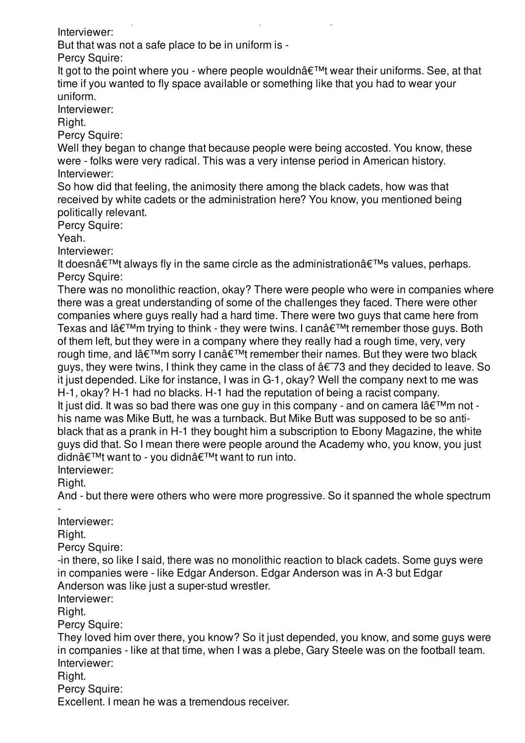Interviewer:

But that was not a safe place to be in uniform is -

Percy Squire:

It got to the point where you - where people wouldnâ€™t wear their uniforms. See, at that time if you wanted to fly space available or something like that you had to wear your uniform.

Interviewer:

Right.

Percy Squire:

Well they began to change that because people were being accosted. You know, these were - folks were very radical. This was a very intense period in American history.

Interviewer:

So how did that feeling, the animosity there among the black cadets, how was that received by white cadets or the administration here? You know, you mentioned being politically relevant.

Percy Squire:

Yeah.

Interviewer:

It doesnâ€™t always fly in the same circle as the administrationâ€™s values, perhaps.

Percy Squire:

There was no monolithic reaction, okay? There were people who were in companies where there was a great understanding of some of the challenges they faced. There were other companies where guys really had a hard time. There were two guys that came here from Texas and Iâ€™m trying to think - they were twins. I canâ€™t remember those guys. Both of them left, but they were in a company where they really had a rough time, very, very rough time, and Iâ€™m sorry I canâ€™t remember their names. But they were two black guys, they were twins, I think they came in the class of â€˜73 and they decided to leave. So it just depended. Like for instance, I was in G-1, okay? Well the company next to me was H-1, okay? H-1 had no blacks. H-1 had the reputation of being a racist company.
It just did. It was so bad there was one guy in this company - and on camera Iâ€™m not - his name was Mike Butt, he was a turnback. But Mike Butt was supposed to be so anti-black that as a prank in H-1 they bought him a subscription to Ebony Magazine, the white guys did that. So I mean there were people around the Academy who, you know, you just didnâ€™t want to - you didnâ€™t want to run into.

Interviewer:

Right.

And - but there were others who were more progressive. So it spanned the whole spectrum -

Interviewer:

Right.

Percy Squire:

-in there, so like I said, there was no monolithic reaction to black cadets. Some guys were in companies were - like Edgar Anderson. Edgar Anderson was in A-3 but Edgar Anderson was like just a super-stud wrestler.

Interviewer:

Right.

Percy Squire:

They loved him over there, you know? So it just depended, you know, and some guys were in companies - like at that time, when I was a plebe, Gary Steele was on the football team.

Interviewer:

Right.

Percy Squire:

Excellent. I mean he was a tremendous receiver.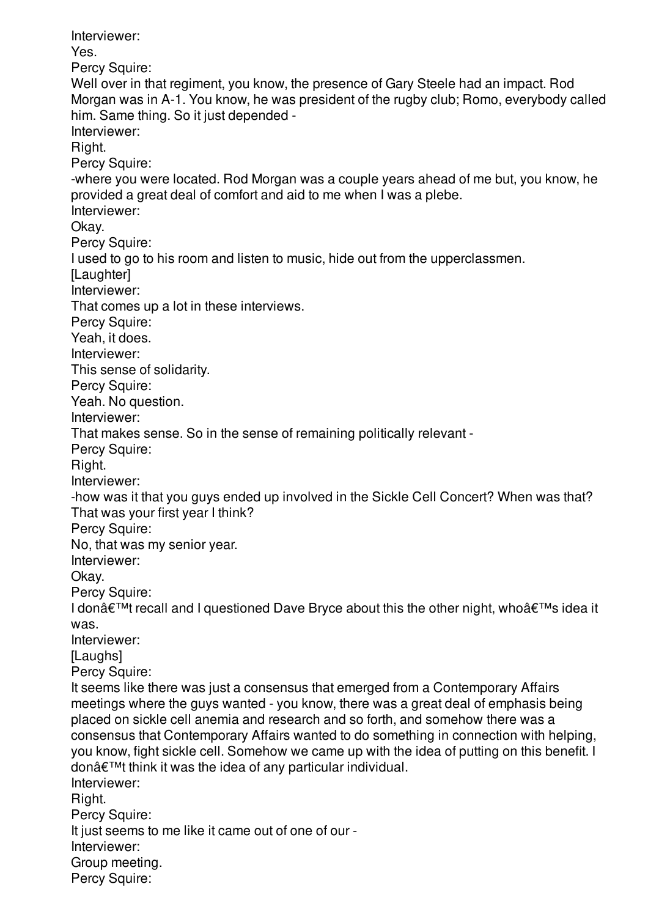Interviewer:
Yes.
Percy Squire:
Well over in that regiment, you know, the presence of Gary Steele had an impact. Rod Morgan was in A-1. You know, he was president of the rugby club; Romo, everybody called him. Same thing. So it just depended -
Interviewer:
Right.
Percy Squire:
-where you were located. Rod Morgan was a couple years ahead of me but, you know, he provided a great deal of comfort and aid to me when I was a plebe.
Interviewer:
Okay.
Percy Squire:
I used to go to his room and listen to music, hide out from the upperclassmen.
[Laughter]
Interviewer:
That comes up a lot in these interviews.
Percy Squire:
Yeah, it does.
Interviewer:
This sense of solidarity.
Percy Squire:
Yeah. No question.
Interviewer:
That makes sense. So in the sense of remaining politically relevant -
Percy Squire:
Right.
Interviewer:
-how was it that you guys ended up involved in the Sickle Cell Concert? When was that? That was your first year I think?
Percy Squire:
No, that was my senior year.
Interviewer:
Okay.
Percy Squire:
I donâ€™t recall and I questioned Dave Bryce about this the other night, whoâ€™s idea it was.
Interviewer:
[Laughs]
Percy Squire:
It seems like there was just a consensus that emerged from a Contemporary Affairs meetings where the guys wanted - you know, there was a great deal of emphasis being placed on sickle cell anemia and research and so forth, and somehow there was a consensus that Contemporary Affairs wanted to do something in connection with helping, you know, fight sickle cell. Somehow we came up with the idea of putting on this benefit. I donâ€™t think it was the idea of any particular individual.
Interviewer:
Right.
Percy Squire:
It just seems to me like it came out of one of our -
Interviewer:
Group meeting.
Percy Squire: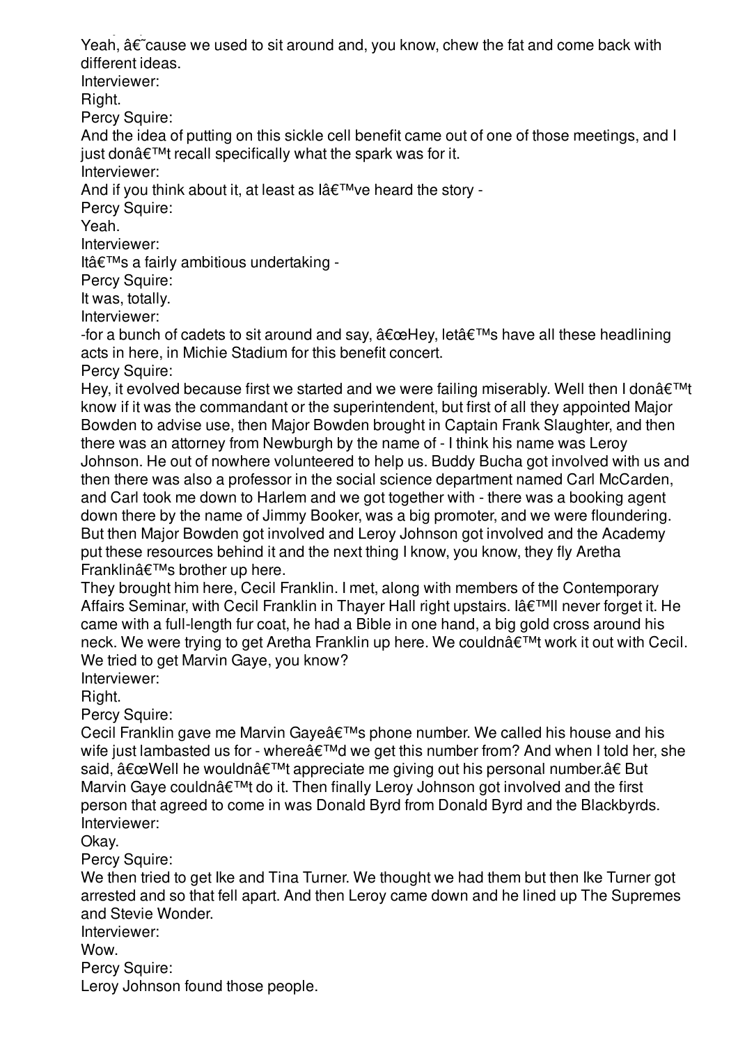Yeah, â€˜cause we used to sit around and, you know, chew the fat and come back with different ideas.

Interviewer:

Right.

Percy Squire:

And the idea of putting on this sickle cell benefit came out of one of those meetings, and I just donâ€™t recall specifically what the spark was for it.

Interviewer:

And if you think about it, at least as Iâ€™ve heard the story -

Percy Squire:

Yeah.

Interviewer:

Itâ€™s a fairly ambitious undertaking -

Percy Squire:

It was, totally.

Interviewer:

-for a bunch of cadets to sit around and say, â€œHey, letâ€™s have all these headlining acts in here, in Michie Stadium for this benefit concert.

Percy Squire:

Hey, it evolved because first we started and we were failing miserably. Well then I donâ€™t know if it was the commandant or the superintendent, but first of all they appointed Major Bowden to advise use, then Major Bowden brought in Captain Frank Slaughter, and then there was an attorney from Newburgh by the name of - I think his name was Leroy Johnson. He out of nowhere volunteered to help us. Buddy Bucha got involved with us and then there was also a professor in the social science department named Carl McCarden, and Carl took me down to Harlem and we got together with - there was a booking agent down there by the name of Jimmy Booker, was a big promoter, and we were floundering. But then Major Bowden got involved and Leroy Johnson got involved and the Academy put these resources behind it and the next thing I know, you know, they fly Aretha Franklinâ€™s brother up here.

They brought him here, Cecil Franklin. I met, along with members of the Contemporary Affairs Seminar, with Cecil Franklin in Thayer Hall right upstairs. Iâ€™ll never forget it. He came with a full-length fur coat, he had a Bible in one hand, a big gold cross around his neck. We were trying to get Aretha Franklin up here. We couldnâ€™t work it out with Cecil. We tried to get Marvin Gaye, you know?

Interviewer:

Right.

Percy Squire:

Cecil Franklin gave me Marvin Gayeâ€™s phone number. We called his house and his wife just lambasted us for - whereâ€™d we get this number from? And when I told her, she said, â€œWell he wouldnâ€™t appreciate me giving out his personal number.â€ But Marvin Gaye couldnâ€™t do it. Then finally Leroy Johnson got involved and the first person that agreed to come in was Donald Byrd from Donald Byrd and the Blackbyrds.

Interviewer:

Okay.

Percy Squire:

We then tried to get Ike and Tina Turner. We thought we had them but then Ike Turner got arrested and so that fell apart. And then Leroy came down and he lined up The Supremes and Stevie Wonder.

Interviewer:

Wow.

Percy Squire:

Leroy Johnson found those people.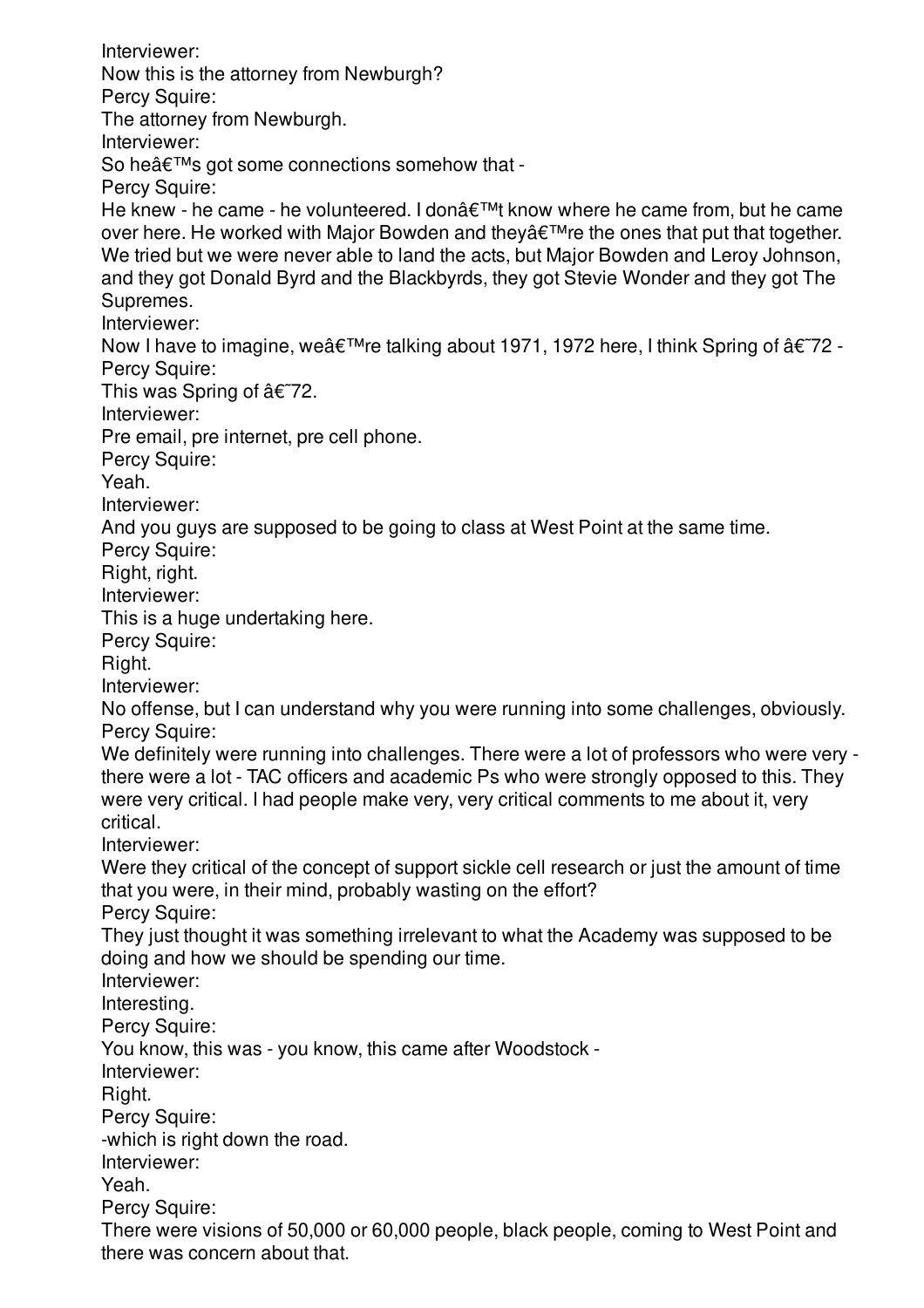Interviewer:

Now this is the attorney from Newburgh?

Percy Squire:

The attorney from Newburgh.

Interviewer:

So heâ€™s got some connections somehow that -

Percy Squire:

He knew - he came - he volunteered. I donâ€™t know where he came from, but he came over here. He worked with Major Bowden and theyâ€™re the ones that put that together. We tried but we were never able to land the acts, but Major Bowden and Leroy Johnson, and they got Donald Byrd and the Blackbyrds, they got Stevie Wonder and they got The Supremes.

Interviewer:

Now I have to imagine, weâ€™re talking about 1971, 1972 here, I think Spring of â€˜72 -

Percy Squire:

This was Spring of â€˜72.

Interviewer:

Pre email, pre internet, pre cell phone.

Percy Squire:

Yeah.

Interviewer:

And you guys are supposed to be going to class at West Point at the same time.

Percy Squire:

Right, right.

Interviewer:

This is a huge undertaking here.

Percy Squire:

Right.

Interviewer:

No offense, but I can understand why you were running into some challenges, obviously.

Percy Squire:

We definitely were running into challenges. There were a lot of professors who were very - there were a lot - TAC officers and academic Ps who were strongly opposed to this. They were very critical. I had people make very, very critical comments to me about it, very critical.

Interviewer:

Were they critical of the concept of support sickle cell research or just the amount of time that you were, in their mind, probably wasting on the effort?

Percy Squire:

They just thought it was something irrelevant to what the Academy was supposed to be doing and how we should be spending our time.

Interviewer:

Interesting.

Percy Squire:

You know, this was - you know, this came after Woodstock -

Interviewer:

Right.

Percy Squire:

-which is right down the road.

Interviewer:

Yeah.

Percy Squire:

There were visions of 50,000 or 60,000 people, black people, coming to West Point and there was concern about that.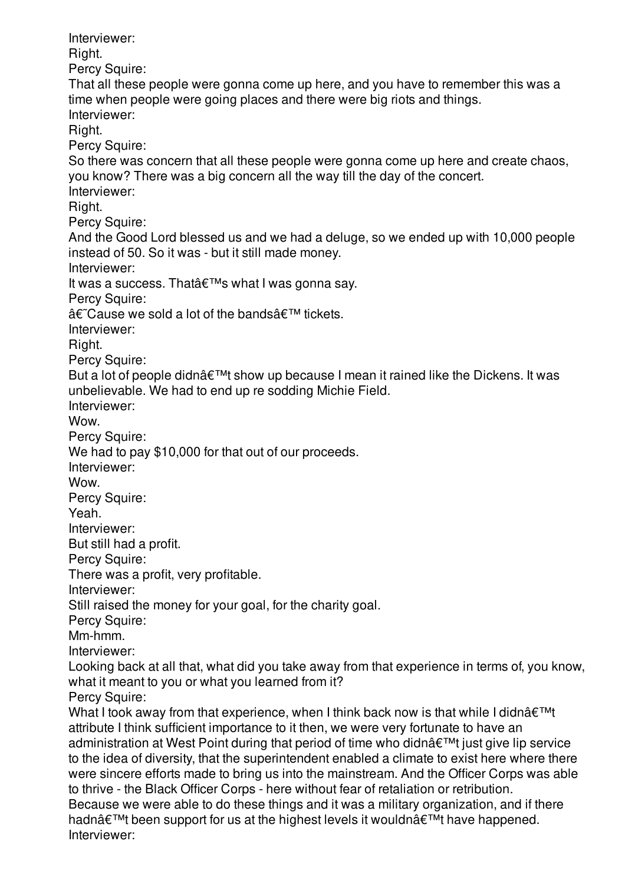Interviewer:

Right.

Percy Squire:

That all these people were gonna come up here, and you have to remember this was a time when people were going places and there were big riots and things.

Interviewer:

Right.

Percy Squire:

So there was concern that all these people were gonna come up here and create chaos, you know? There was a big concern all the way till the day of the concert.

Interviewer:

Right.

Percy Squire:

And the Good Lord blessed us and we had a deluge, so we ended up with 10,000 people instead of 50. So it was - but it still made money.

Interviewer:

It was a success. Thatâ€™s what I was gonna say.

Percy Squire:

â€˜Cause we sold a lot of the bandsâ€™ tickets.

Interviewer:

Right.

Percy Squire:

But a lot of people didnâ€™t show up because I mean it rained like the Dickens. It was unbelievable. We had to end up re sodding Michie Field.

Interviewer:

Wow.

Percy Squire:

We had to pay $10,000 for that out of our proceeds.

Interviewer:

Wow.

Percy Squire:

Yeah.

Interviewer:

But still had a profit.

Percy Squire:

There was a profit, very profitable.

Interviewer:

Still raised the money for your goal, for the charity goal.

Percy Squire:

Mm-hmm.

Interviewer:

Looking back at all that, what did you take away from that experience in terms of, you know, what it meant to you or what you learned from it?

Percy Squire:

What I took away from that experience, when I think back now is that while I didnâ€™t attribute I think sufficient importance to it then, we were very fortunate to have an administration at West Point during that period of time who didnâ€™t just give lip service to the idea of diversity, that the superintendent enabled a climate to exist here where there were sincere efforts made to bring us into the mainstream. And the Officer Corps was able to thrive - the Black Officer Corps - here without fear of retaliation or retribution. Because we were able to do these things and it was a military organization, and if there hadnâ€™t been support for us at the highest levels it wouldnâ€™t have happened.

Interviewer: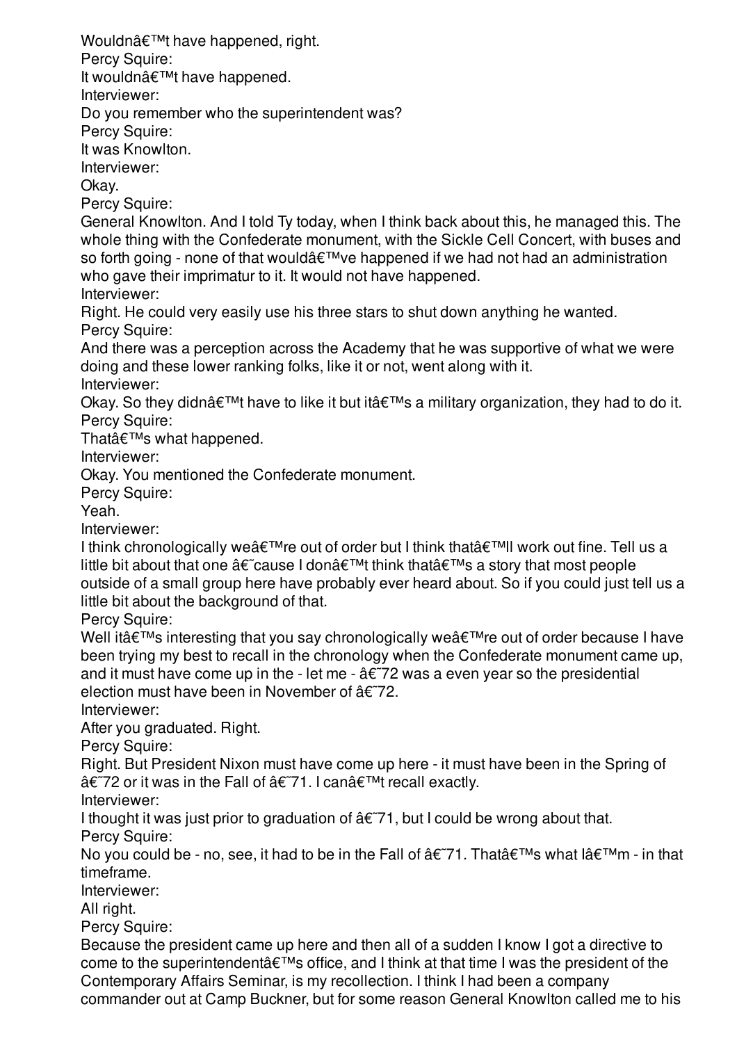Wouldnâ€™t have happened, right.

Percy Squire:

It wouldnâ€™t have happened.

Interviewer:

Do you remember who the superintendent was?

Percy Squire:

It was Knowlton.

Interviewer:

Okay.

Percy Squire:

General Knowlton. And I told Ty today, when I think back about this, he managed this. The whole thing with the Confederate monument, with the Sickle Cell Concert, with buses and so forth going - none of that wouldâ€™ve happened if we had not had an administration who gave their imprimatur to it. It would not have happened.

Interviewer:

Right. He could very easily use his three stars to shut down anything he wanted.

Percy Squire:

And there was a perception across the Academy that he was supportive of what we were doing and these lower ranking folks, like it or not, went along with it.

Interviewer:

Okay. So they didnâ€™t have to like it but itâ€™s a military organization, they had to do it.

Percy Squire:

Thatâ€™s what happened.

Interviewer:

Okay. You mentioned the Confederate monument.

Percy Squire:

Yeah.

Interviewer:

I think chronologically weâ€™re out of order but I think thatâ€™ll work out fine. Tell us a little bit about that one â€˜cause I donâ€™t think thatâ€™s a story that most people outside of a small group here have probably ever heard about. So if you could just tell us a little bit about the background of that.

Percy Squire:

Well itâ€™s interesting that you say chronologically weâ€™re out of order because I have been trying my best to recall in the chronology when the Confederate monument came up, and it must have come up in the - let me - â€˜72 was a even year so the presidential election must have been in November of â€˜72.

Interviewer:

After you graduated. Right.

Percy Squire:

Right. But President Nixon must have come up here - it must have been in the Spring of â€˜72 or it was in the Fall of â€˜71. I canâ€™t recall exactly.

Interviewer:

I thought it was just prior to graduation of â€˜71, but I could be wrong about that.

Percy Squire:

No you could be - no, see, it had to be in the Fall of â€˜71. Thatâ€™s what Iâ€™m - in that timeframe.

Interviewer:

All right.

Percy Squire:

Because the president came up here and then all of a sudden I know I got a directive to come to the superintendentâ€™s office, and I think at that time I was the president of the Contemporary Affairs Seminar, is my recollection. I think I had been a company commander out at Camp Buckner, but for some reason General Knowlton called me to his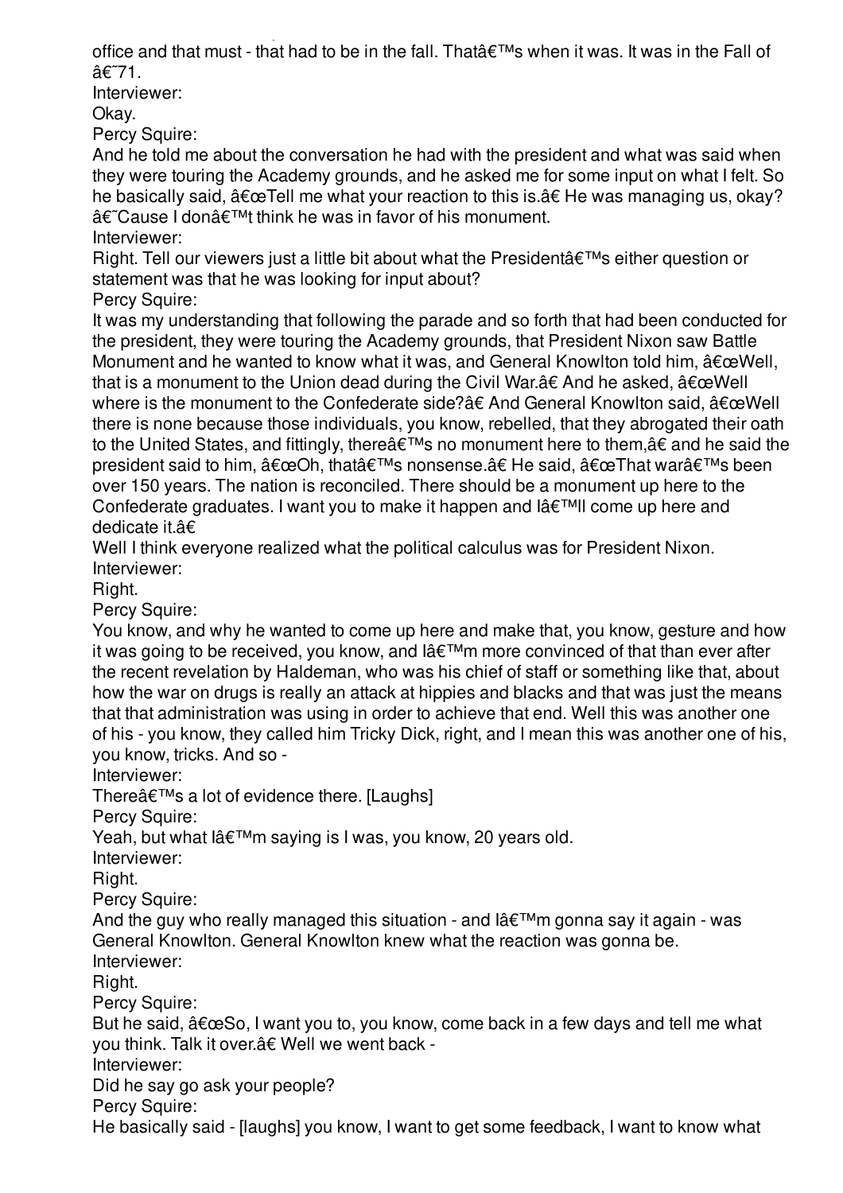office and that must - that had to be in the fall. Thatâ€™s when it was. It was in the Fall of â€˜71.

Interviewer:

Okay.

Percy Squire:

And he told me about the conversation he had with the president and what was said when they were touring the Academy grounds, and he asked me for some input on what I felt. So he basically said, â€œTell me what your reaction to this is.â€ He was managing us, okay? â€˜Cause I donâ€™t think he was in favor of his monument.

Interviewer:

Right. Tell our viewers just a little bit about what the Presidentâ€™s either question or statement was that he was looking for input about?

Percy Squire:

It was my understanding that following the parade and so forth that had been conducted for the president, they were touring the Academy grounds, that President Nixon saw Battle Monument and he wanted to know what it was, and General Knowlton told him, â€œWell, that is a monument to the Union dead during the Civil War.â€ And he asked, â€œWell where is the monument to the Confederate side?â€ And General Knowlton said, â€œWell there is none because those individuals, you know, rebelled, that they abrogated their oath to the United States, and fittingly, thereâ€™s no monument here to them,â€ and he said the president said to him, â€œOh, thatâ€™s nonsense.â€ He said, â€œThat warâ€™s been over 150 years. The nation is reconciled. There should be a monument up here to the Confederate graduates. I want you to make it happen and Iâ€™ll come up here and dedicate it.â€

Well I think everyone realized what the political calculus was for President Nixon.

Interviewer:

Right.

Percy Squire:

You know, and why he wanted to come up here and make that, you know, gesture and how it was going to be received, you know, and Iâ€™m more convinced of that than ever after the recent revelation by Haldeman, who was his chief of staff or something like that, about how the war on drugs is really an attack at hippies and blacks and that was just the means that that administration was using in order to achieve that end. Well this was another one of his - you know, they called him Tricky Dick, right, and I mean this was another one of his, you know, tricks. And so -

Interviewer:

Thereâ€™s a lot of evidence there. [Laughs]

Percy Squire:

Yeah, but what Iâ€™m saying is I was, you know, 20 years old.

Interviewer:

Right.

Percy Squire:

And the guy who really managed this situation - and Iâ€™m gonna say it again - was General Knowlton. General Knowlton knew what the reaction was gonna be.

Interviewer:

Right.

Percy Squire:

But he said, â€œSo, I want you to, you know, come back in a few days and tell me what you think. Talk it over.â€ Well we went back -

Interviewer:

Did he say go ask your people?

Percy Squire:

He basically said - [laughs] you know, I want to get some feedback, I want to know what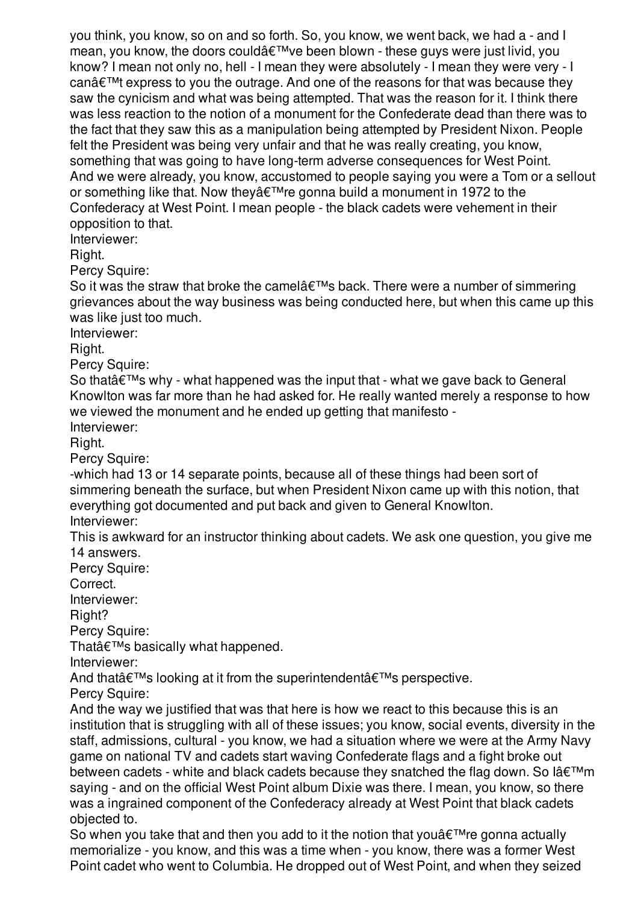you think, you know, so on and so forth. So, you know, we went back, we had a - and I mean, you know, the doors couldâ€™ve been blown - these guys were just livid, you know? I mean not only no, hell - I mean they were absolutely - I mean they were very - I canâ€™t express to you the outrage. And one of the reasons for that was because they saw the cynicism and what was being attempted. That was the reason for it. I think there was less reaction to the notion of a monument for the Confederate dead than there was to the fact that they saw this as a manipulation being attempted by President Nixon. People felt the President was being very unfair and that he was really creating, you know, something that was going to have long-term adverse consequences for West Point.

And we were already, you know, accustomed to people saying you were a Tom or a sellout or something like that. Now theyâ€™re gonna build a monument in 1972 to the Confederacy at West Point. I mean people - the black cadets were vehement in their opposition to that.

Interviewer:

Right.

Percy Squire:

So it was the straw that broke the camelâ€™s back. There were a number of simmering grievances about the way business was being conducted here, but when this came up this was like just too much.

Interviewer:

Right.

Percy Squire:

So thatâ€™s why - what happened was the input that - what we gave back to General Knowlton was far more than he had asked for. He really wanted merely a response to how we viewed the monument and he ended up getting that manifesto -

Interviewer:

Right.

Percy Squire:

-which had 13 or 14 separate points, because all of these things had been sort of simmering beneath the surface, but when President Nixon came up with this notion, that everything got documented and put back and given to General Knowlton.

Interviewer:

This is awkward for an instructor thinking about cadets. We ask one question, you give me 14 answers.

Percy Squire:

Correct.

Interviewer:

Right?

Percy Squire:

Thatâ€™s basically what happened.

Interviewer:

And thatâ€™s looking at it from the superintendentâ€™s perspective.

Percy Squire:

And the way we justified that was that here is how we react to this because this is an institution that is struggling with all of these issues; you know, social events, diversity in the staff, admissions, cultural - you know, we had a situation where we were at the Army Navy game on national TV and cadets start waving Confederate flags and a fight broke out between cadets - white and black cadets because they snatched the flag down. So Iâ€™m saying - and on the official West Point album Dixie was there. I mean, you know, so there was a ingrained component of the Confederacy already at West Point that black cadets objected to.

So when you take that and then you add to it the notion that youâ€™re gonna actually memorialize - you know, and this was a time when - you know, there was a former West Point cadet who went to Columbia. He dropped out of West Point, and when they seized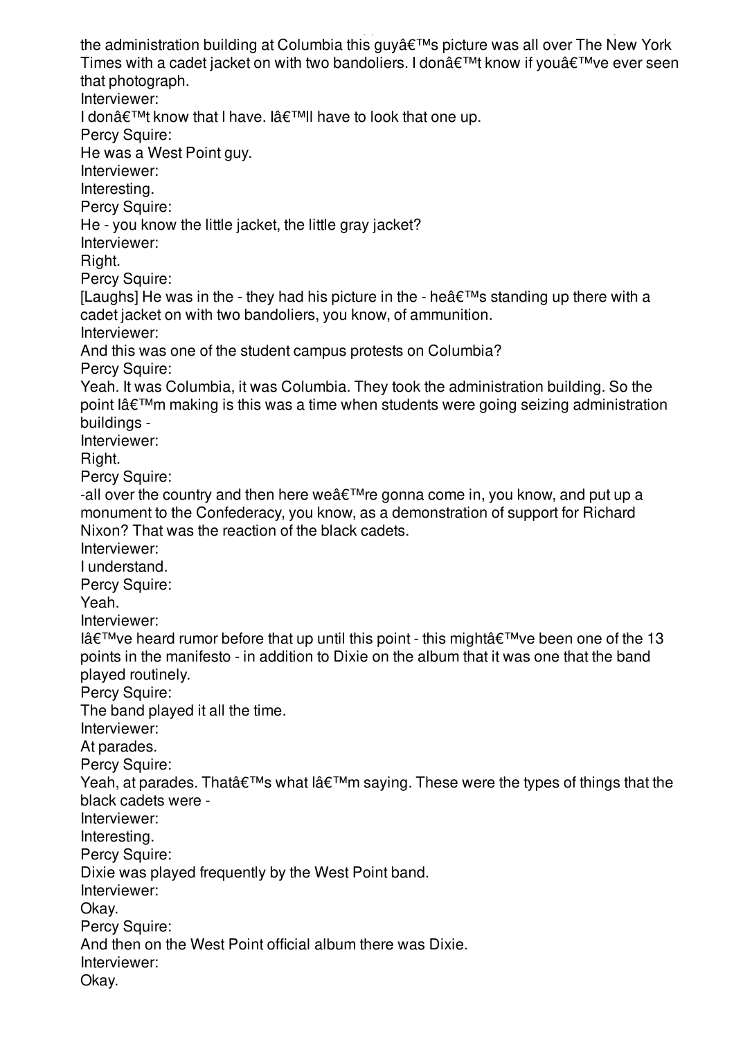the administration building at Columbia this guyâ€™s picture was all over The New York Times with a cadet jacket on with two bandoliers. I donâ€™t know if youâ€™ve ever seen that photograph.

Interviewer:

I donâ€™t know that I have. Iâ€™ll have to look that one up.

Percy Squire:

He was a West Point guy.

Interviewer:

Interesting.

Percy Squire:

He - you know the little jacket, the little gray jacket?

Interviewer:

Right.

Percy Squire:

[Laughs] He was in the - they had his picture in the - heâ€™s standing up there with a cadet jacket on with two bandoliers, you know, of ammunition.

Interviewer:

And this was one of the student campus protests on Columbia?

Percy Squire:

Yeah. It was Columbia, it was Columbia. They took the administration building. So the point Iâ€™m making is this was a time when students were going seizing administration buildings -

Interviewer:

Right.

Percy Squire:

-all over the country and then here weâ€™re gonna come in, you know, and put up a monument to the Confederacy, you know, as a demonstration of support for Richard Nixon? That was the reaction of the black cadets.

Interviewer:

I understand.

Percy Squire:

Yeah.

Interviewer:

Iâ€™ve heard rumor before that up until this point - this mightâ€™ve been one of the 13 points in the manifesto - in addition to Dixie on the album that it was one that the band played routinely.

Percy Squire:

The band played it all the time.

Interviewer:

At parades.

Percy Squire:

Yeah, at parades. Thatâ€™s what Iâ€™m saying. These were the types of things that the black cadets were -

Interviewer:

Interesting.

Percy Squire:

Dixie was played frequently by the West Point band.

Interviewer:

Okay.

Percy Squire:

And then on the West Point official album there was Dixie.

Interviewer:

Okay.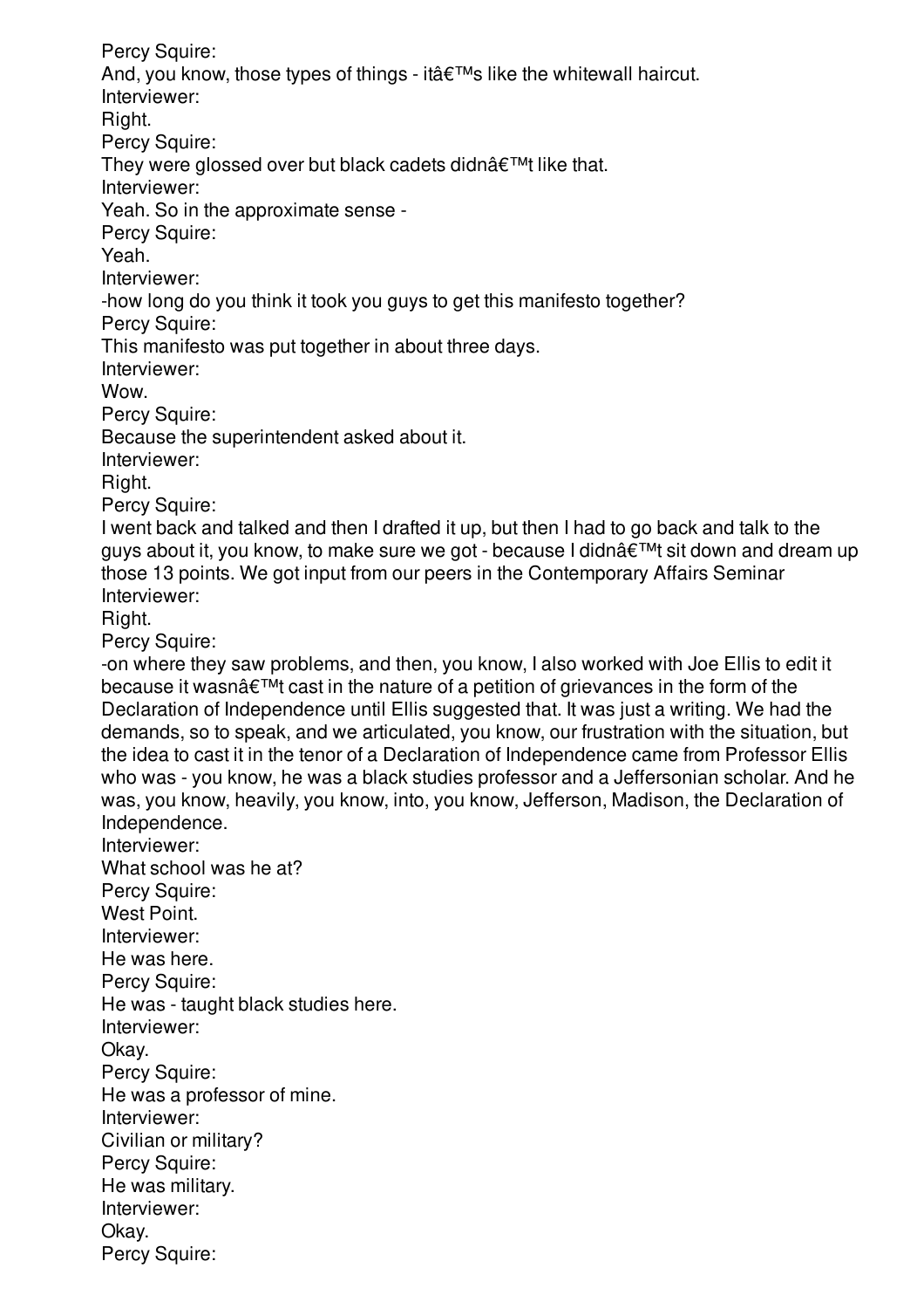Percy Squire:
And, you know, those types of things - itâ€™s like the whitewall haircut.
Interviewer:
Right.
Percy Squire:
They were glossed over but black cadets didnâ€™t like that.
Interviewer:
Yeah. So in the approximate sense -
Percy Squire:
Yeah.
Interviewer:
-how long do you think it took you guys to get this manifesto together?
Percy Squire:
This manifesto was put together in about three days.
Interviewer:
Wow.
Percy Squire:
Because the superintendent asked about it.
Interviewer:
Right.
Percy Squire:
I went back and talked and then I drafted it up, but then I had to go back and talk to the guys about it, you know, to make sure we got - because I didnâ€™t sit down and dream up those 13 points. We got input from our peers in the Contemporary Affairs Seminar
Interviewer:
Right.
Percy Squire:
-on where they saw problems, and then, you know, I also worked with Joe Ellis to edit it because it wasnâ€™t cast in the nature of a petition of grievances in the form of the Declaration of Independence until Ellis suggested that. It was just a writing. We had the demands, so to speak, and we articulated, you know, our frustration with the situation, but the idea to cast it in the tenor of a Declaration of Independence came from Professor Ellis who was - you know, he was a black studies professor and a Jeffersonian scholar. And he was, you know, heavily, you know, into, you know, Jefferson, Madison, the Declaration of Independence.
Interviewer:
What school was he at?
Percy Squire:
West Point.
Interviewer:
He was here.
Percy Squire:
He was - taught black studies here.
Interviewer:
Okay.
Percy Squire:
He was a professor of mine.
Interviewer:
Civilian or military?
Percy Squire:
He was military.
Interviewer:
Okay.
Percy Squire: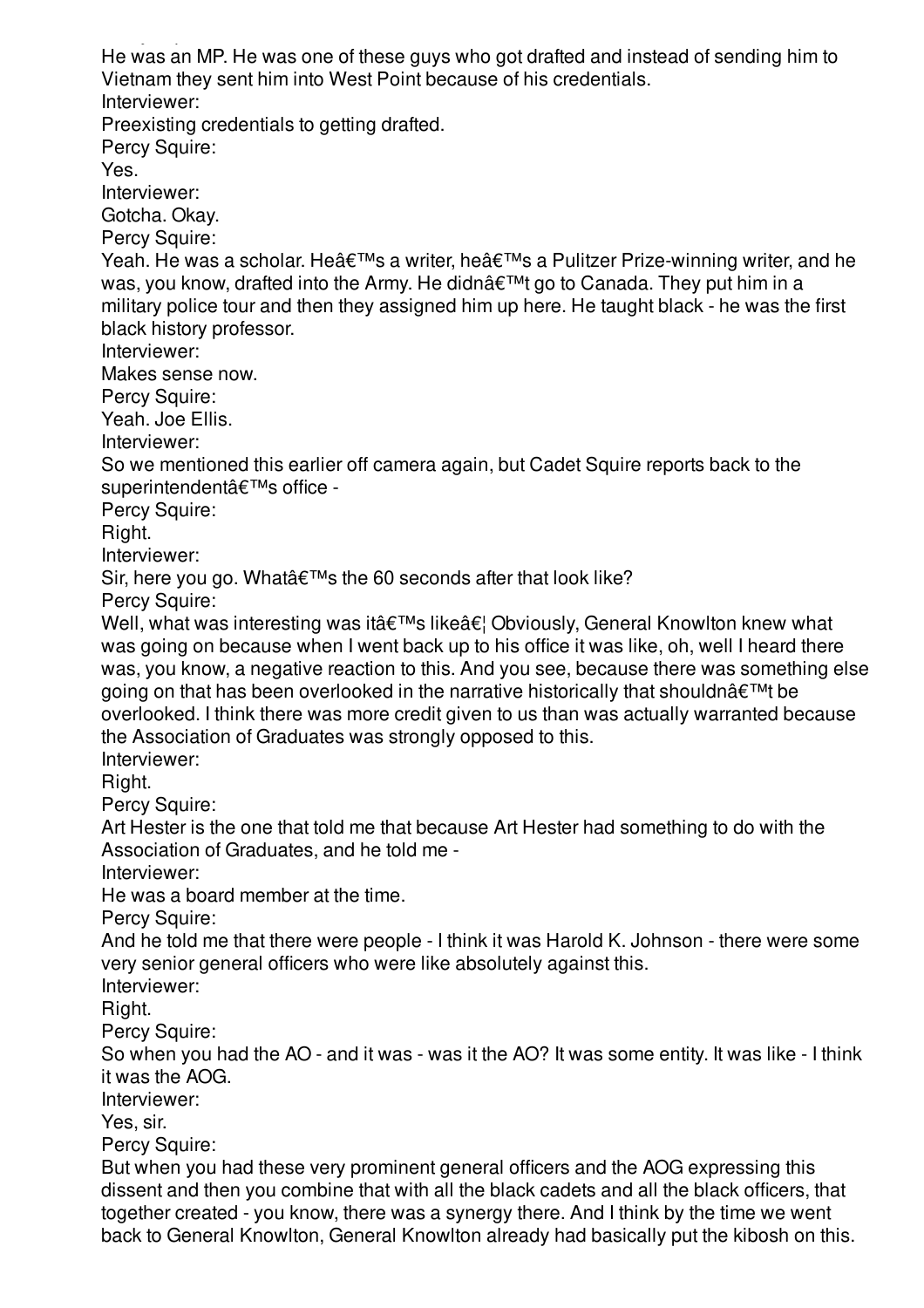He was an MP. He was one of these guys who got drafted and instead of sending him to Vietnam they sent him into West Point because of his credentials.

Interviewer:

Preexisting credentials to getting drafted.

Percy Squire:

Yes.

Interviewer:

Gotcha. Okay.

Percy Squire:

Yeah. He was a scholar. Heâ€™s a writer, heâ€™s a Pulitzer Prize-winning writer, and he was, you know, drafted into the Army. He didnâ€™t go to Canada. They put him in a military police tour and then they assigned him up here. He taught black - he was the first black history professor.

Interviewer:

Makes sense now.

Percy Squire:

Yeah. Joe Ellis.

Interviewer:

So we mentioned this earlier off camera again, but Cadet Squire reports back to the superintendentâ€™s office -

Percy Squire:

Right.

Interviewer:

Sir, here you go. Whatâ€™s the 60 seconds after that look like?

Percy Squire:

Well, what was interesting was itâ€™s likeâ€¦ Obviously, General Knowlton knew what was going on because when I went back up to his office it was like, oh, well I heard there was, you know, a negative reaction to this. And you see, because there was something else going on that has been overlooked in the narrative historically that shouldnâ€™t be overlooked. I think there was more credit given to us than was actually warranted because the Association of Graduates was strongly opposed to this.

Interviewer:

Right.

Percy Squire:

Art Hester is the one that told me that because Art Hester had something to do with the Association of Graduates, and he told me -

Interviewer:

He was a board member at the time.

Percy Squire:

And he told me that there were people - I think it was Harold K. Johnson - there were some very senior general officers who were like absolutely against this.

Interviewer:

Right.

Percy Squire:

So when you had the AO - and it was - was it the AO? It was some entity. It was like - I think it was the AOG.

Interviewer:

Yes, sir.

Percy Squire:

But when you had these very prominent general officers and the AOG expressing this dissent and then you combine that with all the black cadets and all the black officers, that together created - you know, there was a synergy there. And I think by the time we went back to General Knowlton, General Knowlton already had basically put the kibosh on this.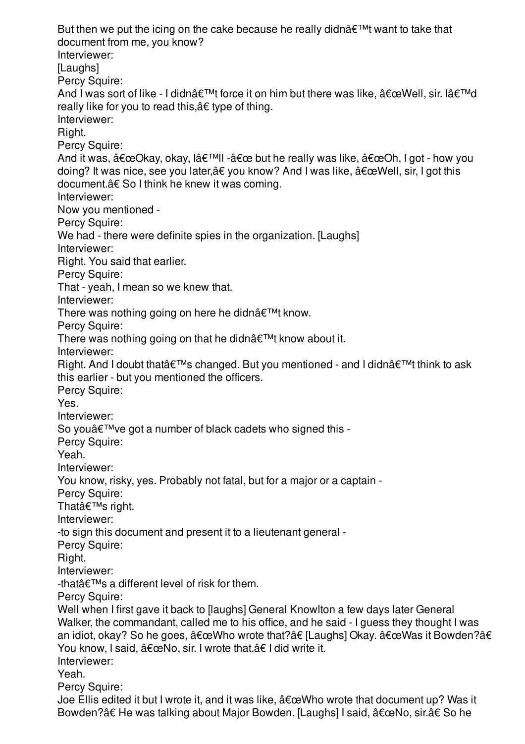But then we put the icing on the cake because he really didnâ€™t want to take that document from me, you know?

Interviewer:

[Laughs]

Percy Squire:

And I was sort of like - I didnâ€™t force it on him but there was like, â€œWell, sir. Iâ€™d really like for you to read this,â€ type of thing.

Interviewer:

Right.

Percy Squire:

And it was, â€œOkay, okay, Iâ€™ll -â€œ but he really was like, â€œOh, I got - how you doing? It was nice, see you later,â€ you know? And I was like, â€œWell, sir, I got this document.â€ So I think he knew it was coming.

Interviewer:

Now you mentioned -

Percy Squire:

We had - there were definite spies in the organization. [Laughs]

Interviewer:

Right. You said that earlier.

Percy Squire:

That - yeah, I mean so we knew that.

Interviewer:

There was nothing going on here he didnâ€™t know.

Percy Squire:

There was nothing going on that he didnâ€™t know about it.

Interviewer:

Right. And I doubt thatâ€™s changed. But you mentioned - and I didnâ€™t think to ask this earlier - but you mentioned the officers.

Percy Squire:

Yes.

Interviewer:

So youâ€™ve got a number of black cadets who signed this -

Percy Squire:

Yeah.

Interviewer:

You know, risky, yes. Probably not fatal, but for a major or a captain -

Percy Squire:

Thatâ€™s right.

Interviewer:

-to sign this document and present it to a lieutenant general -

Percy Squire:

Right.

Interviewer:

-thatâ€™s a different level of risk for them.

Percy Squire:

Well when I first gave it back to [laughs] General Knowlton a few days later General Walker, the commandant, called me to his office, and he said - I guess they thought I was an idiot, okay? So he goes, â€œWho wrote that?â€ [Laughs] Okay. â€œWas it Bowden?â€ You know, I said, â€œNo, sir. I wrote that.â€ I did write it.

Interviewer:

Yeah.

Percy Squire:

Joe Ellis edited it but I wrote it, and it was like, â€œWho wrote that document up? Was it Bowden?â€ He was talking about Major Bowden. [Laughs] I said, â€œNo, sir.â€ So he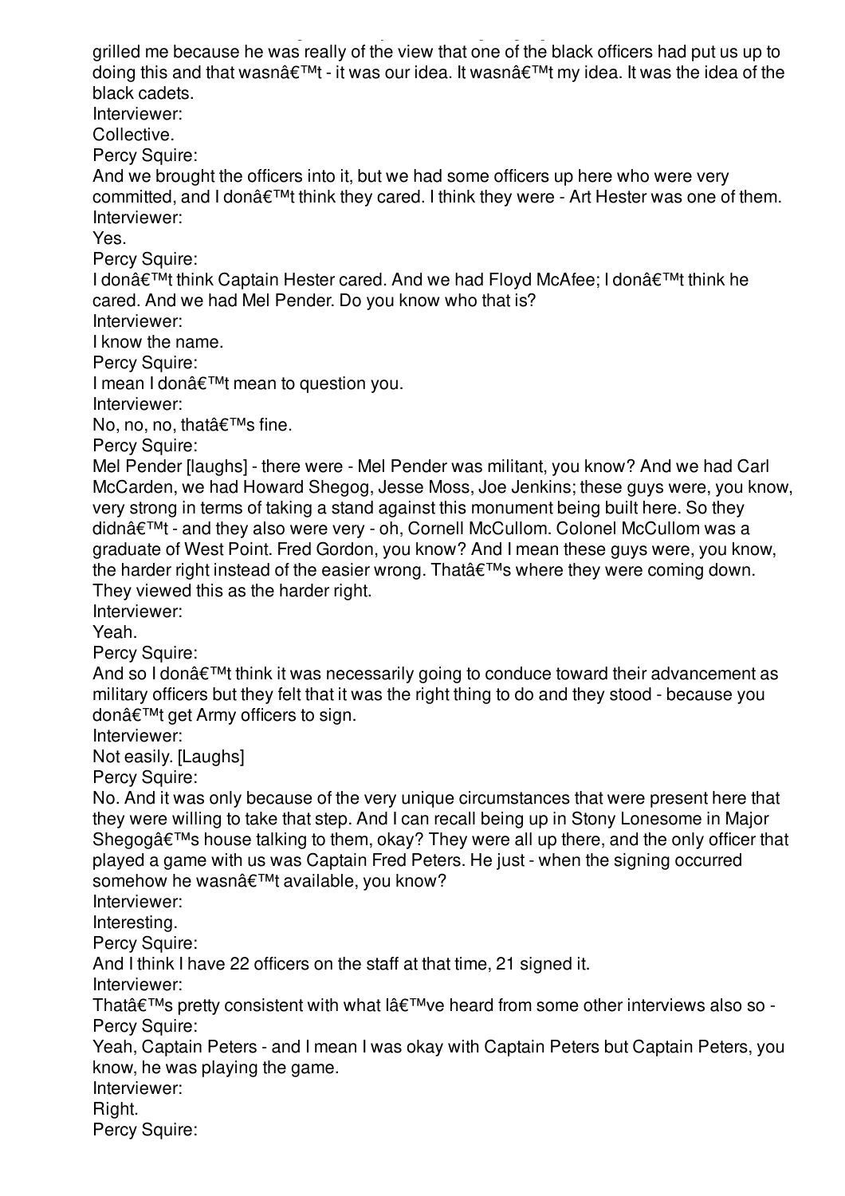grilled me because he was really of the view that one of the black officers had put us up to doing this and that wasnâ€™t - it was our idea. It wasnâ€™t my idea. It was the idea of the black cadets.

Interviewer:

Collective.

Percy Squire:

And we brought the officers into it, but we had some officers up here who were very committed, and I donâ€™t think they cared. I think they were - Art Hester was one of them.

Interviewer:

Yes.

Percy Squire:

I donâ€™t think Captain Hester cared. And we had Floyd McAfee; I donâ€™t think he cared. And we had Mel Pender. Do you know who that is?

Interviewer:

I know the name.

Percy Squire:

I mean I donâ€™t mean to question you.

Interviewer:

No, no, no, thatâ€™s fine.

Percy Squire:

Mel Pender [laughs] - there were - Mel Pender was militant, you know? And we had Carl McCarden, we had Howard Shegog, Jesse Moss, Joe Jenkins; these guys were, you know, very strong in terms of taking a stand against this monument being built here. So they didnâ€™t - and they also were very - oh, Cornell McCullom. Colonel McCullom was a graduate of West Point. Fred Gordon, you know? And I mean these guys were, you know, the harder right instead of the easier wrong. Thatâ€™s where they were coming down. They viewed this as the harder right.

Interviewer:

Yeah.

Percy Squire:

And so I donâ€™t think it was necessarily going to conduce toward their advancement as military officers but they felt that it was the right thing to do and they stood - because you donâ€™t get Army officers to sign.

Interviewer:

Not easily. [Laughs]

Percy Squire:

No. And it was only because of the very unique circumstances that were present here that they were willing to take that step. And I can recall being up in Stony Lonesome in Major Shegogâ€™s house talking to them, okay? They were all up there, and the only officer that played a game with us was Captain Fred Peters. He just - when the signing occurred somehow he wasnâ€™t available, you know?

Interviewer:

Interesting.

Percy Squire:

And I think I have 22 officers on the staff at that time, 21 signed it.

Interviewer:

Thatâ€™s pretty consistent with what Iâ€™ve heard from some other interviews also so -

Percy Squire:

Yeah, Captain Peters - and I mean I was okay with Captain Peters but Captain Peters, you know, he was playing the game.

Interviewer:

Right.

Percy Squire: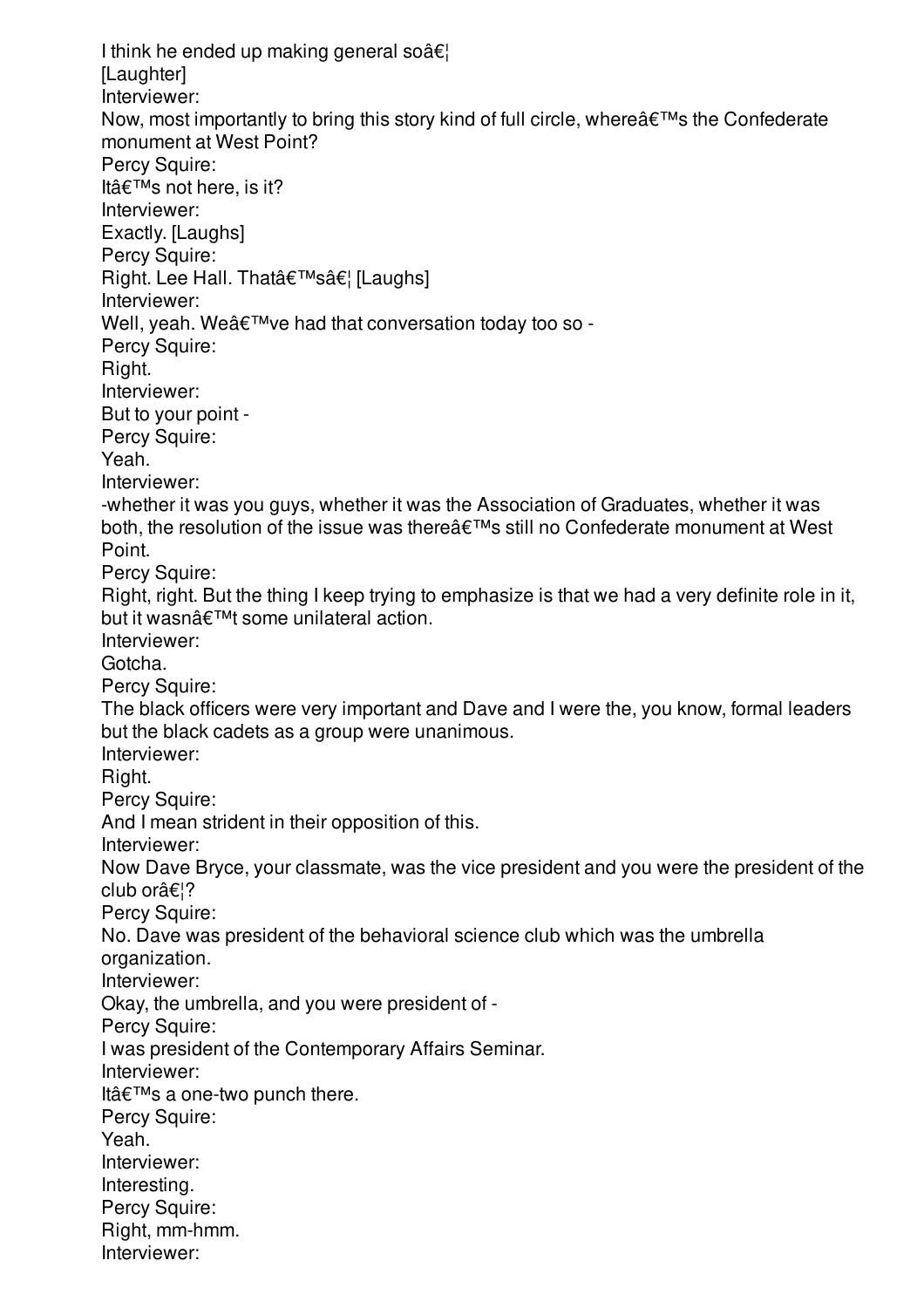I think he ended up making general soâ€¦

[Laughter]

Interviewer:

Now, most importantly to bring this story kind of full circle, whereâ€™s the Confederate monument at West Point?

Percy Squire:

Itâ€™s not here, is it?

Interviewer:

Exactly. [Laughs]

Percy Squire:

Right. Lee Hall. Thatâ€™sâ€¦ [Laughs]

Interviewer:

Well, yeah. Weâ€™ve had that conversation today too so -

Percy Squire:

Right.

Interviewer:

But to your point -

Percy Squire:

Yeah.

Interviewer:

-whether it was you guys, whether it was the Association of Graduates, whether it was both, the resolution of the issue was thereâ€™s still no Confederate monument at West Point.

Percy Squire:

Right, right. But the thing I keep trying to emphasize is that we had a very definite role in it, but it wasnâ€™t some unilateral action.

Interviewer:

Gotcha.

Percy Squire:

The black officers were very important and Dave and I were the, you know, formal leaders but the black cadets as a group were unanimous.

Interviewer:

Right.

Percy Squire:

And I mean strident in their opposition of this.

Interviewer:

Now Dave Bryce, your classmate, was the vice president and you were the president of the club orâ€¦?

Percy Squire:

No. Dave was president of the behavioral science club which was the umbrella organization.

Interviewer:

Okay, the umbrella, and you were president of -

Percy Squire:

I was president of the Contemporary Affairs Seminar.

Interviewer:

Itâ€™s a one-two punch there.

Percy Squire:

Yeah.

Interviewer:

Interesting.

Percy Squire:

Right, mm-hmm.

Interviewer: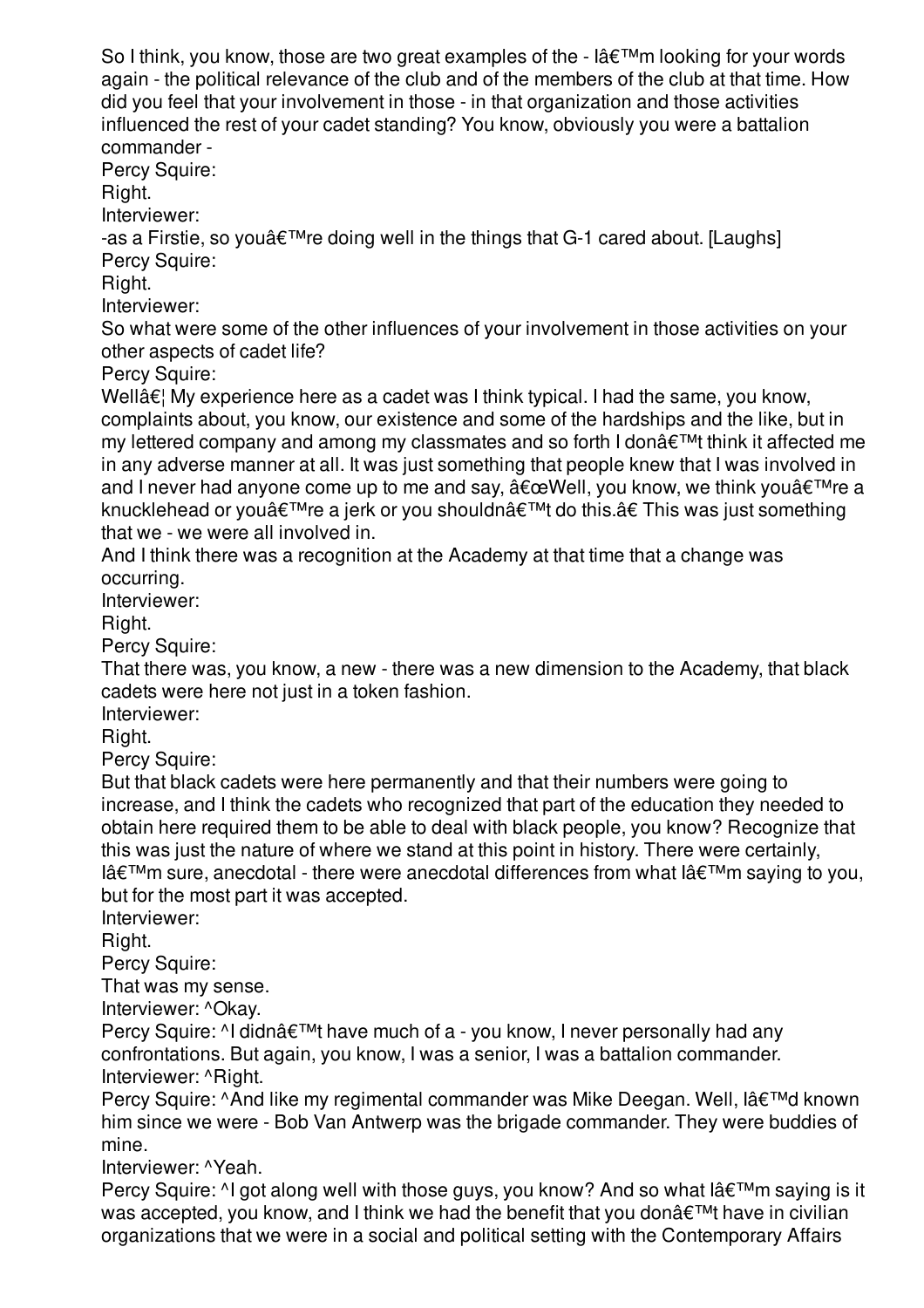So I think, you know, those are two great examples of the - Iâ€™m looking for your words again - the political relevance of the club and of the members of the club at that time. How did you feel that your involvement in those - in that organization and those activities influenced the rest of your cadet standing? You know, obviously you were a battalion commander -

Percy Squire:

Right.

Interviewer:

-as a Firstie, so youâ€™re doing well in the things that G-1 cared about. [Laughs]

Percy Squire:

Right.

Interviewer:

So what were some of the other influences of your involvement in those activities on your other aspects of cadet life?

Percy Squire:

Wellâ€¦ My experience here as a cadet was I think typical. I had the same, you know, complaints about, you know, our existence and some of the hardships and the like, but in my lettered company and among my classmates and so forth I donâ€™t think it affected me in any adverse manner at all. It was just something that people knew that I was involved in and I never had anyone come up to me and say, â€œWell, you know, we think youâ€™re a knucklehead or youâ€™re a jerk or you shouldnâ€™t do this.â€ This was just something that we - we were all involved in.

And I think there was a recognition at the Academy at that time that a change was occurring.

Interviewer:

Right.

Percy Squire:

That there was, you know, a new - there was a new dimension to the Academy, that black cadets were here not just in a token fashion.

Interviewer:

Right.

Percy Squire:

But that black cadets were here permanently and that their numbers were going to increase, and I think the cadets who recognized that part of the education they needed to obtain here required them to be able to deal with black people, you know? Recognize that this was just the nature of where we stand at this point in history. There were certainly, Iâ€™m sure, anecdotal - there were anecdotal differences from what Iâ€™m saying to you, but for the most part it was accepted.

Interviewer:

Right.

Percy Squire:

That was my sense.

Interviewer: ^Okay.

Percy Squire: ^I didnâ€™t have much of a - you know, I never personally had any confrontations. But again, you know, I was a senior, I was a battalion commander.

Interviewer: ^Right.

Percy Squire: ^And like my regimental commander was Mike Deegan. Well, Iâ€™d known him since we were - Bob Van Antwerp was the brigade commander. They were buddies of mine.

Interviewer: ^Yeah.

Percy Squire: ^I got along well with those guys, you know? And so what Iâ€™m saying is it was accepted, you know, and I think we had the benefit that you donâ€™t have in civilian organizations that we were in a social and political setting with the Contemporary Affairs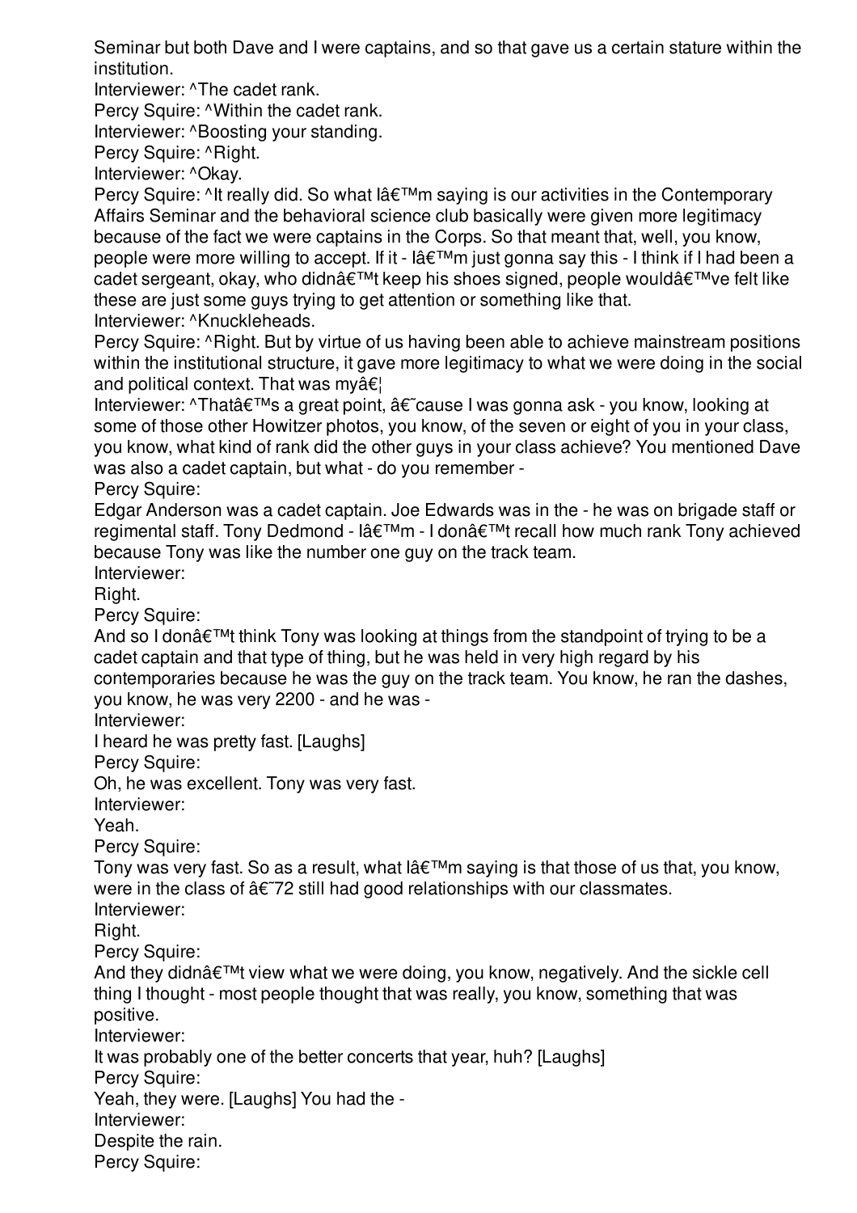Seminar but both Dave and I were captains, and so that gave us a certain stature within the institution.

Interviewer: ^The cadet rank.

Percy Squire: ^Within the cadet rank.

Interviewer: ^Boosting your standing.

Percy Squire: ^Right.

Interviewer: ^Okay.

Percy Squire: ^It really did. So what Iâ€™m saying is our activities in the Contemporary Affairs Seminar and the behavioral science club basically were given more legitimacy because of the fact we were captains in the Corps. So that meant that, well, you know, people were more willing to accept. If it - Iâ€™m just gonna say this - I think if I had been a cadet sergeant, okay, who didnâ€™t keep his shoes signed, people wouldâ€™ve felt like these are just some guys trying to get attention or something like that.

Interviewer: ^Knuckleheads.

Percy Squire: ^Right. But by virtue of us having been able to achieve mainstream positions within the institutional structure, it gave more legitimacy to what we were doing in the social and political context. That was myâ€¦

Interviewer: ^Thatâ€™s a great point, â€˜cause I was gonna ask - you know, looking at some of those other Howitzer photos, you know, of the seven or eight of you in your class, you know, what kind of rank did the other guys in your class achieve? You mentioned Dave was also a cadet captain, but what - do you remember -

Percy Squire:

Edgar Anderson was a cadet captain. Joe Edwards was in the - he was on brigade staff or regimental staff. Tony Dedmond - Iâ€™m - I donâ€™t recall how much rank Tony achieved because Tony was like the number one guy on the track team.

Interviewer:

Right.

Percy Squire:

And so I donâ€™t think Tony was looking at things from the standpoint of trying to be a cadet captain and that type of thing, but he was held in very high regard by his contemporaries because he was the guy on the track team. You know, he ran the dashes, you know, he was very 2200 - and he was -

Interviewer:

I heard he was pretty fast. [Laughs]

Percy Squire:

Oh, he was excellent. Tony was very fast.

Interviewer:

Yeah.

Percy Squire:

Tony was very fast. So as a result, what Iâ€™m saying is that those of us that, you know, were in the class of â€˜72 still had good relationships with our classmates.

Interviewer:

Right.

Percy Squire:

And they didnâ€™t view what we were doing, you know, negatively. And the sickle cell thing I thought - most people thought that was really, you know, something that was positive.

Interviewer:

It was probably one of the better concerts that year, huh? [Laughs]

Percy Squire:

Yeah, they were. [Laughs] You had the -

Interviewer:

Despite the rain.

Percy Squire: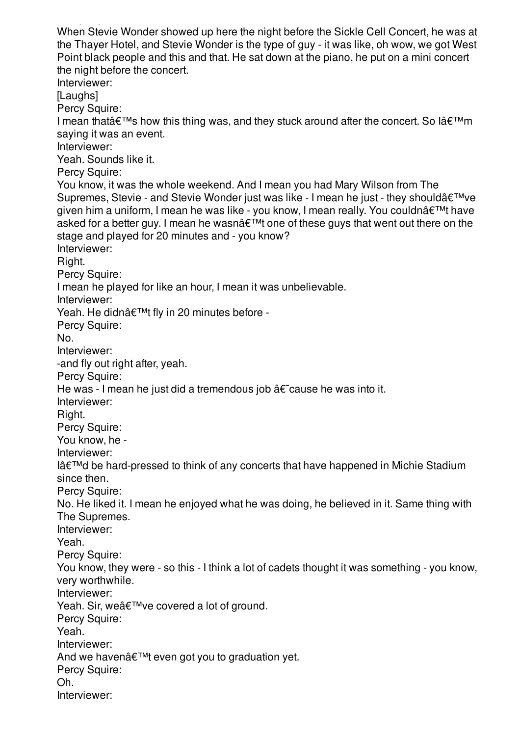When Stevie Wonder showed up here the night before the Sickle Cell Concert, he was at the Thayer Hotel, and Stevie Wonder is the type of guy - it was like, oh wow, we got West Point black people and this and that. He sat down at the piano, he put on a mini concert the night before the concert.

Interviewer:

[Laughs]

Percy Squire:

I mean thatâ€™s how this thing was, and they stuck around after the concert. So Iâ€™m saying it was an event.

Interviewer:

Yeah. Sounds like it.

Percy Squire:

You know, it was the whole weekend. And I mean you had Mary Wilson from The Supremes, Stevie - and Stevie Wonder just was like - I mean he just - they shouldâ€™ve given him a uniform, I mean he was like - you know, I mean really. You couldnâ€™t have asked for a better guy. I mean he wasnâ€™t one of these guys that went out there on the stage and played for 20 minutes and - you know?

Interviewer:

Right.

Percy Squire:

I mean he played for like an hour, I mean it was unbelievable.

Interviewer:

Yeah. He didnâ€™t fly in 20 minutes before -

Percy Squire:

No.

Interviewer:

-and fly out right after, yeah.

Percy Squire:

He was - I mean he just did a tremendous job â€˜cause he was into it.

Interviewer:

Right.

Percy Squire:

You know, he -

Interviewer:

Iâ€™d be hard-pressed to think of any concerts that have happened in Michie Stadium since then.

Percy Squire:

No. He liked it. I mean he enjoyed what he was doing, he believed in it. Same thing with The Supremes.

Interviewer:

Yeah.

Percy Squire:

You know, they were - so this - I think a lot of cadets thought it was something - you know, very worthwhile.

Interviewer:

Yeah. Sir, weâ€™ve covered a lot of ground.

Percy Squire:

Yeah.

Interviewer:

And we havenâ€™t even got you to graduation yet.

Percy Squire:

Oh.

Interviewer: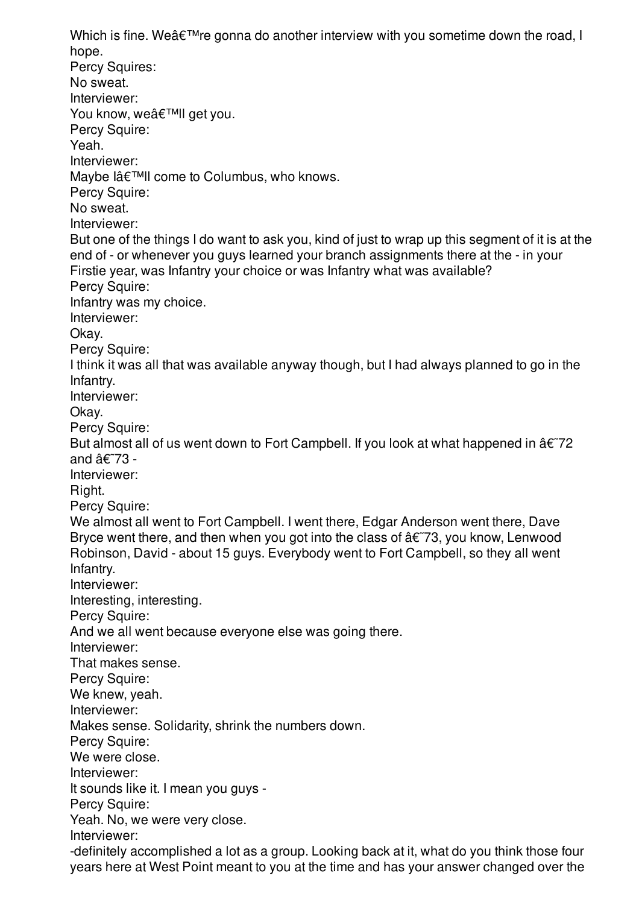Which is fine. Weâ€™re gonna do another interview with you sometime down the road, I hope.

Percy Squires:

No sweat.

Interviewer:

You know, weâ€™ll get you.

Percy Squire:

Yeah.

Interviewer:

Maybe Iâ€™ll come to Columbus, who knows.

Percy Squire:

No sweat.

Interviewer:

But one of the things I do want to ask you, kind of just to wrap up this segment of it is at the end of - or whenever you guys learned your branch assignments there at the - in your Firstie year, was Infantry your choice or was Infantry what was available?

Percy Squire:

Infantry was my choice.

Interviewer:

Okay.

Percy Squire:

I think it was all that was available anyway though, but I had always planned to go in the Infantry.

Interviewer:

Okay.

Percy Squire:

But almost all of us went down to Fort Campbell. If you look at what happened in â€˜72 and â€˜73 -

Interviewer:

Right.

Percy Squire:

We almost all went to Fort Campbell. I went there, Edgar Anderson went there, Dave Bryce went there, and then when you got into the class of â€˜73, you know, Lenwood Robinson, David - about 15 guys. Everybody went to Fort Campbell, so they all went Infantry.

Interviewer:

Interesting, interesting.

Percy Squire:

And we all went because everyone else was going there.

Interviewer:

That makes sense.

Percy Squire:

We knew, yeah.

Interviewer:

Makes sense. Solidarity, shrink the numbers down.

Percy Squire:

We were close.

Interviewer:

It sounds like it. I mean you guys -

Percy Squire:

Yeah. No, we were very close.

Interviewer:

-definitely accomplished a lot as a group. Looking back at it, what do you think those four years here at West Point meant to you at the time and has your answer changed over the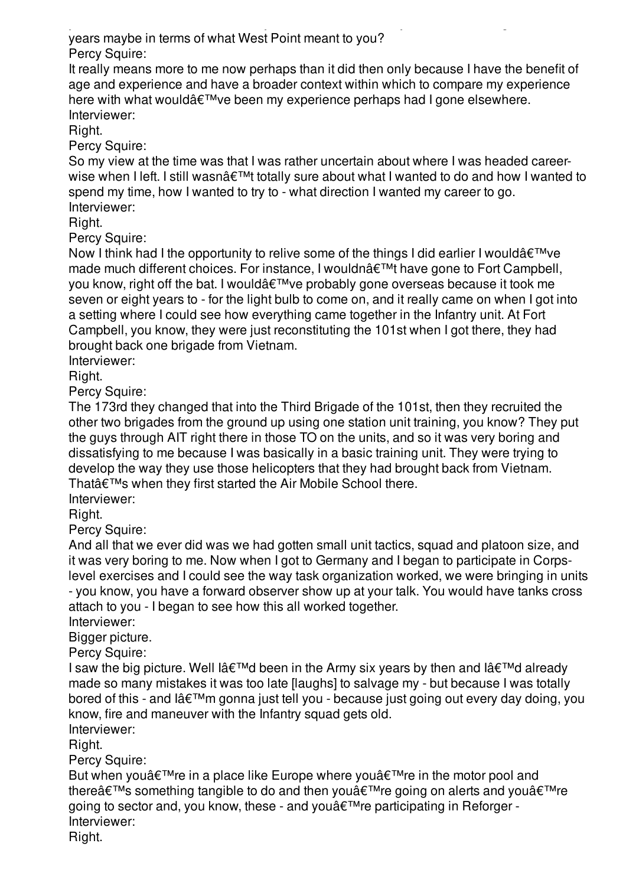years maybe in terms of what West Point meant to you?

Percy Squire:

It really means more to me now perhaps than it did then only because I have the benefit of age and experience and have a broader context within which to compare my experience here with what wouldâ€™ve been my experience perhaps had I gone elsewhere.

Interviewer:

Right.

Percy Squire:

So my view at the time was that I was rather uncertain about where I was headed career-wise when I left. I still wasnâ€™t totally sure about what I wanted to do and how I wanted to spend my time, how I wanted to try to - what direction I wanted my career to go.

Interviewer:

Right.

Percy Squire:

Now I think had I the opportunity to relive some of the things I did earlier I wouldâ€™ve made much different choices. For instance, I wouldnâ€™t have gone to Fort Campbell, you know, right off the bat. I wouldâ€™ve probably gone overseas because it took me seven or eight years to - for the light bulb to come on, and it really came on when I got into a setting where I could see how everything came together in the Infantry unit. At Fort Campbell, you know, they were just reconstituting the 101st when I got there, they had brought back one brigade from Vietnam.

Interviewer:

Right.

Percy Squire:

The 173rd they changed that into the Third Brigade of the 101st, then they recruited the other two brigades from the ground up using one station unit training, you know? They put the guys through AIT right there in those TO on the units, and so it was very boring and dissatisfying to me because I was basically in a basic training unit. They were trying to develop the way they use those helicopters that they had brought back from Vietnam. Thatâ€™s when they first started the Air Mobile School there.

Interviewer:

Right.

Percy Squire:

And all that we ever did was we had gotten small unit tactics, squad and platoon size, and it was very boring to me. Now when I got to Germany and I began to participate in Corps-level exercises and I could see the way task organization worked, we were bringing in units - you know, you have a forward observer show up at your talk. You would have tanks cross attach to you - I began to see how this all worked together.

Interviewer:

Bigger picture.

Percy Squire:

I saw the big picture. Well Iâ€™d been in the Army six years by then and Iâ€™d already made so many mistakes it was too late [laughs] to salvage my - but because I was totally bored of this - and Iâ€™m gonna just tell you - because just going out every day doing, you know, fire and maneuver with the Infantry squad gets old.

Interviewer:

Right.

Percy Squire:

But when youâ€™re in a place like Europe where youâ€™re in the motor pool and thereâ€™s something tangible to do and then youâ€™re going on alerts and youâ€™re going to sector and, you know, these - and youâ€™re participating in Reforger -

Interviewer:

Right.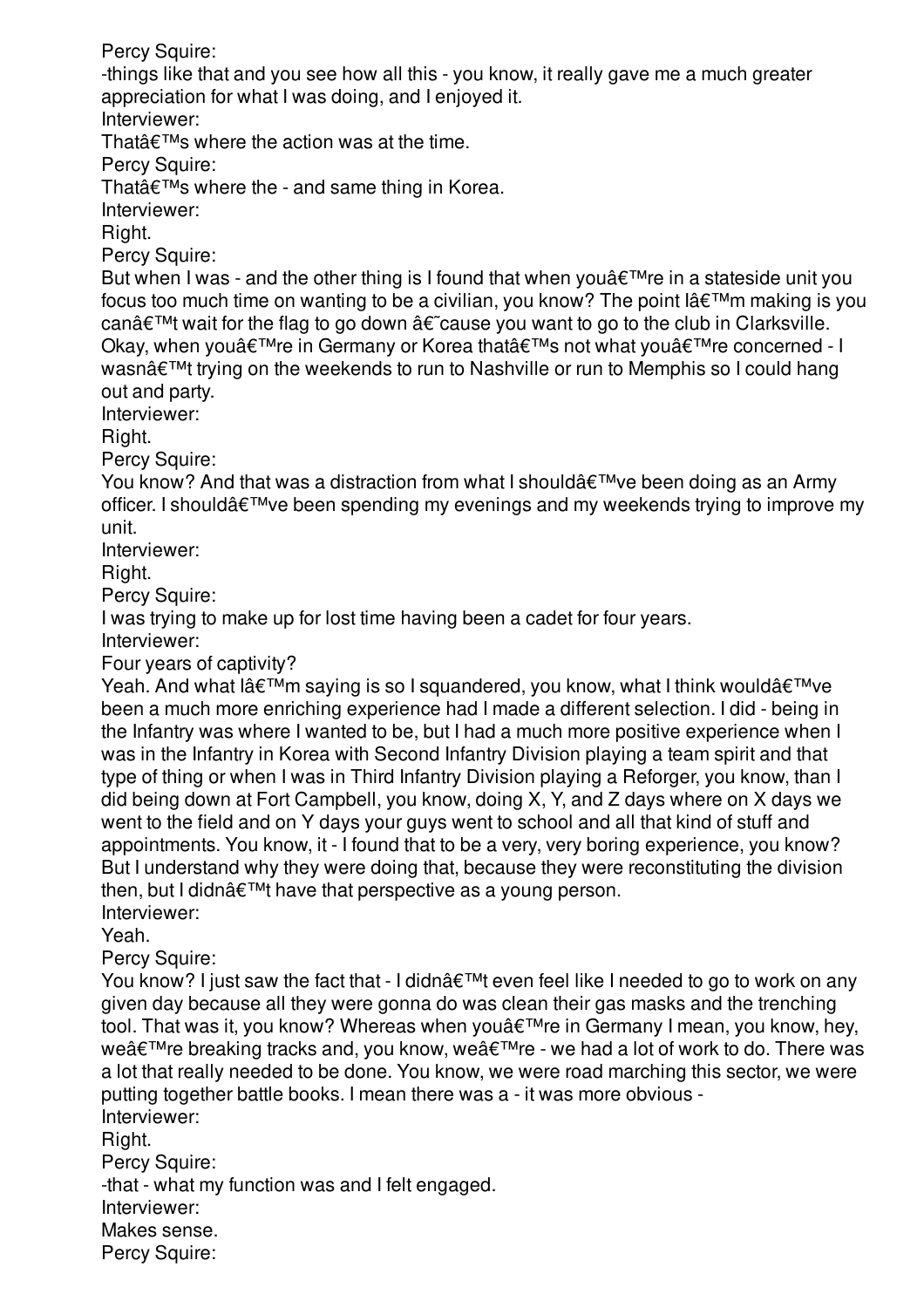Percy Squire:

-things like that and you see how all this - you know, it really gave me a much greater appreciation for what I was doing, and I enjoyed it.

Interviewer:

Thatâ€™s where the action was at the time.

Percy Squire:

Thatâ€™s where the - and same thing in Korea.

Interviewer:

Right.

Percy Squire:

But when I was - and the other thing is I found that when youâ€™re in a stateside unit you focus too much time on wanting to be a civilian, you know? The point Iâ€™m making is you canâ€™t wait for the flag to go down â€˜cause you want to go to the club in Clarksville. Okay, when youâ€™re in Germany or Korea thatâ€™s not what youâ€™re concerned - I wasnâ€™t trying on the weekends to run to Nashville or run to Memphis so I could hang out and party.

Interviewer:

Right.

Percy Squire:

You know? And that was a distraction from what I shouldâ€™ve been doing as an Army officer. I shouldâ€™ve been spending my evenings and my weekends trying to improve my unit.

Interviewer:

Right.

Percy Squire:

I was trying to make up for lost time having been a cadet for four years.

Interviewer:

Four years of captivity?

Yeah. And what Iâ€™m saying is so I squandered, you know, what I think wouldâ€™ve been a much more enriching experience had I made a different selection. I did - being in the Infantry was where I wanted to be, but I had a much more positive experience when I was in the Infantry in Korea with Second Infantry Division playing a team spirit and that type of thing or when I was in Third Infantry Division playing a Reforger, you know, than I did being down at Fort Campbell, you know, doing X, Y, and Z days where on X days we went to the field and on Y days your guys went to school and all that kind of stuff and appointments. You know, it - I found that to be a very, very boring experience, you know? But I understand why they were doing that, because they were reconstituting the division then, but I didnâ€™t have that perspective as a young person.

Interviewer:

Yeah.

Percy Squire:

You know? I just saw the fact that - I didnâ€™t even feel like I needed to go to work on any given day because all they were gonna do was clean their gas masks and the trenching tool. That was it, you know? Whereas when youâ€™re in Germany I mean, you know, hey, weâ€™re breaking tracks and, you know, weâ€™re - we had a lot of work to do. There was a lot that really needed to be done. You know, we were road marching this sector, we were putting together battle books. I mean there was a - it was more obvious -

Interviewer:

Right.

Percy Squire:

-that - what my function was and I felt engaged.

Interviewer:

Makes sense.

Percy Squire: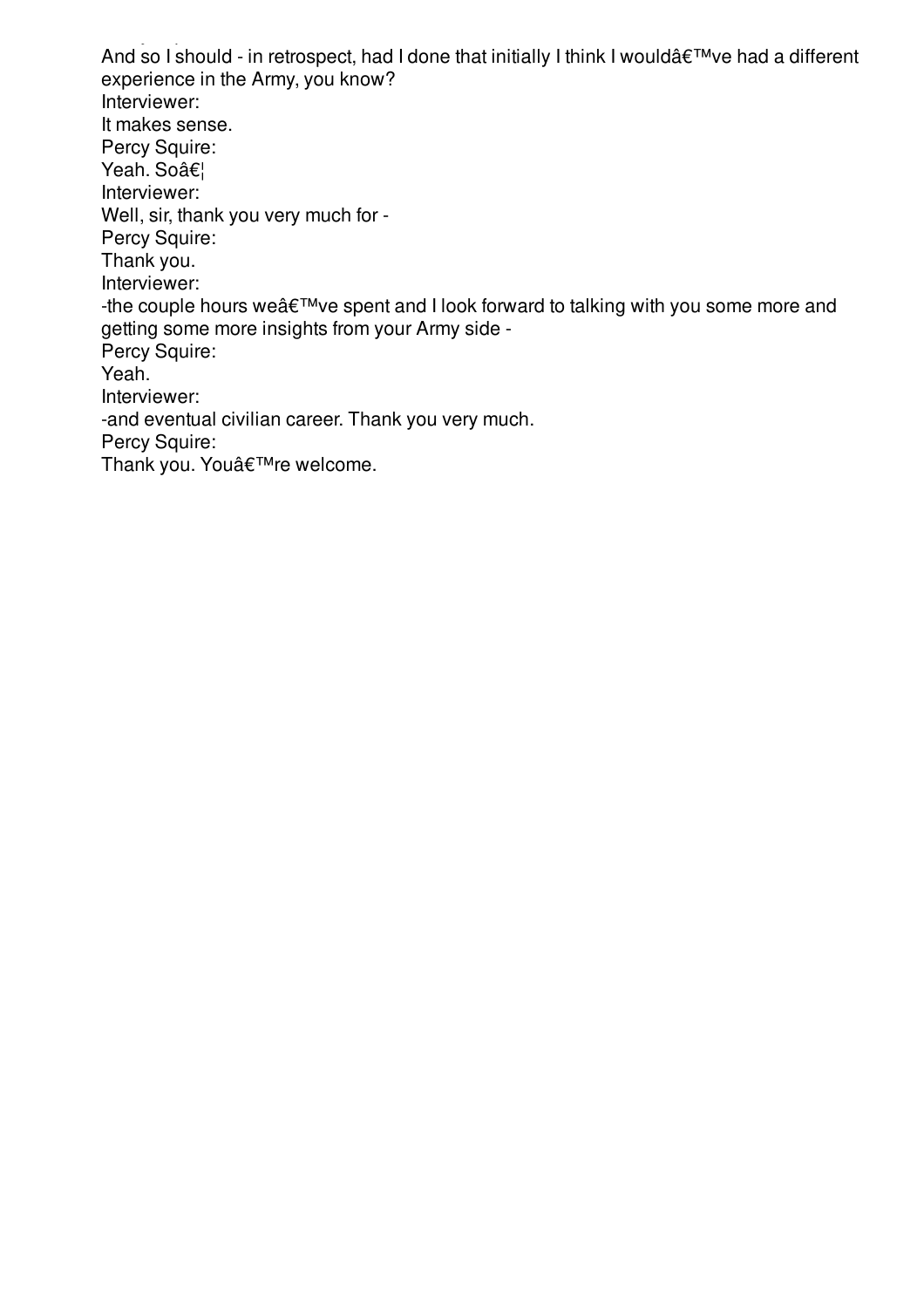And so I should - in retrospect, had I done that initially I think I wouldâ€™ve had a different experience in the Army, you know?

Interviewer:

It makes sense.

Percy Squire:

Yeah. Soâ€¦

Interviewer:

Well, sir, thank you very much for -

Percy Squire:

Thank you.

Interviewer:

-the couple hours weâ€™ve spent and I look forward to talking with you some more and getting some more insights from your Army side -

Percy Squire:

Yeah.

Interviewer:

-and eventual civilian career. Thank you very much.

Percy Squire:

Thank you. Youâ€™re welcome.